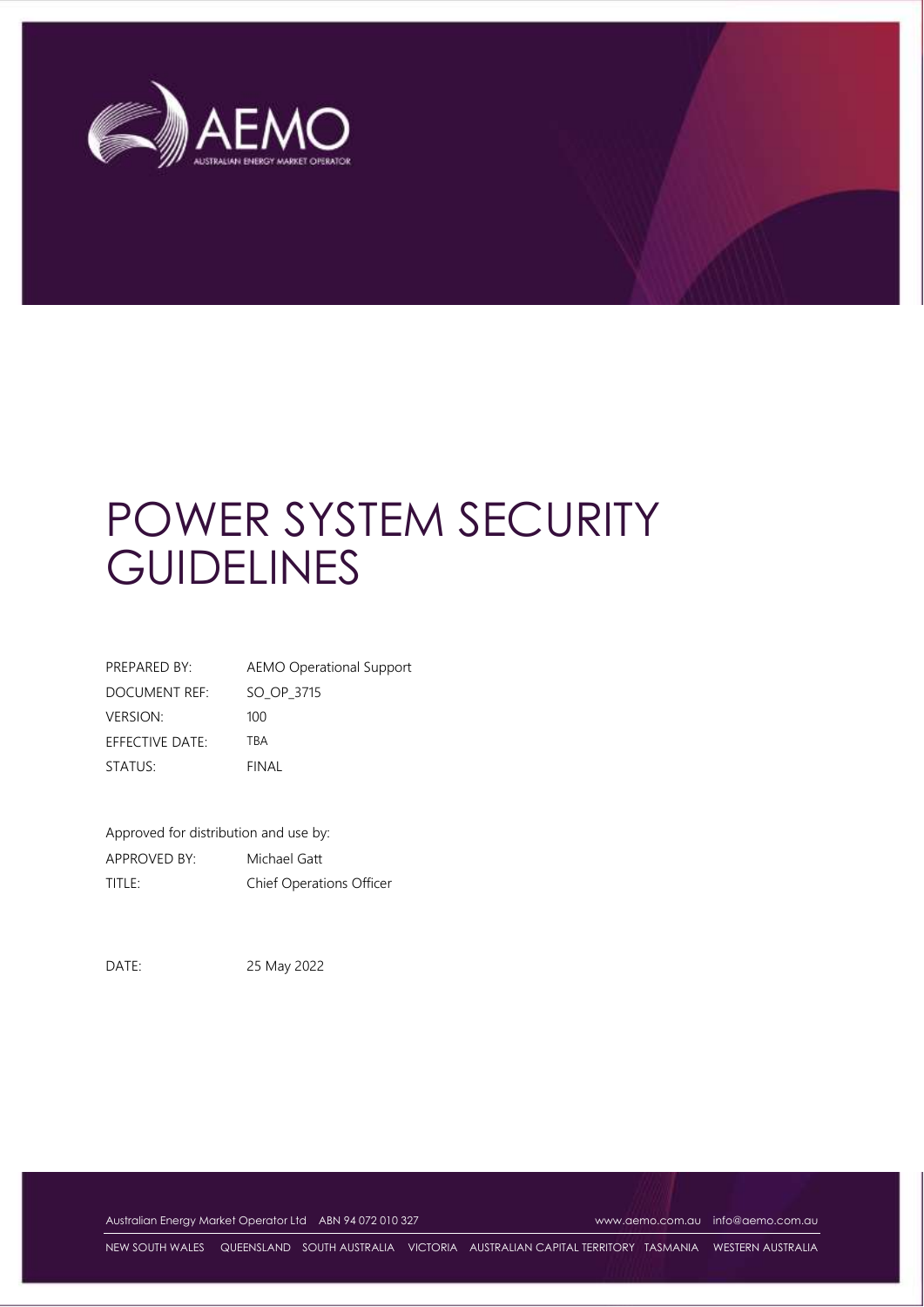# POWER SYSTEM SECURITY GUIDELINES

| | |
|---|---|
| PREPARED BY: | AEMO Operational Support |
| DOCUMENT REF: | SO_OP_3715 |
| VERSION: | 100 |
| EFFECTIVE DATE: | TBA |
| STATUS: | FINAL |

Approved for distribution and use by:

| | |
|---|---|
| APPROVED BY: | Michael Gatt |
| TITLE: | Chief Operations Officer |

DATE: 25 May 2022

Australian Energy Market Operator Ltd ABN 94 072 010 327 www.aemo.com.au info@aemo.com.au

NEW SOUTH WALES QUEENSLAND SOUTH AUSTRALIA VICTORIA AUSTRALIAN CAPITAL TERRITORY TASMANIA WESTERN AUSTRALIA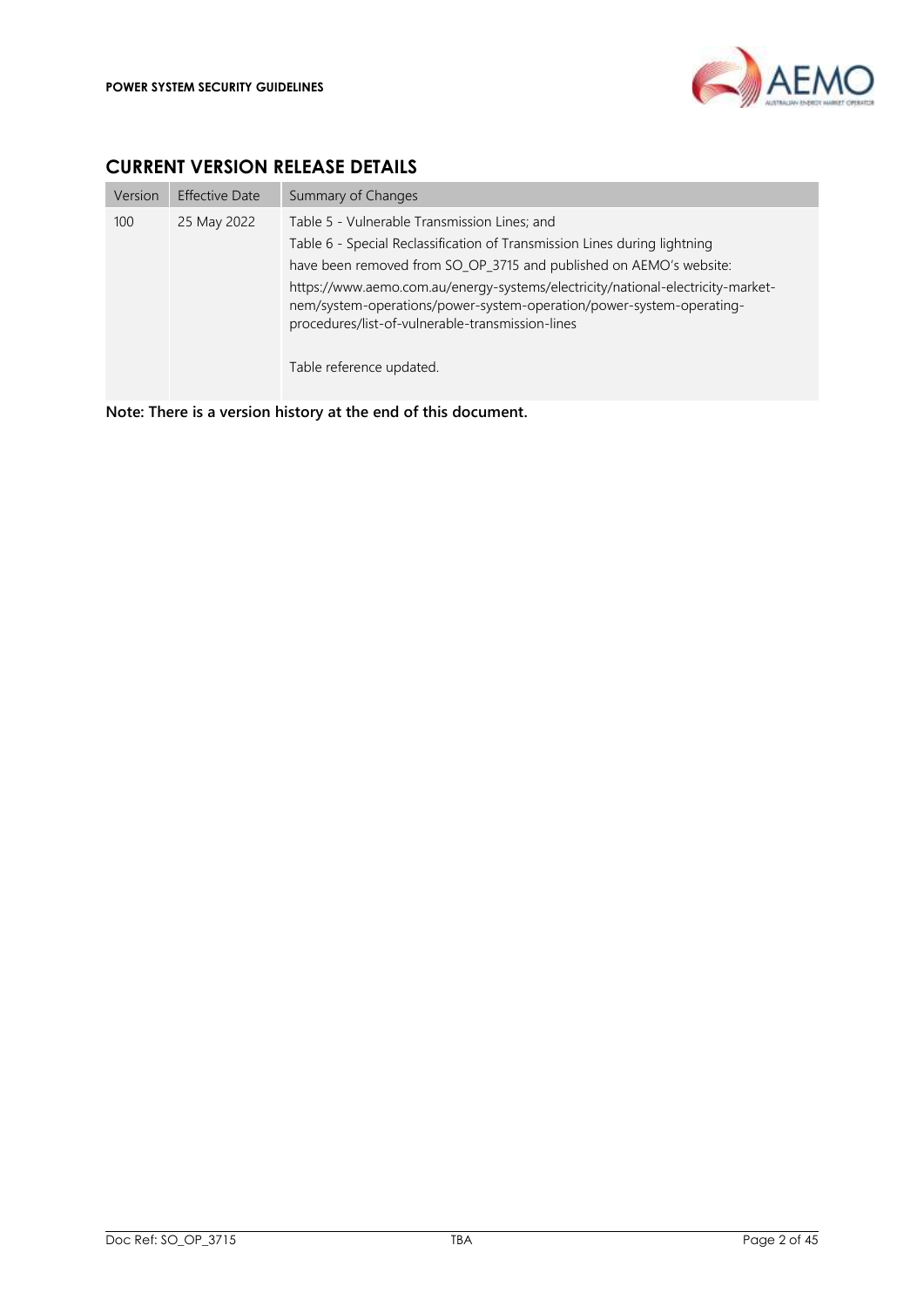## CURRENT VERSION RELEASE DETAILS

| Version | Effective Date | Summary of Changes |
|---|---|---|
| 100 | 25 May 2022 | Table 5 - Vulnerable Transmission Lines; and<br>Table 6 - Special Reclassification of Transmission Lines during lightning<br>have been removed from SO_OP_3715 and published on AEMO's website:<br>https://www.aemo.com.au/energy-systems/electricity/national-electricity-market-nem/system-operations/power-system-operation/power-system-operating-procedures/list-of-vulnerable-transmission-lines<br><br>Table reference updated. |

**Note: There is a version history at the end of this document.**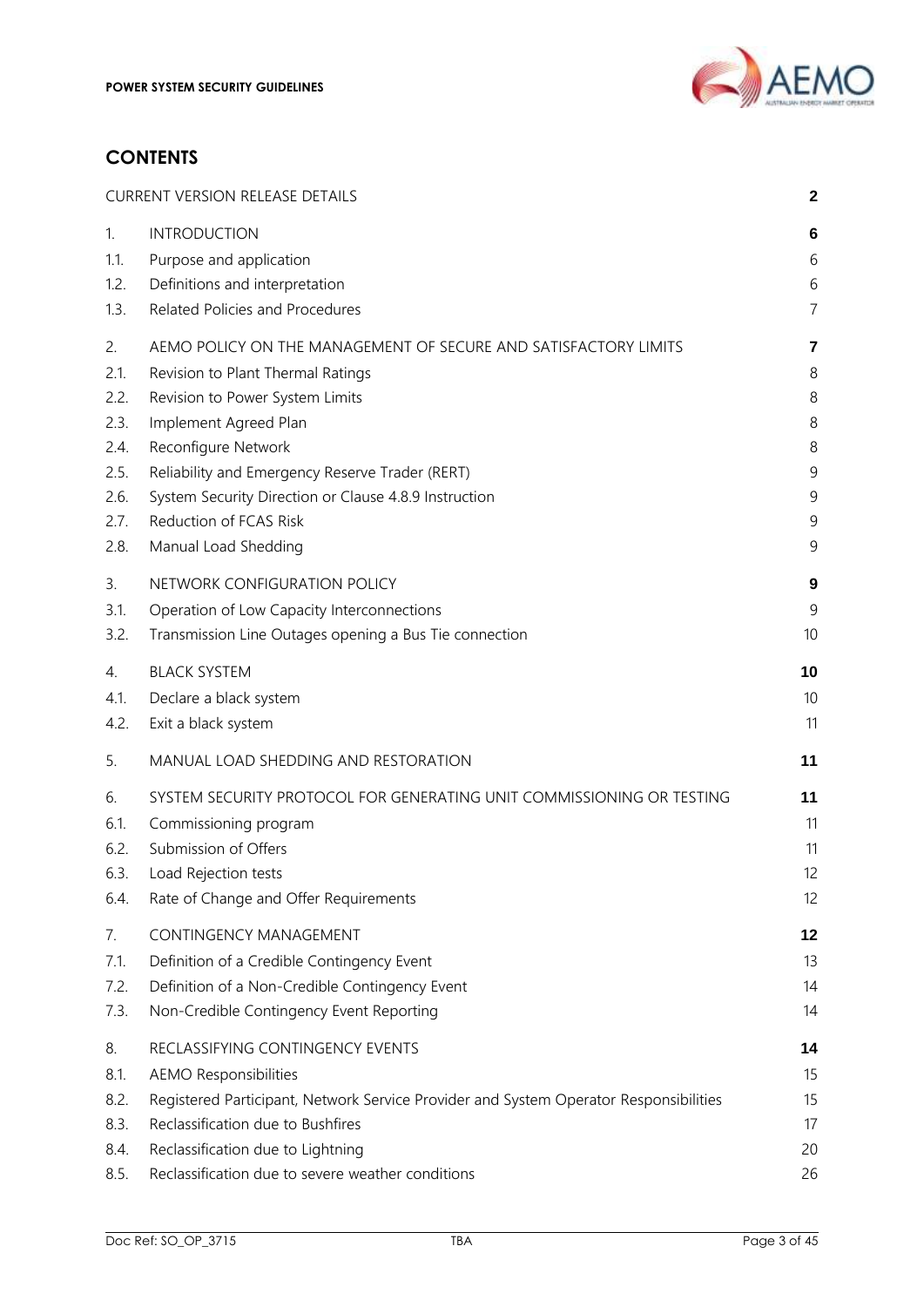## CONTENTS

| | | |
|---|---|---|
| CURRENT VERSION RELEASE DETAILS | | **2** |
| 1. | INTRODUCTION | **6** |
| 1.1. | Purpose and application | 6 |
| 1.2. | Definitions and interpretation | 6 |
| 1.3. | Related Policies and Procedures | 7 |
| 2. | AEMO POLICY ON THE MANAGEMENT OF SECURE AND SATISFACTORY LIMITS | **7** |
| 2.1. | Revision to Plant Thermal Ratings | 8 |
| 2.2. | Revision to Power System Limits | 8 |
| 2.3. | Implement Agreed Plan | 8 |
| 2.4. | Reconfigure Network | 8 |
| 2.5. | Reliability and Emergency Reserve Trader (RERT) | 9 |
| 2.6. | System Security Direction or Clause 4.8.9 Instruction | 9 |
| 2.7. | Reduction of FCAS Risk | 9 |
| 2.8. | Manual Load Shedding | 9 |
| 3. | NETWORK CONFIGURATION POLICY | **9** |
| 3.1. | Operation of Low Capacity Interconnections | 9 |
| 3.2. | Transmission Line Outages opening a Bus Tie connection | 10 |
| 4. | BLACK SYSTEM | **10** |
| 4.1. | Declare a black system | 10 |
| 4.2. | Exit a black system | 11 |
| 5. | MANUAL LOAD SHEDDING AND RESTORATION | **11** |
| 6. | SYSTEM SECURITY PROTOCOL FOR GENERATING UNIT COMMISSIONING OR TESTING | **11** |
| 6.1. | Commissioning program | 11 |
| 6.2. | Submission of Offers | 11 |
| 6.3. | Load Rejection tests | 12 |
| 6.4. | Rate of Change and Offer Requirements | 12 |
| 7. | CONTINGENCY MANAGEMENT | **12** |
| 7.1. | Definition of a Credible Contingency Event | 13 |
| 7.2. | Definition of a Non-Credible Contingency Event | 14 |
| 7.3. | Non-Credible Contingency Event Reporting | 14 |
| 8. | RECLASSIFYING CONTINGENCY EVENTS | **14** |
| 8.1. | AEMO Responsibilities | 15 |
| 8.2. | Registered Participant, Network Service Provider and System Operator Responsibilities | 15 |
| 8.3. | Reclassification due to Bushfires | 17 |
| 8.4. | Reclassification due to Lightning | 20 |
| 8.5. | Reclassification due to severe weather conditions | 26 |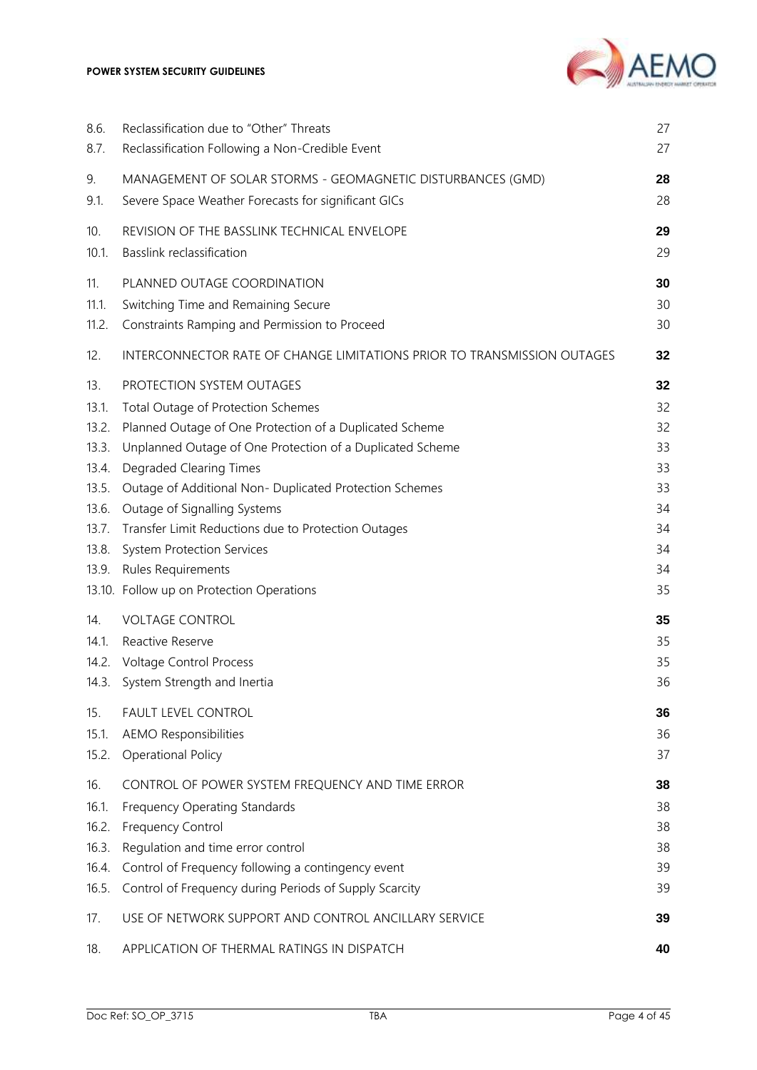| | | |
|---|---|---|
| 8.6. | Reclassification due to "Other" Threats | 27 |
| 8.7. | Reclassification Following a Non-Credible Event | 27 |
| **9.** | **MANAGEMENT OF SOLAR STORMS - GEOMAGNETIC DISTURBANCES (GMD)** | **28** |
| 9.1. | Severe Space Weather Forecasts for significant GICs | 28 |
| **10.** | **REVISION OF THE BASSLINK TECHNICAL ENVELOPE** | **29** |
| 10.1. | Basslink reclassification | 29 |
| **11.** | **PLANNED OUTAGE COORDINATION** | **30** |
| 11.1. | Switching Time and Remaining Secure | 30 |
| 11.2. | Constraints Ramping and Permission to Proceed | 30 |
| **12.** | **INTERCONNECTOR RATE OF CHANGE LIMITATIONS PRIOR TO TRANSMISSION OUTAGES** | **32** |
| **13.** | **PROTECTION SYSTEM OUTAGES** | **32** |
| 13.1. | Total Outage of Protection Schemes | 32 |
| 13.2. | Planned Outage of One Protection of a Duplicated Scheme | 32 |
| 13.3. | Unplanned Outage of One Protection of a Duplicated Scheme | 33 |
| 13.4. | Degraded Clearing Times | 33 |
| 13.5. | Outage of Additional Non- Duplicated Protection Schemes | 33 |
| 13.6. | Outage of Signalling Systems | 34 |
| 13.7. | Transfer Limit Reductions due to Protection Outages | 34 |
| 13.8. | System Protection Services | 34 |
| 13.9. | Rules Requirements | 34 |
| 13.10. | Follow up on Protection Operations | 35 |
| **14.** | **VOLTAGE CONTROL** | **35** |
| 14.1. | Reactive Reserve | 35 |
| 14.2. | Voltage Control Process | 35 |
| 14.3. | System Strength and Inertia | 36 |
| **15.** | **FAULT LEVEL CONTROL** | **36** |
| 15.1. | AEMO Responsibilities | 36 |
| 15.2. | Operational Policy | 37 |
| **16.** | **CONTROL OF POWER SYSTEM FREQUENCY AND TIME ERROR** | **38** |
| 16.1. | Frequency Operating Standards | 38 |
| 16.2. | Frequency Control | 38 |
| 16.3. | Regulation and time error control | 38 |
| 16.4. | Control of Frequency following a contingency event | 39 |
| 16.5. | Control of Frequency during Periods of Supply Scarcity | 39 |
| **17.** | **USE OF NETWORK SUPPORT AND CONTROL ANCILLARY SERVICE** | **39** |
| **18.** | **APPLICATION OF THERMAL RATINGS IN DISPATCH** | **40** |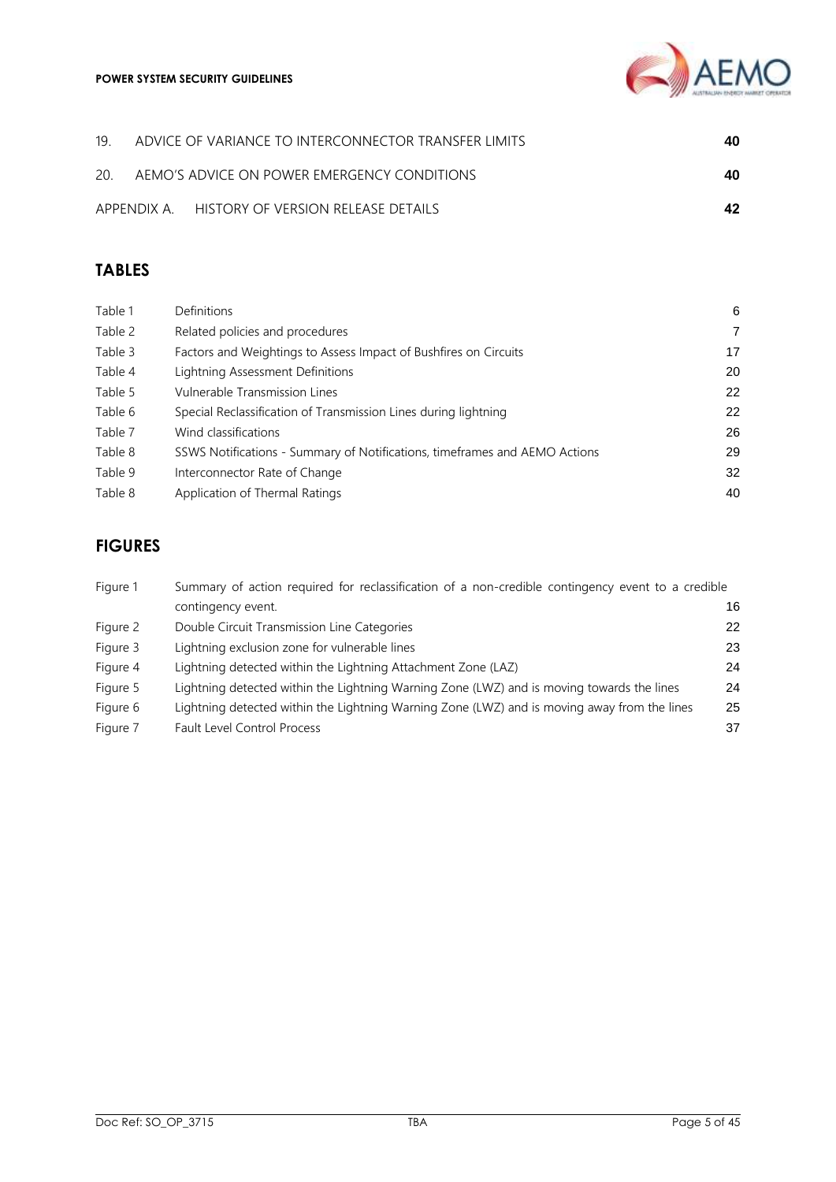| | | |
|---|---|---|
| 19. | ADVICE OF VARIANCE TO INTERCONNECTOR TRANSFER LIMITS | **40** |
| 20. | AEMO'S ADVICE ON POWER EMERGENCY CONDITIONS | **40** |
| APPENDIX A. | HISTORY OF VERSION RELEASE DETAILS | **42** |

## TABLES

| | | |
|---|---|---|
| Table 1 | Definitions | 6 |
| Table 2 | Related policies and procedures | 7 |
| Table 3 | Factors and Weightings to Assess Impact of Bushfires on Circuits | 17 |
| Table 4 | Lightning Assessment Definitions | 20 |
| Table 5 | Vulnerable Transmission Lines | 22 |
| Table 6 | Special Reclassification of Transmission Lines during lightning | 22 |
| Table 7 | Wind classifications | 26 |
| Table 8 | SSWS Notifications - Summary of Notifications, timeframes and AEMO Actions | 29 |
| Table 9 | Interconnector Rate of Change | 32 |
| Table 8 | Application of Thermal Ratings | 40 |

## FIGURES

| | | |
|---|---|---|
| Figure 1 | Summary of action required for reclassification of a non-credible contingency event to a credible contingency event. | 16 |
| Figure 2 | Double Circuit Transmission Line Categories | 22 |
| Figure 3 | Lightning exclusion zone for vulnerable lines | 23 |
| Figure 4 | Lightning detected within the Lightning Attachment Zone (LAZ) | 24 |
| Figure 5 | Lightning detected within the Lightning Warning Zone (LWZ) and is moving towards the lines | 24 |
| Figure 6 | Lightning detected within the Lightning Warning Zone (LWZ) and is moving away from the lines | 25 |
| Figure 7 | Fault Level Control Process | 37 |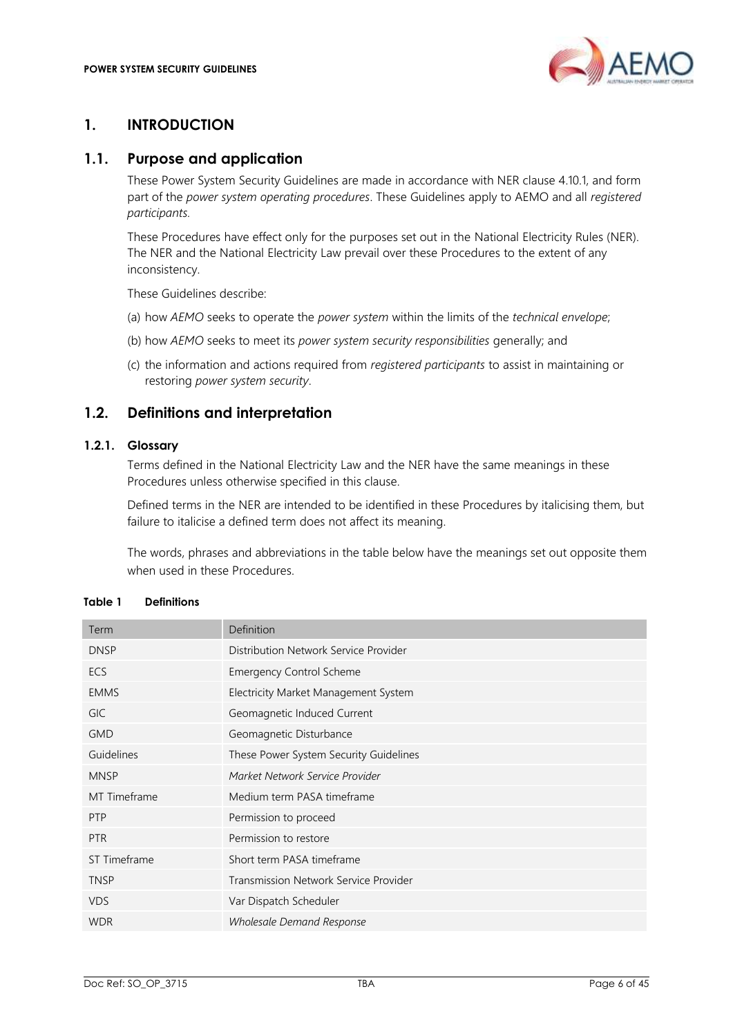# 1. INTRODUCTION

## 1.1. Purpose and application

These Power System Security Guidelines are made in accordance with NER clause 4.10.1, and form part of the *power system operating procedures*. These Guidelines apply to AEMO and all *registered participants.*

These Procedures have effect only for the purposes set out in the National Electricity Rules (NER). The NER and the National Electricity Law prevail over these Procedures to the extent of any inconsistency.

These Guidelines describe:

(a) how *AEMO* seeks to operate the *power system* within the limits of the *technical envelope*;

(b) how *AEMO* seeks to meet its *power system security responsibilities* generally; and

(c) the information and actions required from *registered participants* to assist in maintaining or restoring *power system security*.

## 1.2. Definitions and interpretation

### 1.2.1. Glossary

Terms defined in the National Electricity Law and the NER have the same meanings in these Procedures unless otherwise specified in this clause.

Defined terms in the NER are intended to be identified in these Procedures by italicising them, but failure to italicise a defined term does not affect its meaning.

The words, phrases and abbreviations in the table below have the meanings set out opposite them when used in these Procedures.

**Table 1 Definitions**

| Term | Definition |
|---|---|
| DNSP | Distribution Network Service Provider |
| ECS | Emergency Control Scheme |
| EMMS | Electricity Market Management System |
| GIC | Geomagnetic Induced Current |
| GMD | Geomagnetic Disturbance |
| Guidelines | These Power System Security Guidelines |
| MNSP | *Market Network Service Provider* |
| MT Timeframe | Medium term PASA timeframe |
| PTP | Permission to proceed |
| PTR | Permission to restore |
| ST Timeframe | Short term PASA timeframe |
| TNSP | Transmission Network Service Provider |
| VDS | Var Dispatch Scheduler |
| WDR | *Wholesale Demand Response* |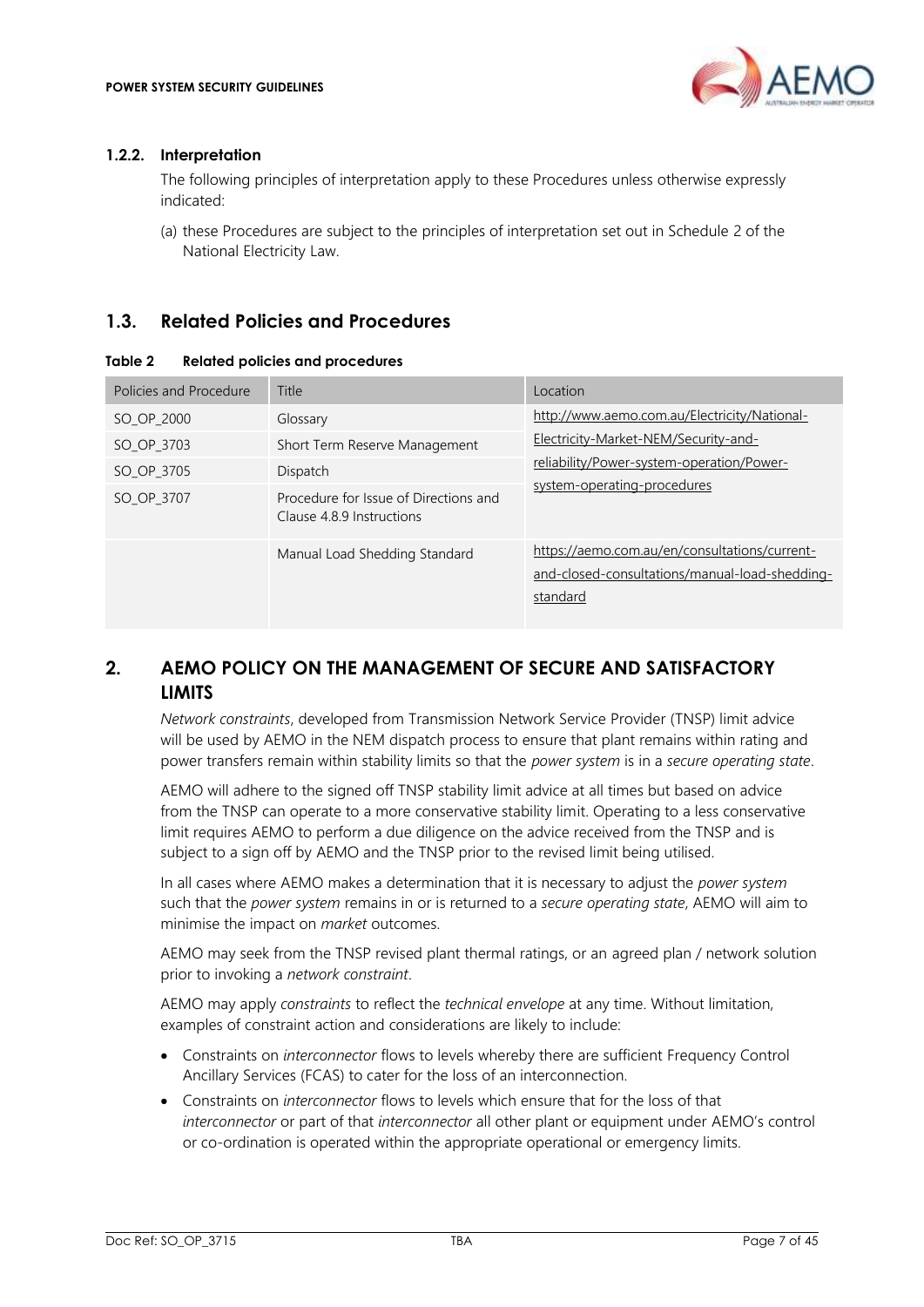### 1.2.2. Interpretation

The following principles of interpretation apply to these Procedures unless otherwise expressly indicated:

(a) these Procedures are subject to the principles of interpretation set out in Schedule 2 of the National Electricity Law.

## 1.3. Related Policies and Procedures

**Table 2 Related policies and procedures**

| Policies and Procedure | Title | Location |
|---|---|---|
| SO_OP_2000 | Glossary | http://www.aemo.com.au/Electricity/National-Electricity-Market-NEM/Security-and-reliability/Power-system-operation/Power-system-operating-procedures |
| SO_OP_3703 | Short Term Reserve Management | |
| SO_OP_3705 | Dispatch | |
| SO_OP_3707 | Procedure for Issue of Directions and Clause 4.8.9 Instructions | |
| | Manual Load Shedding Standard | https://aemo.com.au/en/consultations/current-and-closed-consultations/manual-load-shedding-standard |

# 2. AEMO POLICY ON THE MANAGEMENT OF SECURE AND SATISFACTORY LIMITS

*Network constraints*, developed from Transmission Network Service Provider (TNSP) limit advice will be used by AEMO in the NEM dispatch process to ensure that plant remains within rating and power transfers remain within stability limits so that the *power system* is in a *secure operating state*.

AEMO will adhere to the signed off TNSP stability limit advice at all times but based on advice from the TNSP can operate to a more conservative stability limit. Operating to a less conservative limit requires AEMO to perform a due diligence on the advice received from the TNSP and is subject to a sign off by AEMO and the TNSP prior to the revised limit being utilised.

In all cases where AEMO makes a determination that it is necessary to adjust the *power system* such that the *power system* remains in or is returned to a *secure operating state*, AEMO will aim to minimise the impact on *market* outcomes.

AEMO may seek from the TNSP revised plant thermal ratings, or an agreed plan / network solution prior to invoking a *network constraint*.

AEMO may apply *constraints* to reflect the *technical envelope* at any time. Without limitation, examples of constraint action and considerations are likely to include:

- Constraints on *interconnector* flows to levels whereby there are sufficient Frequency Control Ancillary Services (FCAS) to cater for the loss of an interconnection.
- Constraints on *interconnector* flows to levels which ensure that for the loss of that *interconnector* or part of that *interconnector* all other plant or equipment under AEMO's control or co-ordination is operated within the appropriate operational or emergency limits.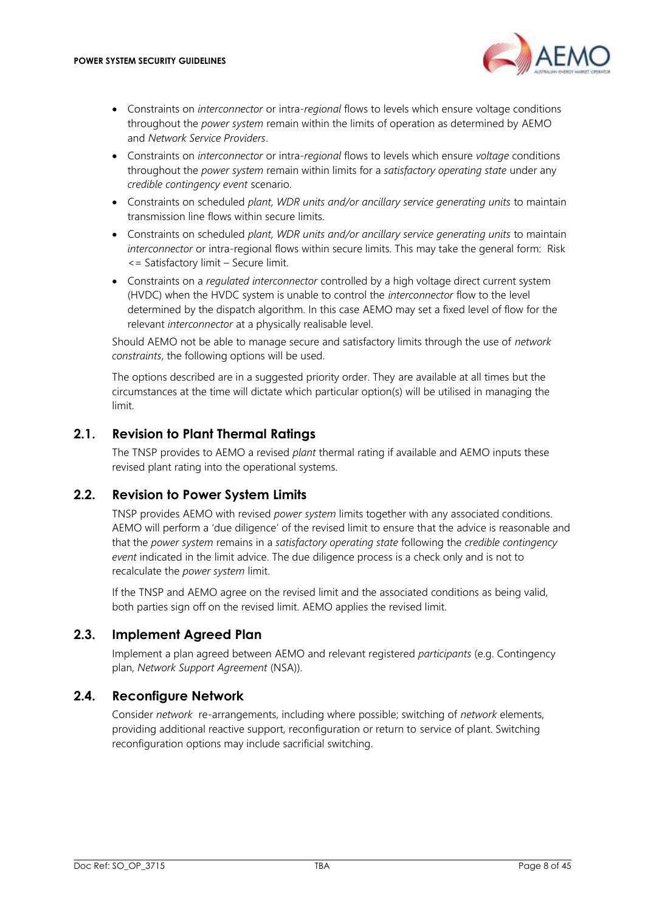- Constraints on *interconnector* or intra-*regional* flows to levels which ensure voltage conditions throughout the *power system* remain within the limits of operation as determined by AEMO and *Network Service Providers*.
- Constraints on *interconnector* or intra-*regional* flows to levels which ensure *voltage* conditions throughout the *power system* remain within limits for a *satisfactory operating state* under any *credible contingency event* scenario.
- Constraints on scheduled *plant, WDR units and/or ancillary service generating units* to maintain transmission line flows within secure limits.
- Constraints on scheduled *plant, WDR units and/or ancillary service generating units* to maintain *interconnector* or intra-regional flows within secure limits. This may take the general form: Risk <= Satisfactory limit – Secure limit.
- Constraints on a *regulated interconnector* controlled by a high voltage direct current system (HVDC) when the HVDC system is unable to control the *interconnector* flow to the level determined by the dispatch algorithm. In this case AEMO may set a fixed level of flow for the relevant *interconnector* at a physically realisable level.

Should AEMO not be able to manage secure and satisfactory limits through the use of *network constraints*, the following options will be used.

The options described are in a suggested priority order. They are available at all times but the circumstances at the time will dictate which particular option(s) will be utilised in managing the limit.

## 2.1. Revision to Plant Thermal Ratings

The TNSP provides to AEMO a revised *plant* thermal rating if available and AEMO inputs these revised plant rating into the operational systems.

## 2.2. Revision to Power System Limits

TNSP provides AEMO with revised *power system* limits together with any associated conditions. AEMO will perform a 'due diligence' of the revised limit to ensure that the advice is reasonable and that the *power system* remains in a *satisfactory operating state* following the *credible contingency event* indicated in the limit advice. The due diligence process is a check only and is not to recalculate the *power system* limit.

If the TNSP and AEMO agree on the revised limit and the associated conditions as being valid, both parties sign off on the revised limit. AEMO applies the revised limit.

## 2.3. Implement Agreed Plan

Implement a plan agreed between AEMO and relevant registered *participants* (e.g. Contingency plan, *Network Support Agreement* (NSA)).

## 2.4. Reconfigure Network

Consider *network* re-arrangements, including where possible; switching of *network* elements, providing additional reactive support, reconfiguration or return to service of plant. Switching reconfiguration options may include sacrificial switching.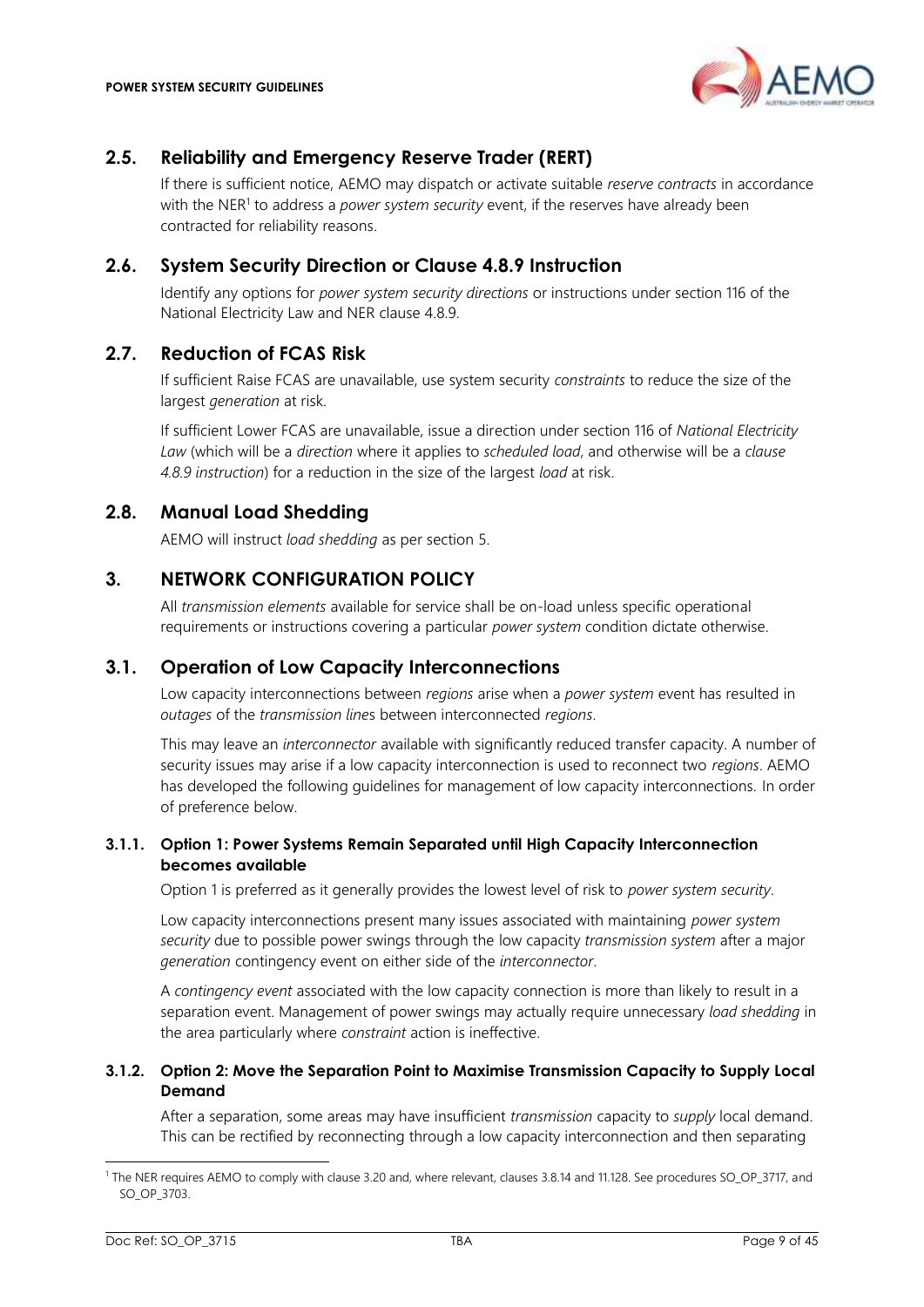## 2.5. Reliability and Emergency Reserve Trader (RERT)

If there is sufficient notice, AEMO may dispatch or activate suitable *reserve contracts* in accordance with the NER[1] to address a *power system security* event, if the reserves have already been contracted for reliability reasons.

## 2.6. System Security Direction or Clause 4.8.9 Instruction

Identify any options for *power system security directions* or instructions under section 116 of the National Electricity Law and NER clause 4.8.9.

## 2.7. Reduction of FCAS Risk

If sufficient Raise FCAS are unavailable, use system security *constraints* to reduce the size of the largest *generation* at risk.

If sufficient Lower FCAS are unavailable, issue a direction under section 116 of *National Electricity Law* (which will be a *direction* where it applies to *scheduled load*, and otherwise will be a *clause 4.8.9 instruction*) for a reduction in the size of the largest *load* at risk.

## 2.8. Manual Load Shedding

AEMO will instruct *load shedding* as per section 5.

# 3. NETWORK CONFIGURATION POLICY

All *transmission elements* available for service shall be on-load unless specific operational requirements or instructions covering a particular *power system* condition dictate otherwise.

## 3.1. Operation of Low Capacity Interconnections

Low capacity interconnections between *regions* arise when a *power system* event has resulted in *outages* of the *transmission line*s between interconnected *regions*.

This may leave an *interconnector* available with significantly reduced transfer capacity. A number of security issues may arise if a low capacity interconnection is used to reconnect two *regions*. AEMO has developed the following guidelines for management of low capacity interconnections. In order of preference below.

### 3.1.1. Option 1: Power Systems Remain Separated until High Capacity Interconnection becomes available

Option 1 is preferred as it generally provides the lowest level of risk to *power system security*.

Low capacity interconnections present many issues associated with maintaining *power system security* due to possible power swings through the low capacity *transmission system* after a major *generation* contingency event on either side of the *interconnector*.

A *contingency event* associated with the low capacity connection is more than likely to result in a separation event. Management of power swings may actually require unnecessary *load shedding* in the area particularly where *constraint* action is ineffective.

### 3.1.2. Option 2: Move the Separation Point to Maximise Transmission Capacity to Supply Local Demand

After a separation, some areas may have insufficient *transmission* capacity to *supply* local demand. This can be rectified by reconnecting through a low capacity interconnection and then separating

---

[1] The NER requires AEMO to comply with clause 3.20 and, where relevant, clauses 3.8.14 and 11.128. See procedures SO_OP_3717, and SO_OP_3703.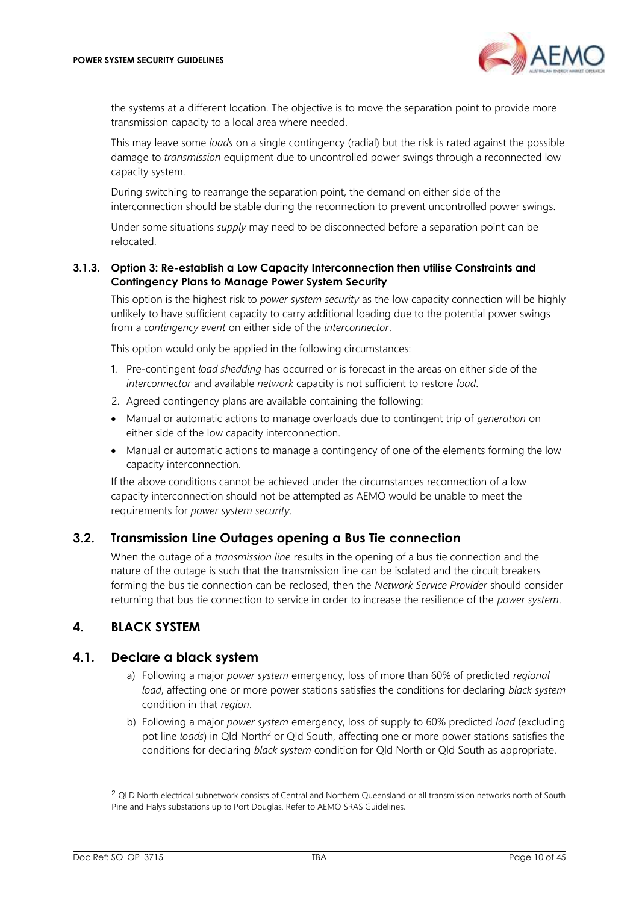the systems at a different location. The objective is to move the separation point to provide more transmission capacity to a local area where needed.

This may leave some *loads* on a single contingency (radial) but the risk is rated against the possible damage to *transmission* equipment due to uncontrolled power swings through a reconnected low capacity system.

During switching to rearrange the separation point, the demand on either side of the interconnection should be stable during the reconnection to prevent uncontrolled power swings.

Under some situations *supply* may need to be disconnected before a separation point can be relocated.

### 3.1.3. Option 3: Re-establish a Low Capacity Interconnection then utilise Constraints and Contingency Plans to Manage Power System Security

This option is the highest risk to *power system security* as the low capacity connection will be highly unlikely to have sufficient capacity to carry additional loading due to the potential power swings from a *contingency event* on either side of the *interconnector*.

This option would only be applied in the following circumstances:

1. Pre-contingent *load shedding* has occurred or is forecast in the areas on either side of the *interconnector* and available *network* capacity is not sufficient to restore *load*.
2. Agreed contingency plans are available containing the following:

- Manual or automatic actions to manage overloads due to contingent trip of *generation* on either side of the low capacity interconnection.
- Manual or automatic actions to manage a contingency of one of the elements forming the low capacity interconnection.

If the above conditions cannot be achieved under the circumstances reconnection of a low capacity interconnection should not be attempted as AEMO would be unable to meet the requirements for *power system security*.

## 3.2. Transmission Line Outages opening a Bus Tie connection

When the outage of a *transmission line* results in the opening of a bus tie connection and the nature of the outage is such that the transmission line can be isolated and the circuit breakers forming the bus tie connection can be reclosed, then the *Network Service Provider* should consider returning that bus tie connection to service in order to increase the resilience of the *power system*.

# 4. BLACK SYSTEM

## 4.1. Declare a black system

a) Following a major *power system* emergency, loss of more than 60% of predicted *regional load*, affecting one or more power stations satisfies the conditions for declaring *black system* condition in that *region*.

b) Following a major *power system* emergency, loss of supply to 60% predicted *load* (excluding pot line *loads*) in Qld North[2] or Qld South, affecting one or more power stations satisfies the conditions for declaring *black system* condition for Qld North or Qld South as appropriate.

[2] QLD North electrical subnetwork consists of Central and Northern Queensland or all transmission networks north of South Pine and Halys substations up to Port Douglas. Refer to AEMO SRAS Guidelines.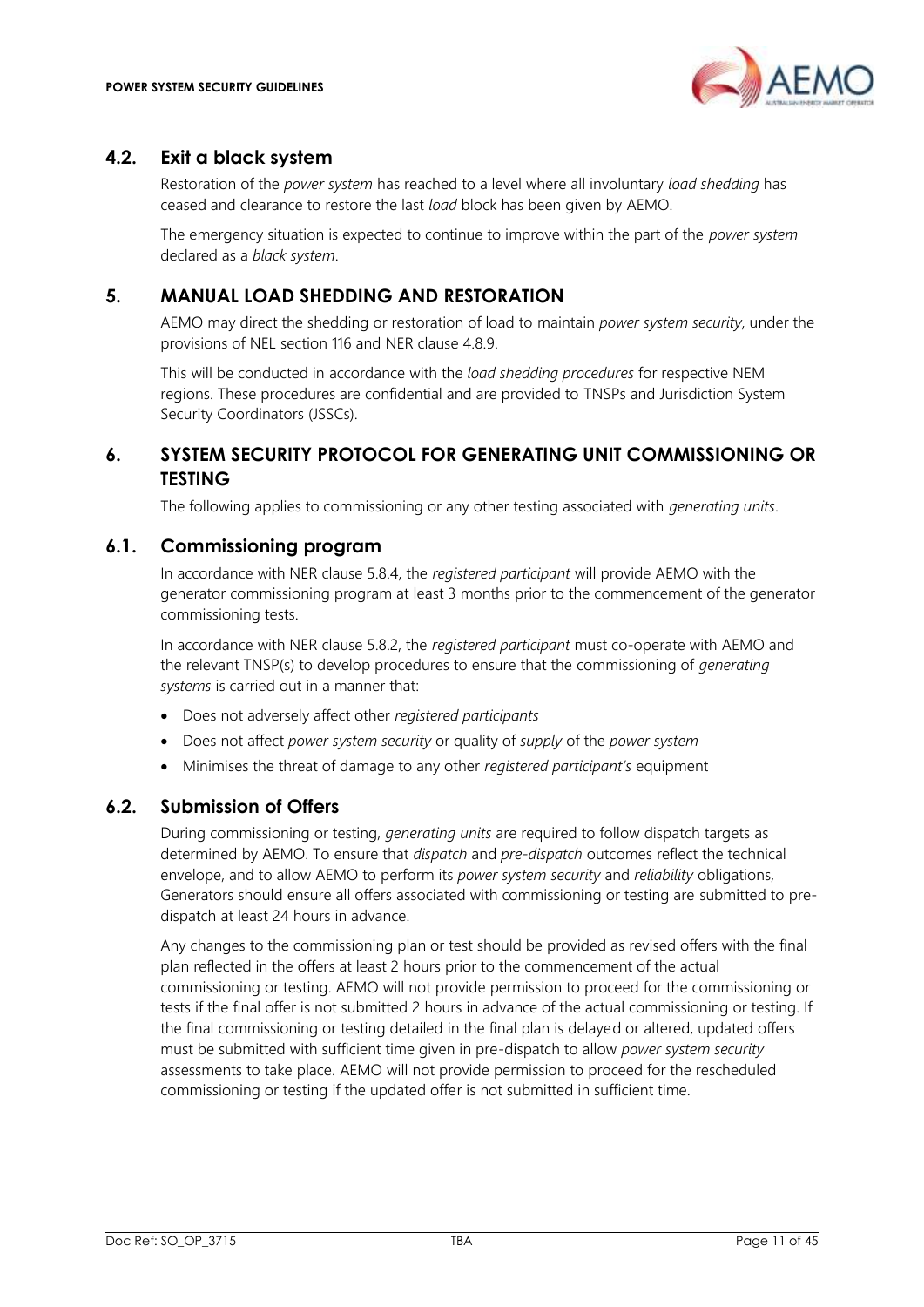## 4.2. Exit a black system

Restoration of the *power system* has reached to a level where all involuntary *load shedding* has ceased and clearance to restore the last *load* block has been given by AEMO.

The emergency situation is expected to continue to improve within the part of the *power system* declared as a *black system*.

# 5. MANUAL LOAD SHEDDING AND RESTORATION

AEMO may direct the shedding or restoration of load to maintain *power system security*, under the provisions of NEL section 116 and NER clause 4.8.9.

This will be conducted in accordance with the *load shedding procedures* for respective NEM regions. These procedures are confidential and are provided to TNSPs and Jurisdiction System Security Coordinators (JSSCs).

# 6. SYSTEM SECURITY PROTOCOL FOR GENERATING UNIT COMMISSIONING OR TESTING

The following applies to commissioning or any other testing associated with *generating units*.

## 6.1. Commissioning program

In accordance with NER clause 5.8.4, the *registered participant* will provide AEMO with the generator commissioning program at least 3 months prior to the commencement of the generator commissioning tests.

In accordance with NER clause 5.8.2, the *registered participant* must co-operate with AEMO and the relevant TNSP(s) to develop procedures to ensure that the commissioning of *generating systems* is carried out in a manner that:

- Does not adversely affect other *registered participants*
- Does not affect *power system security* or quality of *supply* of the *power system*
- Minimises the threat of damage to any other *registered participant's* equipment

## 6.2. Submission of Offers

During commissioning or testing, *generating units* are required to follow dispatch targets as determined by AEMO. To ensure that *dispatch* and *pre-dispatch* outcomes reflect the technical envelope, and to allow AEMO to perform its *power system security* and *reliability* obligations, Generators should ensure all offers associated with commissioning or testing are submitted to pre-dispatch at least 24 hours in advance.

Any changes to the commissioning plan or test should be provided as revised offers with the final plan reflected in the offers at least 2 hours prior to the commencement of the actual commissioning or testing. AEMO will not provide permission to proceed for the commissioning or tests if the final offer is not submitted 2 hours in advance of the actual commissioning or testing. If the final commissioning or testing detailed in the final plan is delayed or altered, updated offers must be submitted with sufficient time given in pre-dispatch to allow *power system security* assessments to take place. AEMO will not provide permission to proceed for the rescheduled commissioning or testing if the updated offer is not submitted in sufficient time.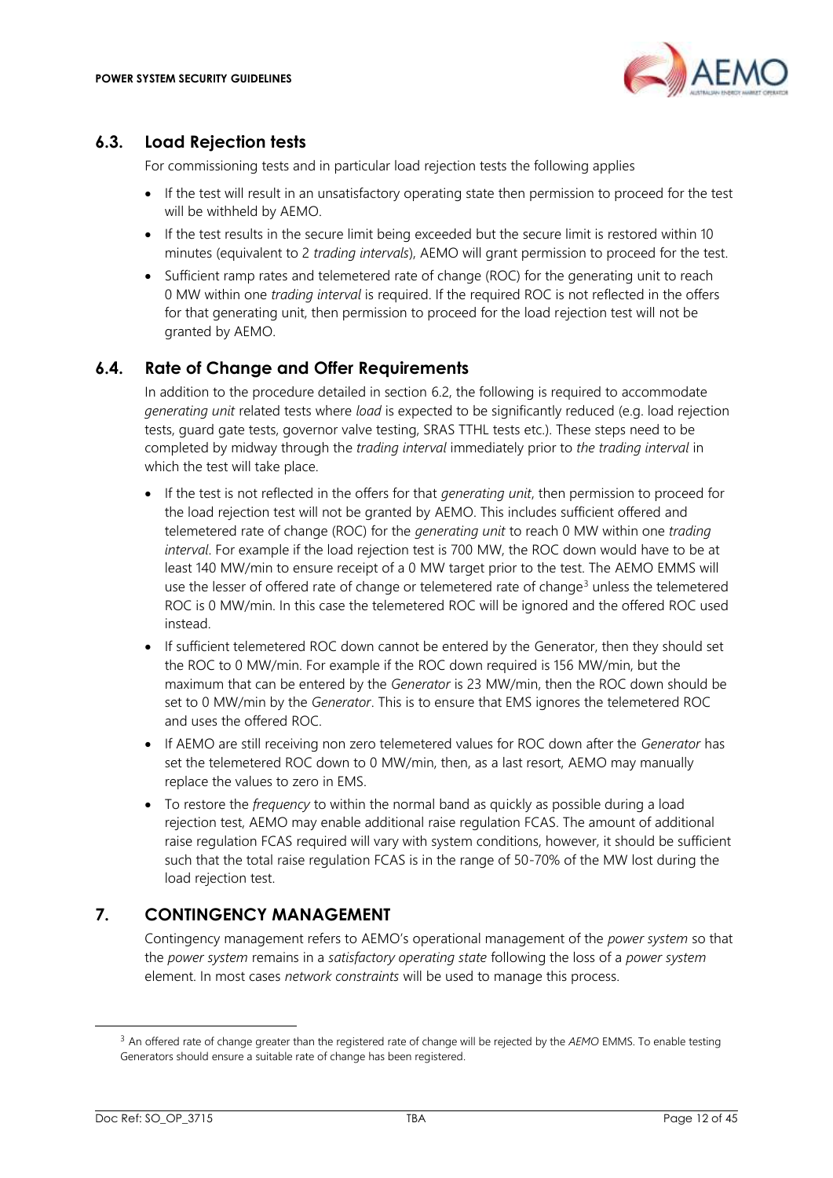## 6.3. Load Rejection tests

For commissioning tests and in particular load rejection tests the following applies

- If the test will result in an unsatisfactory operating state then permission to proceed for the test will be withheld by AEMO.
- If the test results in the secure limit being exceeded but the secure limit is restored within 10 minutes (equivalent to 2 *trading intervals*), AEMO will grant permission to proceed for the test.
- Sufficient ramp rates and telemetered rate of change (ROC) for the generating unit to reach 0 MW within one *trading interval* is required. If the required ROC is not reflected in the offers for that generating unit, then permission to proceed for the load rejection test will not be granted by AEMO.

## 6.4. Rate of Change and Offer Requirements

In addition to the procedure detailed in section 6.2, the following is required to accommodate *generating unit* related tests where *load* is expected to be significantly reduced (e.g. load rejection tests, guard gate tests, governor valve testing, SRAS TTHL tests etc.). These steps need to be completed by midway through the *trading interval* immediately prior to *the trading interval* in which the test will take place.

- If the test is not reflected in the offers for that *generating unit*, then permission to proceed for the load rejection test will not be granted by AEMO. This includes sufficient offered and telemetered rate of change (ROC) for the *generating unit* to reach 0 MW within one *trading interval*. For example if the load rejection test is 700 MW, the ROC down would have to be at least 140 MW/min to ensure receipt of a 0 MW target prior to the test. The AEMO EMMS will use the lesser of offered rate of change or telemetered rate of change[3] unless the telemetered ROC is 0 MW/min. In this case the telemetered ROC will be ignored and the offered ROC used instead.
- If sufficient telemetered ROC down cannot be entered by the Generator, then they should set the ROC to 0 MW/min. For example if the ROC down required is 156 MW/min, but the maximum that can be entered by the *Generator* is 23 MW/min, then the ROC down should be set to 0 MW/min by the *Generator*. This is to ensure that EMS ignores the telemetered ROC and uses the offered ROC.
- If AEMO are still receiving non zero telemetered values for ROC down after the *Generator* has set the telemetered ROC down to 0 MW/min, then, as a last resort, AEMO may manually replace the values to zero in EMS.
- To restore the *frequency* to within the normal band as quickly as possible during a load rejection test, AEMO may enable additional raise regulation FCAS. The amount of additional raise regulation FCAS required will vary with system conditions, however, it should be sufficient such that the total raise regulation FCAS is in the range of 50-70% of the MW lost during the load rejection test.

# 7. CONTINGENCY MANAGEMENT

Contingency management refers to AEMO's operational management of the *power system* so that the *power system* remains in a *satisfactory operating state* following the loss of a *power system* element. In most cases *network constraints* will be used to manage this process.

[3] An offered rate of change greater than the registered rate of change will be rejected by the *AEMO* EMMS. To enable testing Generators should ensure a suitable rate of change has been registered.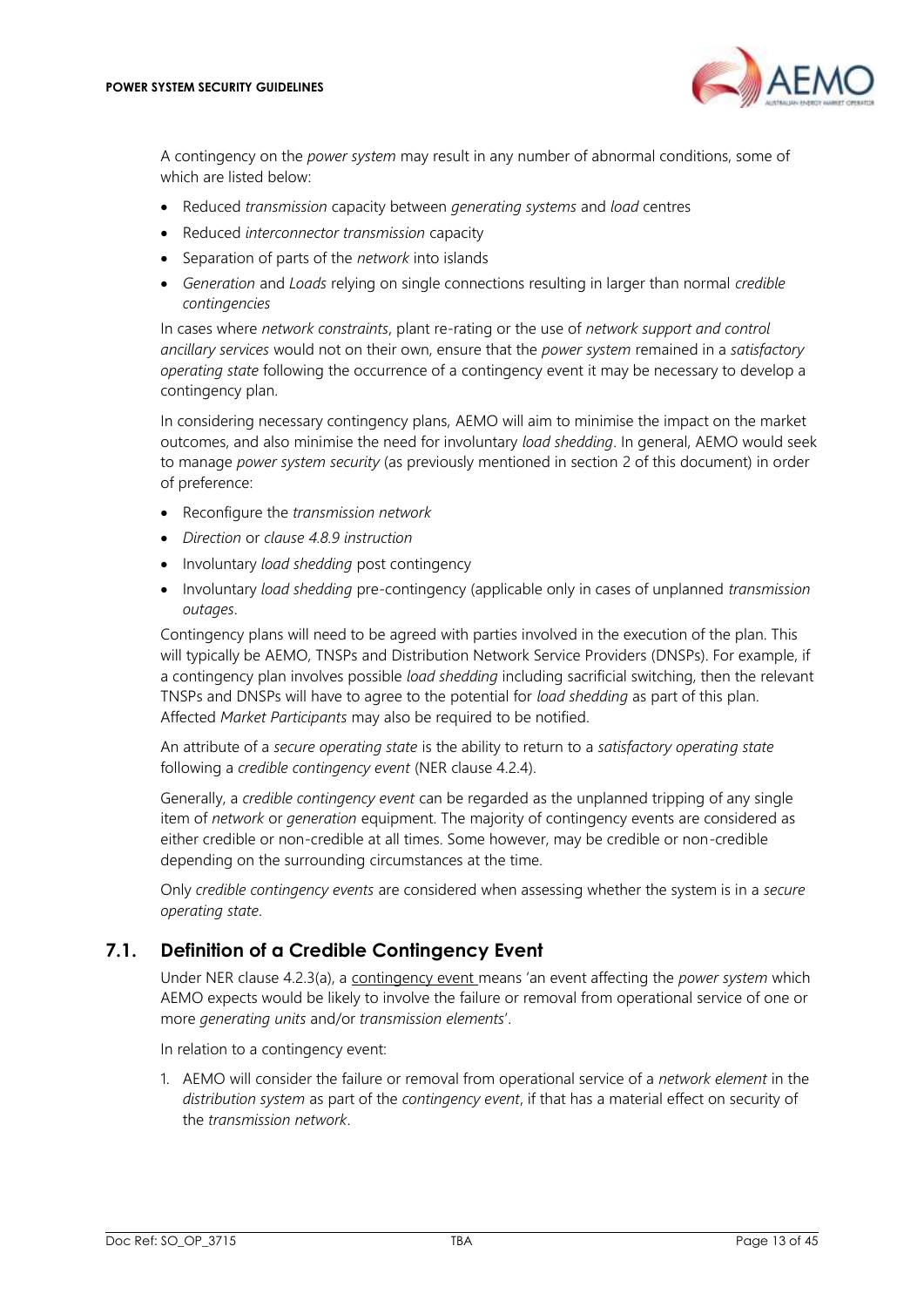A contingency on the *power system* may result in any number of abnormal conditions, some of which are listed below:

- Reduced *transmission* capacity between *generating systems* and *load* centres
- Reduced *interconnector transmission* capacity
- Separation of parts of the *network* into islands
- *Generation* and *Loads* relying on single connections resulting in larger than normal *credible contingencies*

In cases where *network constraints*, plant re-rating or the use of *network support and control ancillary services* would not on their own, ensure that the *power system* remained in a *satisfactory operating state* following the occurrence of a contingency event it may be necessary to develop a contingency plan.

In considering necessary contingency plans, AEMO will aim to minimise the impact on the market outcomes, and also minimise the need for involuntary *load shedding*. In general, AEMO would seek to manage *power system security* (as previously mentioned in section 2 of this document) in order of preference:

- Reconfigure the *transmission network*
- *Direction* or *clause 4.8.9 instruction*
- Involuntary *load shedding* post contingency
- Involuntary *load shedding* pre-contingency (applicable only in cases of unplanned *transmission outages*.

Contingency plans will need to be agreed with parties involved in the execution of the plan. This will typically be AEMO, TNSPs and Distribution Network Service Providers (DNSPs). For example, if a contingency plan involves possible *load shedding* including sacrificial switching, then the relevant TNSPs and DNSPs will have to agree to the potential for *load shedding* as part of this plan. Affected *Market Participants* may also be required to be notified.

An attribute of a *secure operating state* is the ability to return to a *satisfactory operating state* following a *credible contingency event* (NER clause 4.2.4).

Generally, a *credible contingency event* can be regarded as the unplanned tripping of any single item of *network* or *generation* equipment. The majority of contingency events are considered as either credible or non-credible at all times. Some however, may be credible or non-credible depending on the surrounding circumstances at the time.

Only *credible contingency events* are considered when assessing whether the system is in a *secure operating state*.

## 7.1. Definition of a Credible Contingency Event

Under NER clause 4.2.3(a), a contingency event means 'an event affecting the *power system* which AEMO expects would be likely to involve the failure or removal from operational service of one or more *generating units* and/or *transmission elements*'.

In relation to a contingency event:

1. AEMO will consider the failure or removal from operational service of a *network element* in the *distribution system* as part of the *contingency event*, if that has a material effect on security of the *transmission network*.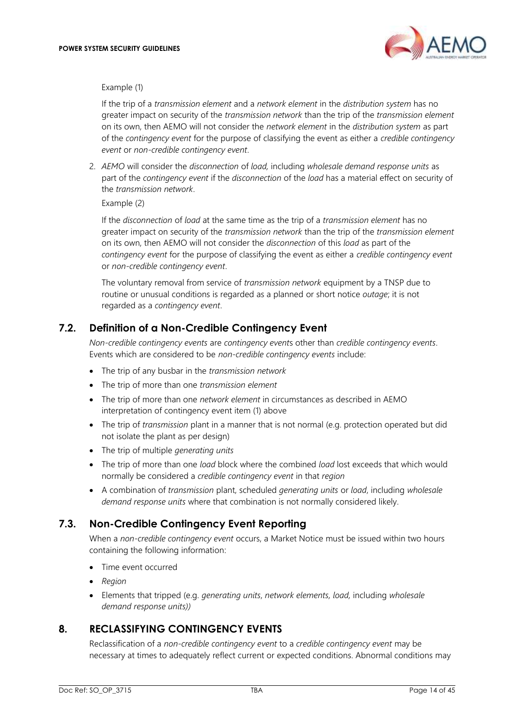Example (1)

If the trip of a *transmission element* and a *network element* in the *distribution system* has no greater impact on security of the *transmission network* than the trip of the *transmission element* on its own, then AEMO will not consider the *network element* in the *distribution system* as part of the *contingency event* for the purpose of classifying the event as either a *credible contingency event* or *non-credible contingency event*.

2. *AEMO* will consider the *disconnection* of *load*, including *wholesale demand response units* as part of the *contingency event* if the *disconnection* of the *load* has a material effect on security of the *transmission network*.

   Example (2)

   If the *disconnection* of *load* at the same time as the trip of a *transmission element* has no greater impact on security of the *transmission network* than the trip of the *transmission element* on its own, then AEMO will not consider the *disconnection* of this *load* as part of the *contingency event* for the purpose of classifying the event as either a *credible contingency event* or *non-credible contingency event*.

   The voluntary removal from service of *transmission network* equipment by a TNSP due to routine or unusual conditions is regarded as a planned or short notice *outage*; it is not regarded as a *contingency event*.

## 7.2. Definition of a Non-Credible Contingency Event

*Non-credible contingency events* are *contingency events* other than *credible contingency events*. Events which are considered to be *non-credible contingency events* include:

- The trip of any busbar in the *transmission network*
- The trip of more than one *transmission element*
- The trip of more than one *network element* in circumstances as described in AEMO interpretation of contingency event item (1) above
- The trip of *transmission* plant in a manner that is not normal (e.g. protection operated but did not isolate the plant as per design)
- The trip of multiple *generating units*
- The trip of more than one *load* block where the combined *load* lost exceeds that which would normally be considered a *credible contingency event* in that *region*
- A combination of *transmission* plant, scheduled *generating units* or *load*, including *wholesale demand response units* where that combination is not normally considered likely.

## 7.3. Non-Credible Contingency Event Reporting

When a *non-credible contingency event* occurs, a Market Notice must be issued within two hours containing the following information:

- Time event occurred
- *Region*
- Elements that tripped (e.g. *generating units*, *network elements, load,* including *wholesale demand response units))*

# 8. RECLASSIFYING CONTINGENCY EVENTS

Reclassification of a *non-credible contingency event* to a *credible contingency event* may be necessary at times to adequately reflect current or expected conditions. Abnormal conditions may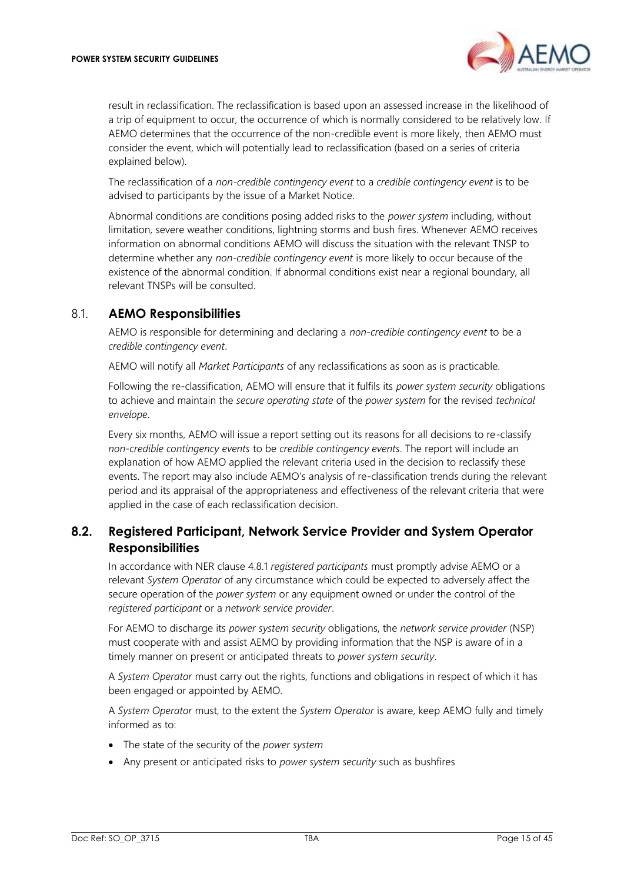result in reclassification. The reclassification is based upon an assessed increase in the likelihood of a trip of equipment to occur, the occurrence of which is normally considered to be relatively low. If AEMO determines that the occurrence of the non-credible event is more likely, then AEMO must consider the event, which will potentially lead to reclassification (based on a series of criteria explained below).

The reclassification of a *non-credible contingency event* to a *credible contingency event* is to be advised to participants by the issue of a Market Notice.

Abnormal conditions are conditions posing added risks to the *power system* including, without limitation, severe weather conditions, lightning storms and bush fires. Whenever AEMO receives information on abnormal conditions AEMO will discuss the situation with the relevant TNSP to determine whether any *non-credible contingency event* is more likely to occur because of the existence of the abnormal condition. If abnormal conditions exist near a regional boundary, all relevant TNSPs will be consulted.

## 8.1. AEMO Responsibilities

AEMO is responsible for determining and declaring a *non-credible contingency event* to be a *credible contingency event*.

AEMO will notify all *Market Participants* of any reclassifications as soon as is practicable.

Following the re-classification, AEMO will ensure that it fulfils its *power system security* obligations to achieve and maintain the *secure operating state* of the *power system* for the revised *technical envelope*.

Every six months, AEMO will issue a report setting out its reasons for all decisions to re-classify *non-credible contingency events* to be *credible contingency events*. The report will include an explanation of how AEMO applied the relevant criteria used in the decision to reclassify these events. The report may also include AEMO's analysis of re-classification trends during the relevant period and its appraisal of the appropriateness and effectiveness of the relevant criteria that were applied in the case of each reclassification decision.

## 8.2. Registered Participant, Network Service Provider and System Operator Responsibilities

In accordance with NER clause 4.8.1 *registered participants* must promptly advise AEMO or a relevant *System Operator* of any circumstance which could be expected to adversely affect the secure operation of the *power system* or any equipment owned or under the control of the *registered participant* or a *network service provider*.

For AEMO to discharge its *power system security* obligations, the *network service provider* (NSP) must cooperate with and assist AEMO by providing information that the NSP is aware of in a timely manner on present or anticipated threats to *power system security*.

A *System Operator* must carry out the rights, functions and obligations in respect of which it has been engaged or appointed by AEMO.

A *System Operator* must, to the extent the *System Operator* is aware, keep AEMO fully and timely informed as to:

- The state of the security of the *power system*
- Any present or anticipated risks to *power system security* such as bushfires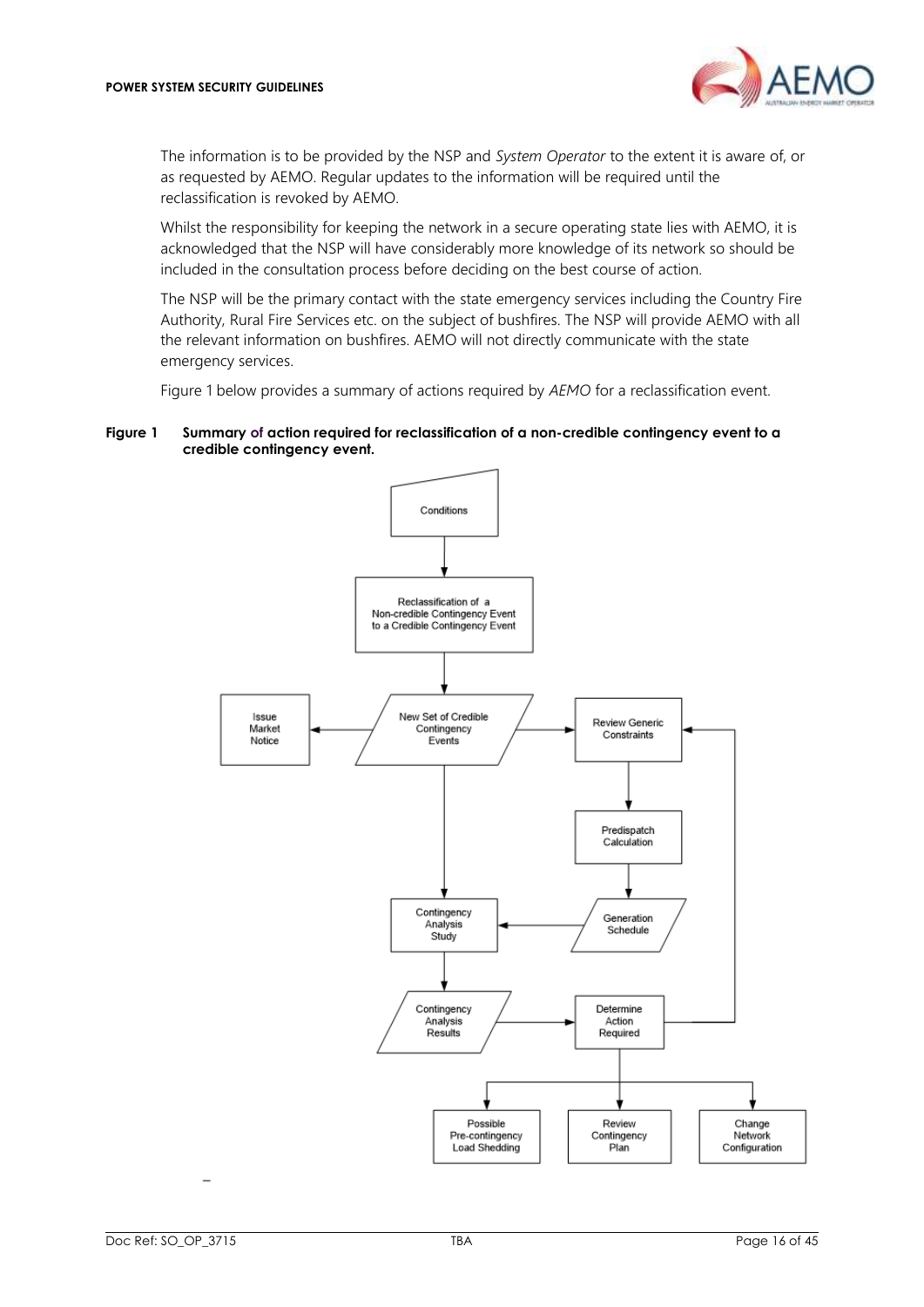The information is to be provided by the NSP and *System Operator* to the extent it is aware of, or as requested by AEMO. Regular updates to the information will be required until the reclassification is revoked by AEMO.

Whilst the responsibility for keeping the network in a secure operating state lies with AEMO, it is acknowledged that the NSP will have considerably more knowledge of its network so should be included in the consultation process before deciding on the best course of action.

The NSP will be the primary contact with the state emergency services including the Country Fire Authority, Rural Fire Services etc. on the subject of bushfires. The NSP will provide AEMO with all the relevant information on bushfires. AEMO will not directly communicate with the state emergency services.

Figure 1 below provides a summary of actions required by *AEMO* for a reclassification event.

**Figure 1 Summary of action required for reclassification of a non-credible contingency event to a credible contingency event.**

Conditions

Reclassification of a Non-credible Contingency Event to a Credible Contingency Event

Issue Market Notice

New Set of Credible Contingency Events

Review Generic Constraints

Predispatch Calculation

Generation Schedule

Contingency Analysis Study

Contingency Analysis Results

Determine Action Required

Possible Pre-contingency Load Shedding

Review Contingency Plan

Change Network Configuration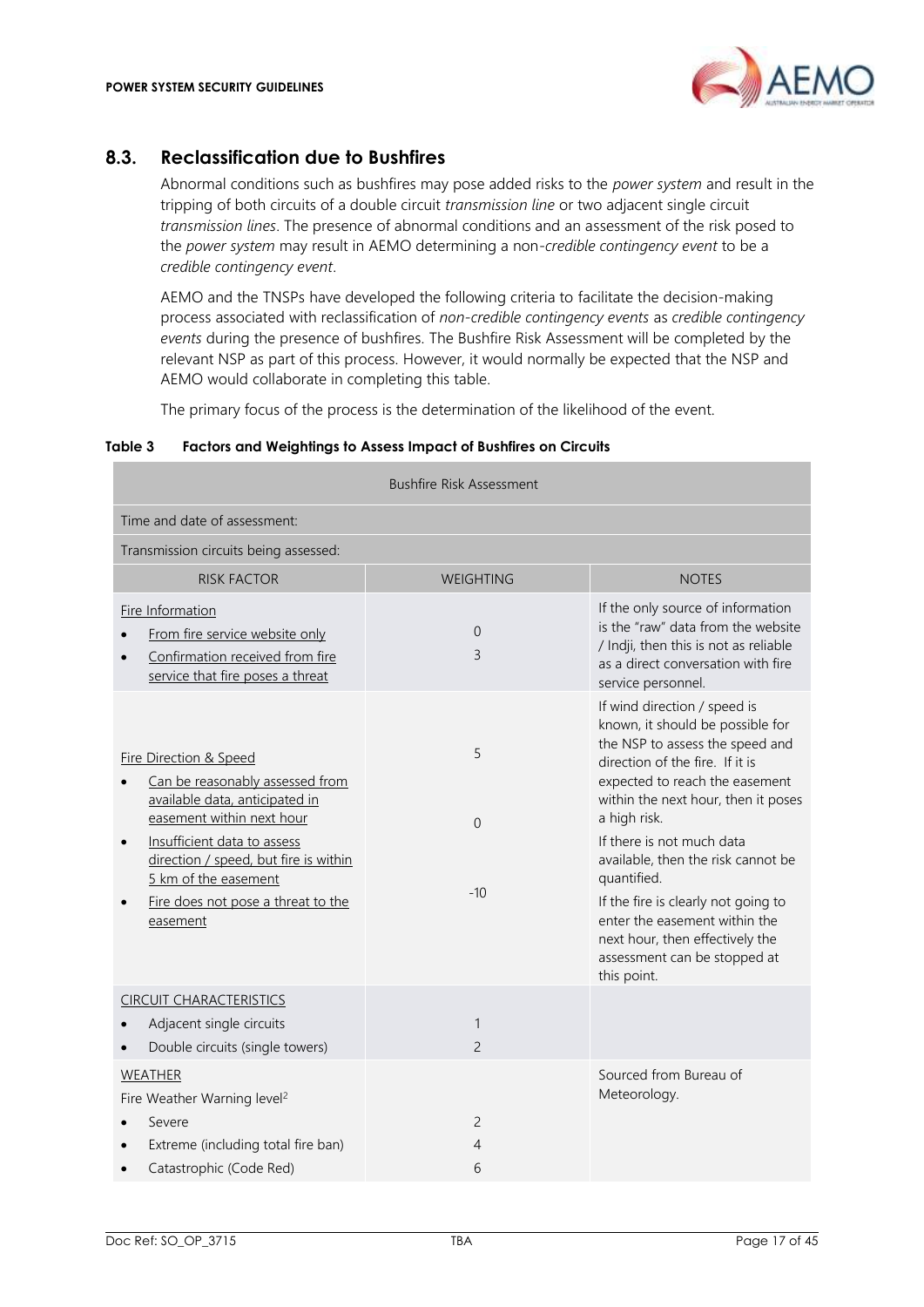## 8.3. Reclassification due to Bushfires

Abnormal conditions such as bushfires may pose added risks to the *power system* and result in the tripping of both circuits of a double circuit *transmission line* or two adjacent single circuit *transmission lines*. The presence of abnormal conditions and an assessment of the risk posed to the *power system* may result in AEMO determining a non-*credible contingency event* to be a *credible contingency event*.

AEMO and the TNSPs have developed the following criteria to facilitate the decision-making process associated with reclassification of *non-credible contingency events* as *credible contingency events* during the presence of bushfires. The Bushfire Risk Assessment will be completed by the relevant NSP as part of this process. However, it would normally be expected that the NSP and AEMO would collaborate in completing this table.

The primary focus of the process is the determination of the likelihood of the event.

**Table 3 Factors and Weightings to Assess Impact of Bushfires on Circuits**

| Bushfire Risk Assessment | | |
|---|---|---|
| Time and date of assessment: | | |
| Transmission circuits being assessed: | | |
| RISK FACTOR | WEIGHTING | NOTES |
| Fire Information<br>• From fire service website only<br>• Confirmation received from fire service that fire poses a threat | 0<br>3 | If the only source of information is the "raw" data from the website / Indji, then this is not as reliable as a direct conversation with fire service personnel. |
| Fire Direction & Speed<br>• Can be reasonably assessed from available data, anticipated in easement within next hour<br>• Insufficient data to assess direction / speed, but fire is within 5 km of the easement<br>• Fire does not pose a threat to the easement | 5<br>0<br>-10 | If wind direction / speed is known, it should be possible for the NSP to assess the speed and direction of the fire. If it is expected to reach the easement within the next hour, then it poses a high risk.<br>If there is not much data available, then the risk cannot be quantified.<br>If the fire is clearly not going to enter the easement within the next hour, then effectively the assessment can be stopped at this point. |
| CIRCUIT CHARACTERISTICS<br>• Adjacent single circuits<br>• Double circuits (single towers) | 1<br>2 | |
| WEATHER<br>Fire Weather Warning level[2]<br>• Severe<br>• Extreme (including total fire ban)<br>• Catastrophic (Code Red) | 2<br>4<br>6 | Sourced from Bureau of Meteorology. |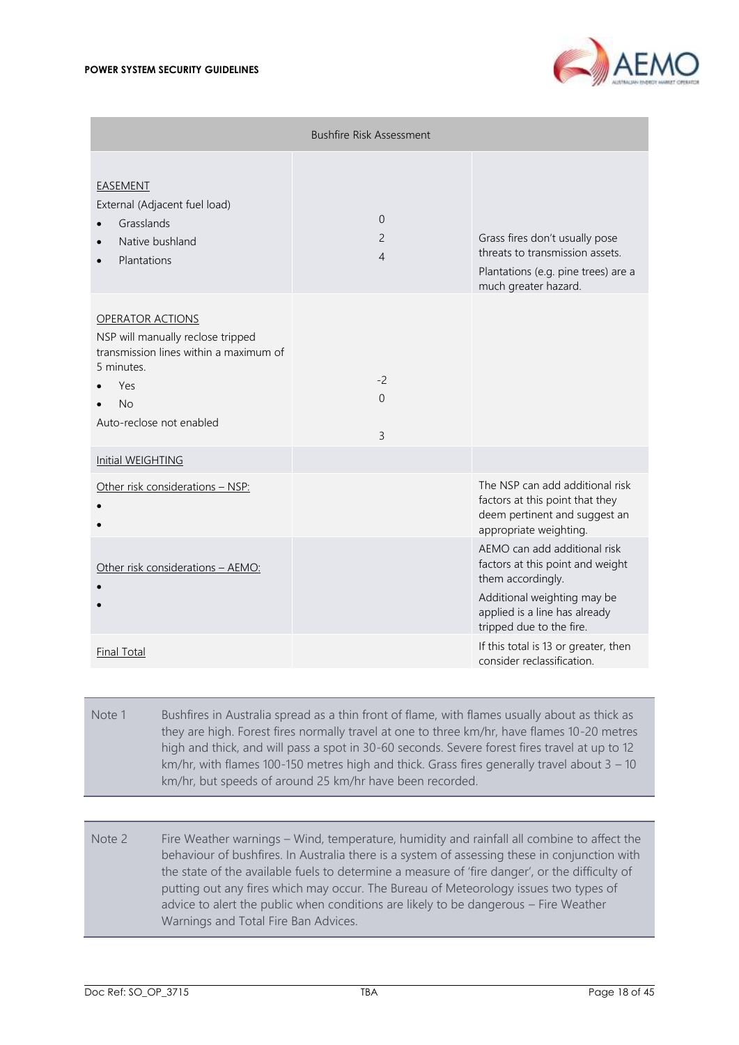| Bushfire Risk Assessment | | |
|---|---|---|
| EASEMENT<br>External (Adjacent fuel load)<br>• Grasslands<br>• Native bushland<br>• Plantations | 0<br>2<br>4 | Grass fires don't usually pose threats to transmission assets.<br>Plantations (e.g. pine trees) are a much greater hazard. |
| OPERATOR ACTIONS<br>NSP will manually reclose tripped transmission lines within a maximum of 5 minutes.<br>• Yes<br>• No<br>Auto-reclose not enabled | -2<br>0<br><br>3 | |
| Initial WEIGHTING | | |
| Other risk considerations – NSP:<br>•<br>• | | The NSP can add additional risk factors at this point that they deem pertinent and suggest an appropriate weighting. |
| Other risk considerations – AEMO:<br>•<br>• | | AEMO can add additional risk factors at this point and weight them accordingly.<br>Additional weighting may be applied is a line has already tripped due to the fire. |
| Final Total | | If this total is 13 or greater, then consider reclassification. |

| | |
|---|---|
| Note 1 | Bushfires in Australia spread as a thin front of flame, with flames usually about as thick as they are high. Forest fires normally travel at one to three km/hr, have flames 10-20 metres high and thick, and will pass a spot in 30-60 seconds. Severe forest fires travel at up to 12 km/hr, with flames 100-150 metres high and thick. Grass fires generally travel about 3 – 10 km/hr, but speeds of around 25 km/hr have been recorded. |

| | |
|---|---|
| Note 2 | Fire Weather warnings – Wind, temperature, humidity and rainfall all combine to affect the behaviour of bushfires. In Australia there is a system of assessing these in conjunction with the state of the available fuels to determine a measure of 'fire danger', or the difficulty of putting out any fires which may occur. The Bureau of Meteorology issues two types of advice to alert the public when conditions are likely to be dangerous – Fire Weather Warnings and Total Fire Ban Advices. |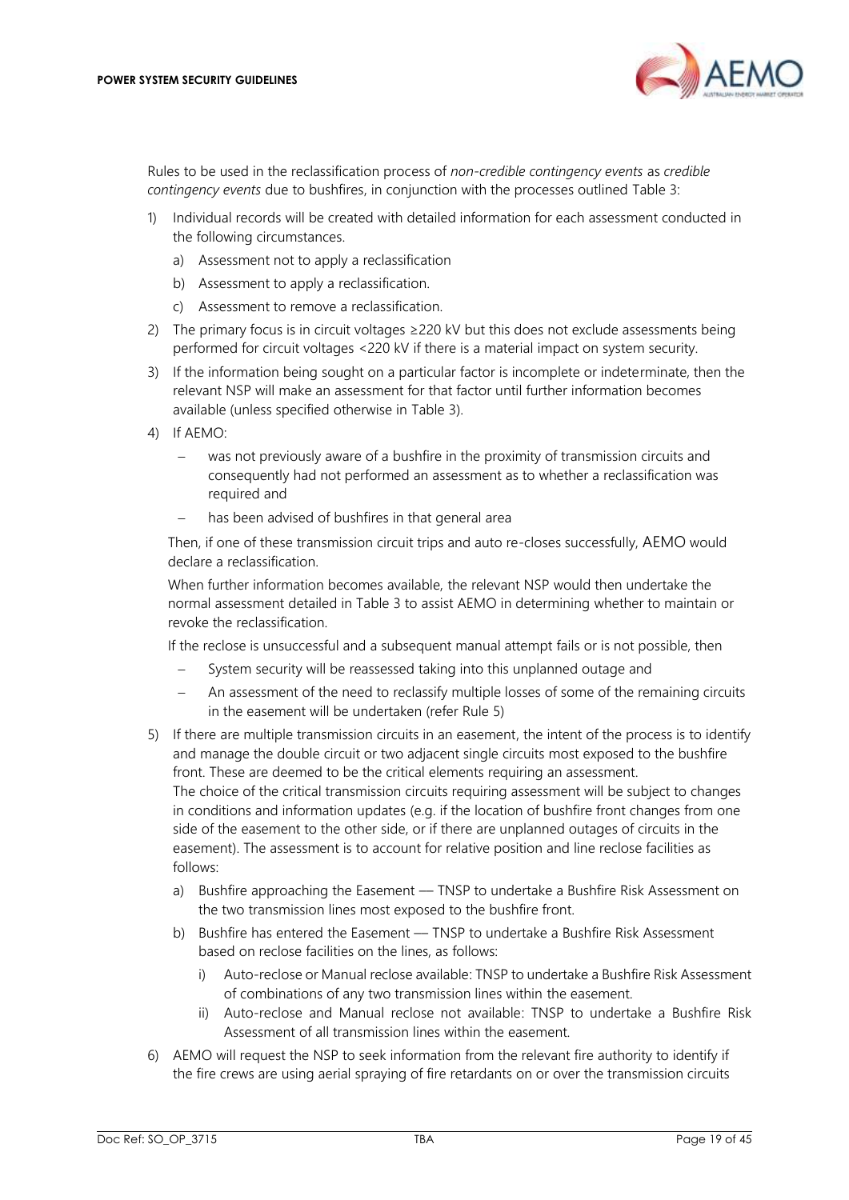Rules to be used in the reclassification process of *non-credible contingency events* as *credible contingency events* due to bushfires, in conjunction with the processes outlined Table 3:

1) Individual records will be created with detailed information for each assessment conducted in the following circumstances.
   a) Assessment not to apply a reclassification
   b) Assessment to apply a reclassification.
   c) Assessment to remove a reclassification.
2) The primary focus is in circuit voltages ≥220 kV but this does not exclude assessments being performed for circuit voltages <220 kV if there is a material impact on system security.
3) If the information being sought on a particular factor is incomplete or indeterminate, then the relevant NSP will make an assessment for that factor until further information becomes available (unless specified otherwise in Table 3).
4) If AEMO:
   – was not previously aware of a bushfire in the proximity of transmission circuits and consequently had not performed an assessment as to whether a reclassification was required and
   – has been advised of bushfires in that general area

   Then, if one of these transmission circuit trips and auto re-closes successfully, AEMO would declare a reclassification.

   When further information becomes available, the relevant NSP would then undertake the normal assessment detailed in Table 3 to assist AEMO in determining whether to maintain or revoke the reclassification.

   If the reclose is unsuccessful and a subsequent manual attempt fails or is not possible, then
   – System security will be reassessed taking into this unplanned outage and
   – An assessment of the need to reclassify multiple losses of some of the remaining circuits in the easement will be undertaken (refer Rule 5)
5) If there are multiple transmission circuits in an easement, the intent of the process is to identify and manage the double circuit or two adjacent single circuits most exposed to the bushfire front. These are deemed to be the critical elements requiring an assessment.
   The choice of the critical transmission circuits requiring assessment will be subject to changes in conditions and information updates (e.g. if the location of bushfire front changes from one side of the easement to the other side, or if there are unplanned outages of circuits in the easement). The assessment is to account for relative position and line reclose facilities as follows:
   a) Bushfire approaching the Easement — TNSP to undertake a Bushfire Risk Assessment on the two transmission lines most exposed to the bushfire front.
   b) Bushfire has entered the Easement — TNSP to undertake a Bushfire Risk Assessment based on reclose facilities on the lines, as follows:
      i) Auto-reclose or Manual reclose available: TNSP to undertake a Bushfire Risk Assessment of combinations of any two transmission lines within the easement.
      ii) Auto-reclose and Manual reclose not available: TNSP to undertake a Bushfire Risk Assessment of all transmission lines within the easement.
6) AEMO will request the NSP to seek information from the relevant fire authority to identify if the fire crews are using aerial spraying of fire retardants on or over the transmission circuits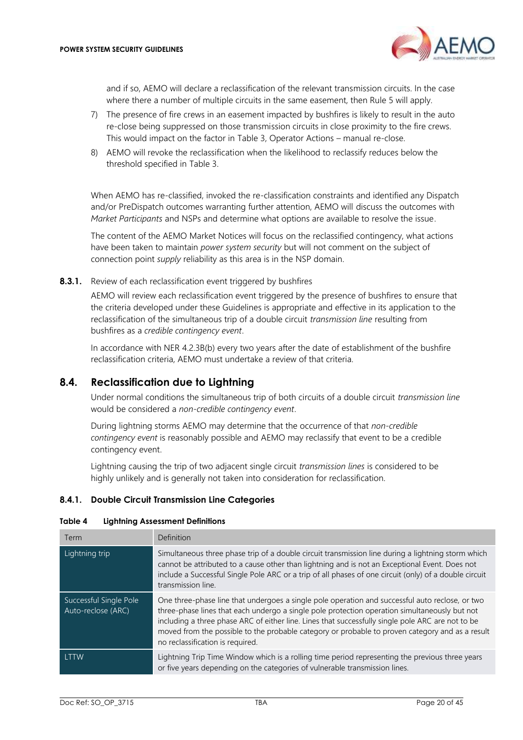and if so, AEMO will declare a reclassification of the relevant transmission circuits. In the case where there a number of multiple circuits in the same easement, then Rule 5 will apply.

7) The presence of fire crews in an easement impacted by bushfires is likely to result in the auto re-close being suppressed on those transmission circuits in close proximity to the fire crews. This would impact on the factor in Table 3, Operator Actions – manual re-close.
8) AEMO will revoke the reclassification when the likelihood to reclassify reduces below the threshold specified in Table 3.

When AEMO has re-classified, invoked the re-classification constraints and identified any Dispatch and/or PreDispatch outcomes warranting further attention, AEMO will discuss the outcomes with *Market Participants* and NSPs and determine what options are available to resolve the issue.

The content of the AEMO Market Notices will focus on the reclassified contingency, what actions have been taken to maintain *power system security* but will not comment on the subject of connection point *supply* reliability as this area is in the NSP domain.

**8.3.1.** Review of each reclassification event triggered by bushfires

AEMO will review each reclassification event triggered by the presence of bushfires to ensure that the criteria developed under these Guidelines is appropriate and effective in its application to the reclassification of the simultaneous trip of a double circuit *transmission line* resulting from bushfires as a *credible contingency event*.

In accordance with NER 4.2.3B(b) every two years after the date of establishment of the bushfire reclassification criteria, AEMO must undertake a review of that criteria.

## 8.4. Reclassification due to Lightning

Under normal conditions the simultaneous trip of both circuits of a double circuit *transmission line* would be considered a *non-credible contingency event*.

During lightning storms AEMO may determine that the occurrence of that *non-credible contingency event* is reasonably possible and AEMO may reclassify that event to be a credible contingency event.

Lightning causing the trip of two adjacent single circuit *transmission lines* is considered to be highly unlikely and is generally not taken into consideration for reclassification.

### 8.4.1. Double Circuit Transmission Line Categories

**Table 4 Lightning Assessment Definitions**

| Term | Definition |
|---|---|
| Lightning trip | Simultaneous three phase trip of a double circuit transmission line during a lightning storm which cannot be attributed to a cause other than lightning and is not an Exceptional Event. Does not include a Successful Single Pole ARC or a trip of all phases of one circuit (only) of a double circuit transmission line. |
| Successful Single Pole Auto-reclose (ARC) | One three-phase line that undergoes a single pole operation and successful auto reclose, or two three-phase lines that each undergo a single pole protection operation simultaneously but not including a three phase ARC of either line. Lines that successfully single pole ARC are not to be moved from the possible to the probable category or probable to proven category and as a result no reclassification is required. |
| LTTW | Lightning Trip Time Window which is a rolling time period representing the previous three years or five years depending on the categories of vulnerable transmission lines. |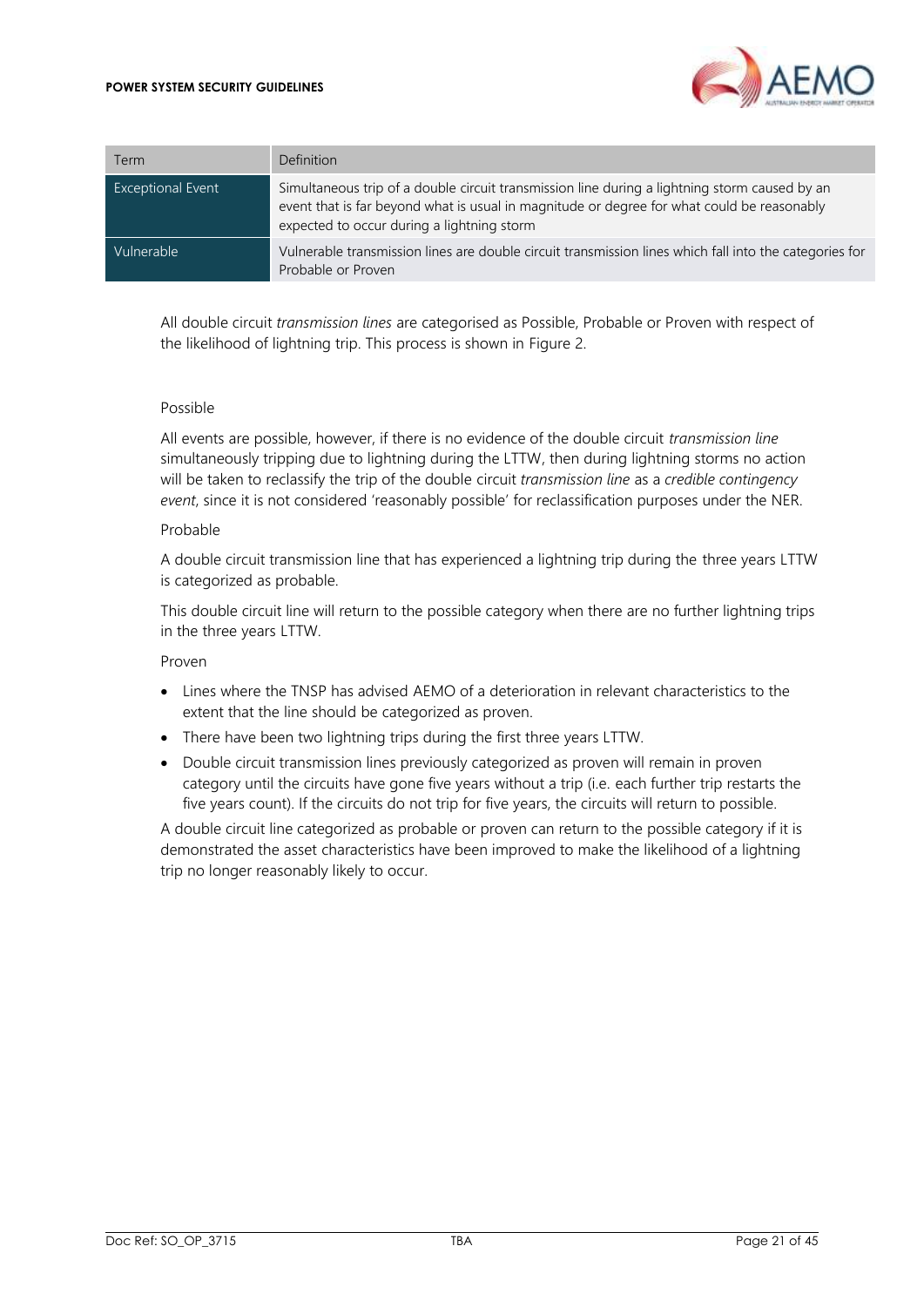| Term | Definition |
| --- | --- |
| Exceptional Event | Simultaneous trip of a double circuit transmission line during a lightning storm caused by an event that is far beyond what is usual in magnitude or degree for what could be reasonably expected to occur during a lightning storm |
| Vulnerable | Vulnerable transmission lines are double circuit transmission lines which fall into the categories for Probable or Proven |

All double circuit *transmission lines* are categorised as Possible, Probable or Proven with respect of the likelihood of lightning trip. This process is shown in Figure 2.

Possible

All events are possible, however, if there is no evidence of the double circuit *transmission line* simultaneously tripping due to lightning during the LTTW, then during lightning storms no action will be taken to reclassify the trip of the double circuit *transmission line* as a *credible contingency event*, since it is not considered 'reasonably possible' for reclassification purposes under the NER.

Probable

A double circuit transmission line that has experienced a lightning trip during the three years LTTW is categorized as probable.

This double circuit line will return to the possible category when there are no further lightning trips in the three years LTTW.

Proven

- Lines where the TNSP has advised AEMO of a deterioration in relevant characteristics to the extent that the line should be categorized as proven.
- There have been two lightning trips during the first three years LTTW.
- Double circuit transmission lines previously categorized as proven will remain in proven category until the circuits have gone five years without a trip (i.e. each further trip restarts the five years count). If the circuits do not trip for five years, the circuits will return to possible.

A double circuit line categorized as probable or proven can return to the possible category if it is demonstrated the asset characteristics have been improved to make the likelihood of a lightning trip no longer reasonably likely to occur.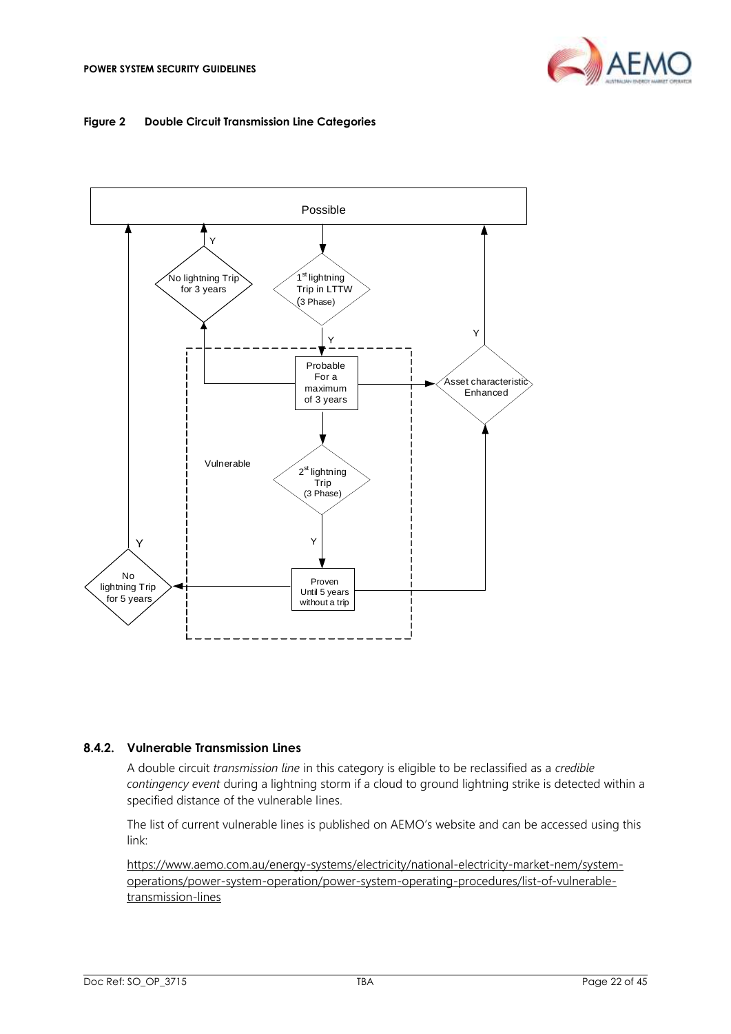**Figure 2 Double Circuit Transmission Line Categories**

### 8.4.2. Vulnerable Transmission Lines

A double circuit *transmission line* in this category is eligible to be reclassified as a *credible contingency event* during a lightning storm if a cloud to ground lightning strike is detected within a specified distance of the vulnerable lines.

The list of current vulnerable lines is published on AEMO's website and can be accessed using this link:

https://www.aemo.com.au/energy-systems/electricity/national-electricity-market-nem/system-operations/power-system-operation/power-system-operating-procedures/list-of-vulnerable-transmission-lines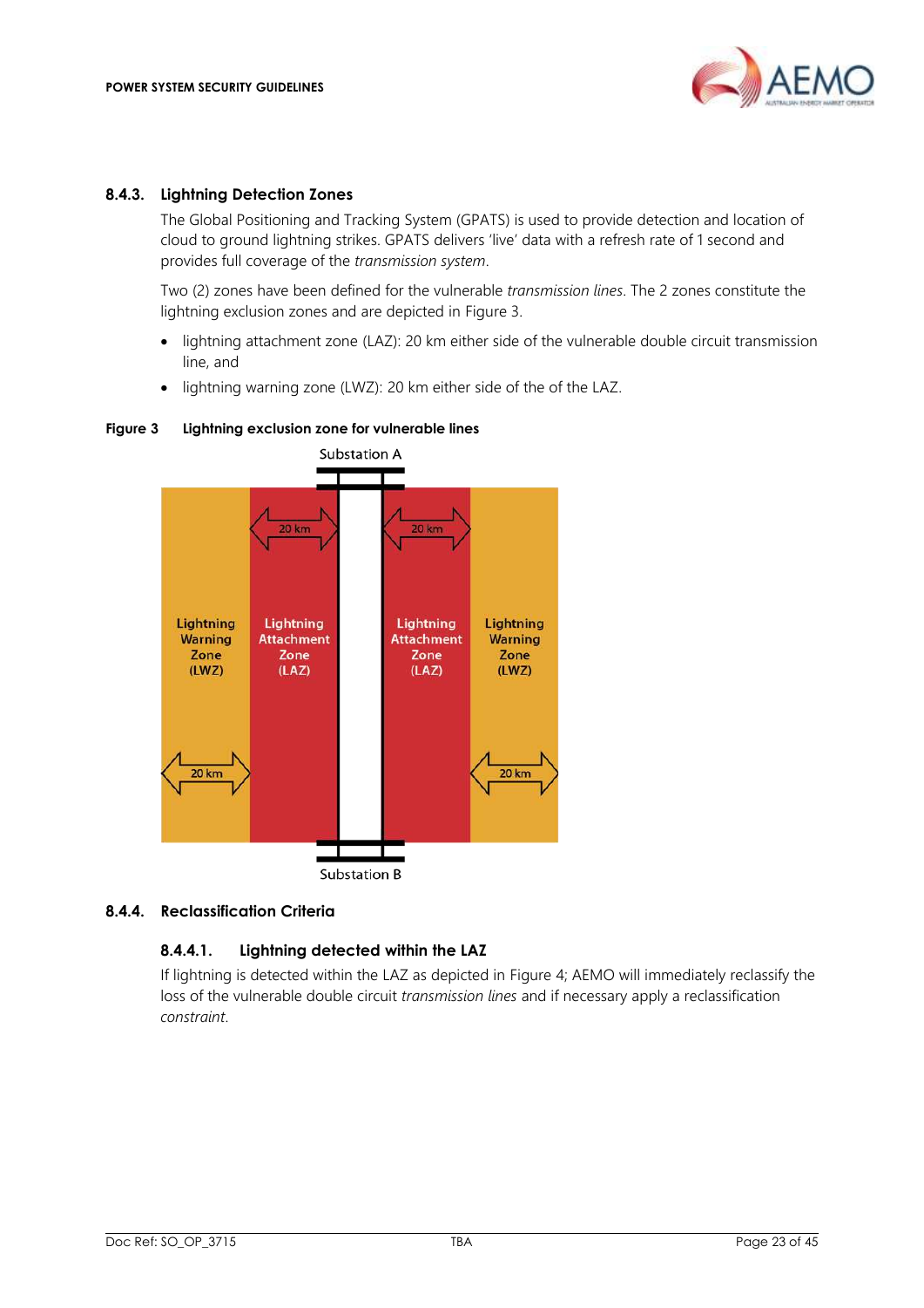### 8.4.3. Lightning Detection Zones

The Global Positioning and Tracking System (GPATS) is used to provide detection and location of cloud to ground lightning strikes. GPATS delivers 'live' data with a refresh rate of 1 second and provides full coverage of the *transmission system*.

Two (2) zones have been defined for the vulnerable *transmission lines*. The 2 zones constitute the lightning exclusion zones and are depicted in Figure 3.

- lightning attachment zone (LAZ): 20 km either side of the vulnerable double circuit transmission line, and
- lightning warning zone (LWZ): 20 km either side of the of the LAZ.

**Figure 3 Lightning exclusion zone for vulnerable lines**

Substation A

| Lightning Warning Zone (LWZ) | Lightning Attachment Zone (LAZ) | | Lightning Attachment Zone (LAZ) | Lightning Warning Zone (LWZ) |
|---|---|---|---|---|
| 20 km | 20 km | | 20 km | 20 km |

Substation B

### 8.4.4. Reclassification Criteria

#### 8.4.4.1. Lightning detected within the LAZ

If lightning is detected within the LAZ as depicted in Figure 4; AEMO will immediately reclassify the loss of the vulnerable double circuit *transmission lines* and if necessary apply a reclassification *constraint*.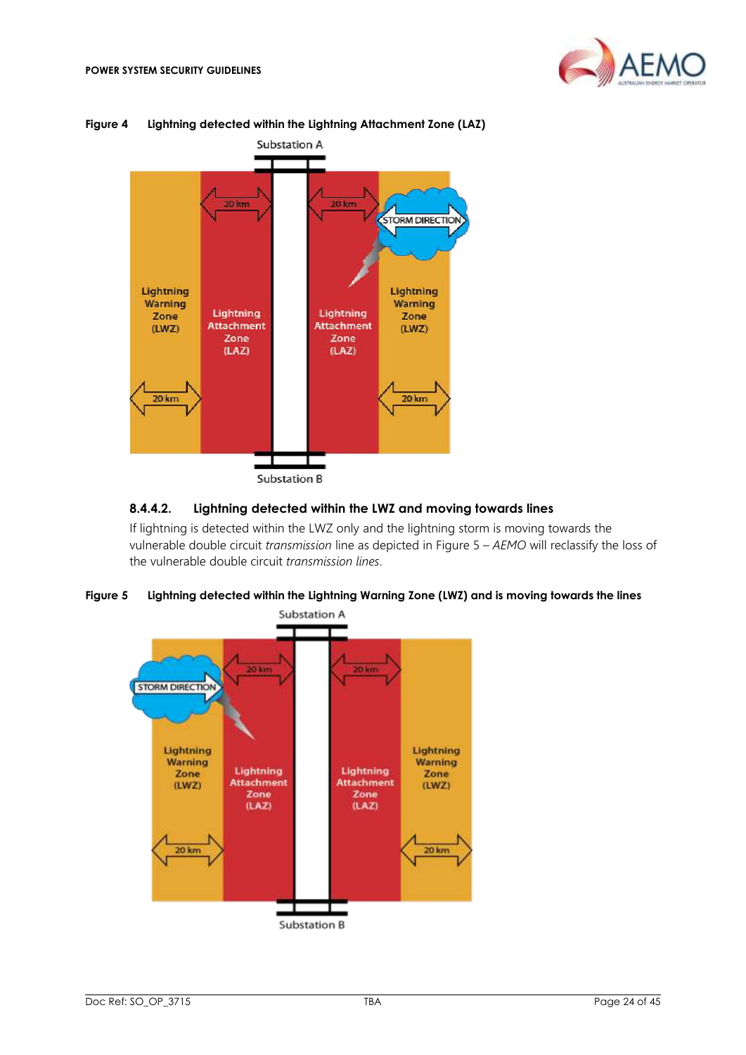**Figure 4 Lightning detected within the Lightning Attachment Zone (LAZ)**

### 8.4.4.2. Lightning detected within the LWZ and moving towards lines

If lightning is detected within the LWZ only and the lightning storm is moving towards the vulnerable double circuit *transmission* line as depicted in Figure 5 – *AEMO* will reclassify the loss of the vulnerable double circuit *transmission lines*.

**Figure 5 Lightning detected within the Lightning Warning Zone (LWZ) and is moving towards the lines**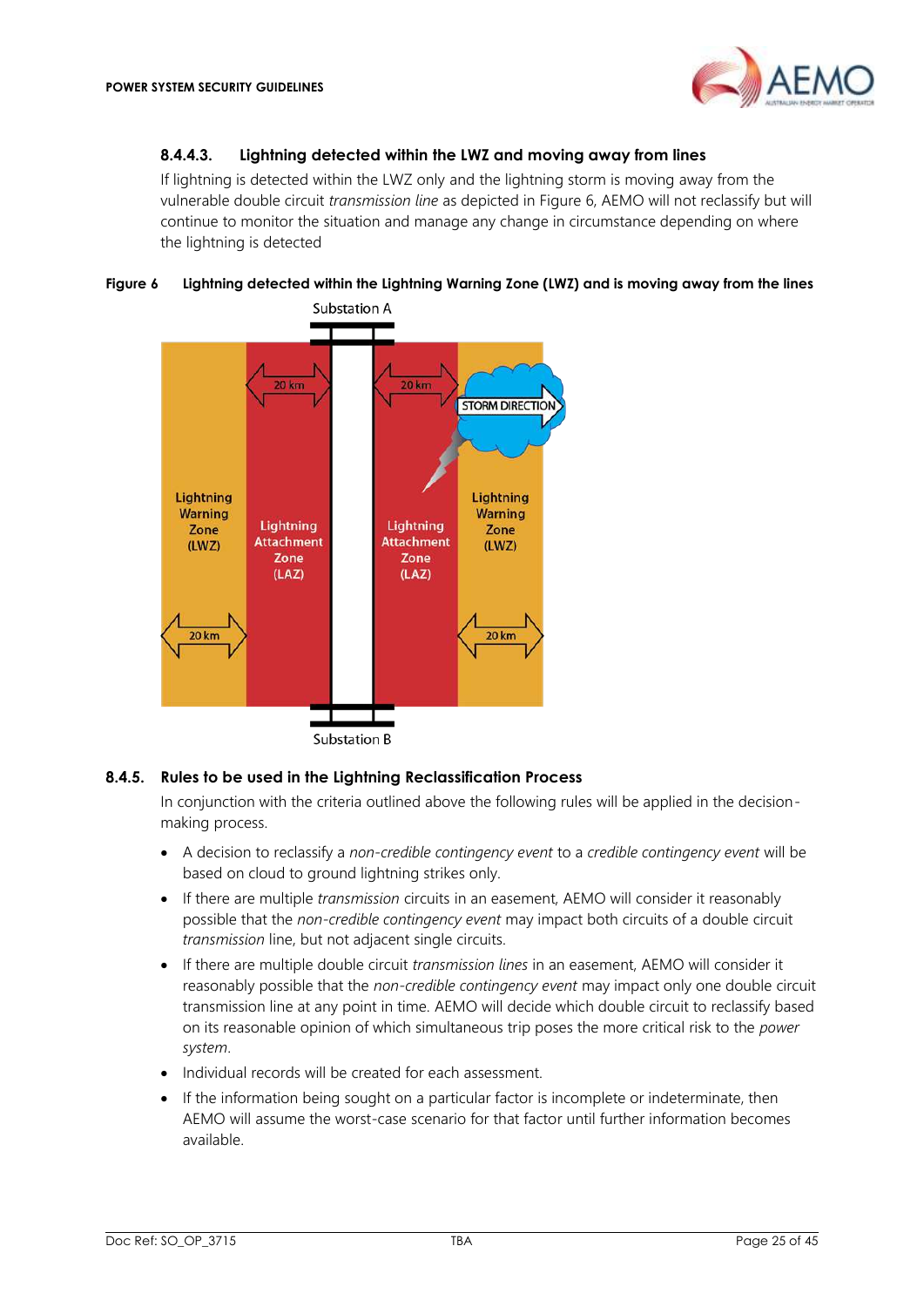#### 8.4.4.3. Lightning detected within the LWZ and moving away from lines

If lightning is detected within the LWZ only and the lightning storm is moving away from the vulnerable double circuit *transmission line* as depicted in Figure 6, AEMO will not reclassify but will continue to monitor the situation and manage any change in circumstance depending on where the lightning is detected

**Figure 6 Lightning detected within the Lightning Warning Zone (LWZ) and is moving away from the lines**

### 8.4.5. Rules to be used in the Lightning Reclassification Process

In conjunction with the criteria outlined above the following rules will be applied in the decision-making process.

- A decision to reclassify a *non-credible contingency event* to a *credible contingency event* will be based on cloud to ground lightning strikes only.
- If there are multiple *transmission* circuits in an easement, AEMO will consider it reasonably possible that the *non-credible contingency event* may impact both circuits of a double circuit *transmission* line, but not adjacent single circuits.
- If there are multiple double circuit *transmission lines* in an easement, AEMO will consider it reasonably possible that the *non-credible contingency event* may impact only one double circuit transmission line at any point in time. AEMO will decide which double circuit to reclassify based on its reasonable opinion of which simultaneous trip poses the more critical risk to the *power system*.
- Individual records will be created for each assessment.
- If the information being sought on a particular factor is incomplete or indeterminate, then AEMO will assume the worst-case scenario for that factor until further information becomes available.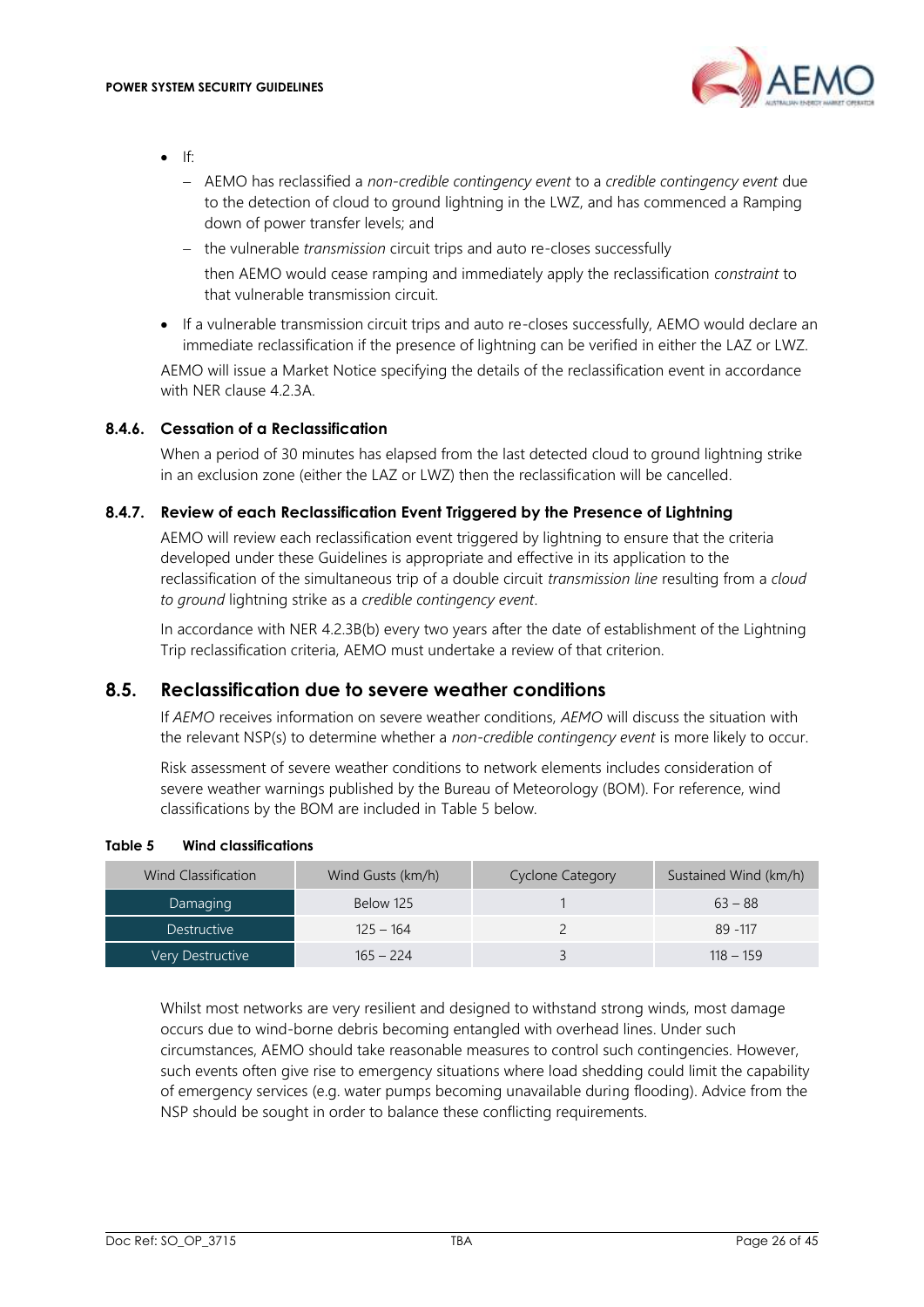- If:
  - AEMO has reclassified a *non-credible contingency event* to a *credible contingency event* due to the detection of cloud to ground lightning in the LWZ, and has commenced a Ramping down of power transfer levels; and
  - the vulnerable *transmission* circuit trips and auto re-closes successfully

  then AEMO would cease ramping and immediately apply the reclassification *constraint* to that vulnerable transmission circuit.

- If a vulnerable transmission circuit trips and auto re-closes successfully, AEMO would declare an immediate reclassification if the presence of lightning can be verified in either the LAZ or LWZ.

AEMO will issue a Market Notice specifying the details of the reclassification event in accordance with NER clause 4.2.3A.

### 8.4.6. Cessation of a Reclassification

When a period of 30 minutes has elapsed from the last detected cloud to ground lightning strike in an exclusion zone (either the LAZ or LWZ) then the reclassification will be cancelled.

### 8.4.7. Review of each Reclassification Event Triggered by the Presence of Lightning

AEMO will review each reclassification event triggered by lightning to ensure that the criteria developed under these Guidelines is appropriate and effective in its application to the reclassification of the simultaneous trip of a double circuit *transmission line* resulting from a *cloud to ground* lightning strike as a *credible contingency event*.

In accordance with NER 4.2.3B(b) every two years after the date of establishment of the Lightning Trip reclassification criteria, AEMO must undertake a review of that criterion.

## 8.5. Reclassification due to severe weather conditions

If *AEMO* receives information on severe weather conditions, *AEMO* will discuss the situation with the relevant NSP(s) to determine whether a *non-credible contingency event* is more likely to occur.

Risk assessment of severe weather conditions to network elements includes consideration of severe weather warnings published by the Bureau of Meteorology (BOM). For reference, wind classifications by the BOM are included in Table 5 below.

**Table 5 Wind classifications**

| Wind Classification | Wind Gusts (km/h) | Cyclone Category | Sustained Wind (km/h) |
|---|---|---|---|
| Damaging | Below 125 | 1 | 63 – 88 |
| Destructive | 125 – 164 | 2 | 89 -117 |
| Very Destructive | 165 – 224 | 3 | 118 – 159 |

Whilst most networks are very resilient and designed to withstand strong winds, most damage occurs due to wind-borne debris becoming entangled with overhead lines. Under such circumstances, AEMO should take reasonable measures to control such contingencies. However, such events often give rise to emergency situations where load shedding could limit the capability of emergency services (e.g. water pumps becoming unavailable during flooding). Advice from the NSP should be sought in order to balance these conflicting requirements.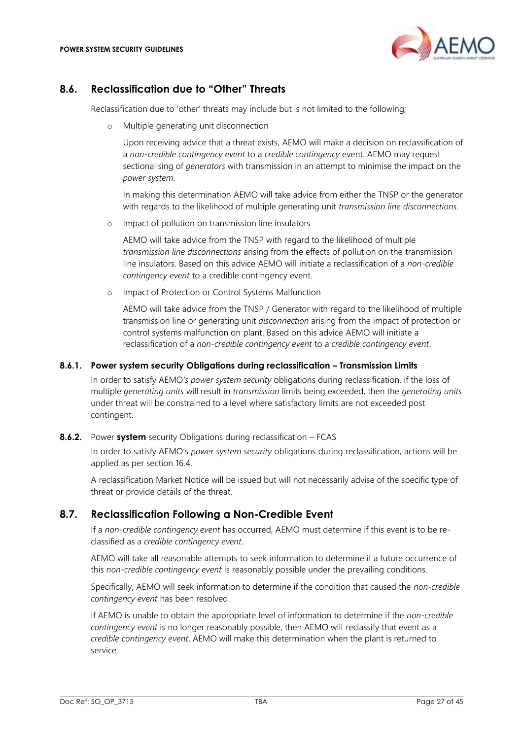## 8.6. Reclassification due to "Other" Threats

Reclassification due to 'other' threats may include but is not limited to the following;

- Multiple generating unit disconnection

  Upon receiving advice that a threat exists, AEMO will make a decision on reclassification of a *non-credible contingency event* to a *credible contingency* event. AEMO may request sectionalising of *generators* with transmission in an attempt to minimise the impact on the *power system*.

  In making this determination AEMO will take advice from either the TNSP or the generator with regards to the likelihood of multiple generating unit *transmission line disconnections*.

- Impact of pollution on transmission line insulators

  AEMO will take advice from the TNSP with regard to the likelihood of multiple *transmission line disconnections* arising from the effects of pollution on the transmission line insulators. Based on this advice AEMO will initiate a reclassification of a *non-credible contingency event* to a credible contingency event.

- Impact of Protection or Control Systems Malfunction

  AEMO will take advice from the TNSP / Generator with regard to the likelihood of multiple transmission line or generating unit *disconnection* arising from the impact of protection or control systems malfunction on plant. Based on this advice AEMO will initiate a reclassification of a *non-credible contingency event* to a *credible contingency event*.

### 8.6.1. Power system security Obligations during reclassification – Transmission Limits

In order to satisfy AEMO*'s power system security* obligations during reclassification, if the loss of multiple *generating units* will result in *transmission* limits being exceeded, then the *generating units* under threat will be constrained to a level where satisfactory limits are not exceeded post contingent.

### **8.6.2.** Power **system** security Obligations during reclassification – FCAS

In order to satisfy AEMO's *power system security* obligations during reclassification, actions will be applied as per section 16.4.

A reclassification Market Notice will be issued but will not necessarily advise of the specific type of threat or provide details of the threat.

## 8.7. Reclassification Following a Non-Credible Event

If a *non-credible contingency event* has occurred, AEMO must determine if this event is to be re-classified as a *credible contingency event*.

AEMO will take all reasonable attempts to seek information to determine if a future occurrence of this *non-credible contingency event* is reasonably possible under the prevailing conditions.

Specifically, AEMO will seek information to determine if the condition that caused the *non-credible contingency event* has been resolved.

If AEMO is unable to obtain the appropriate level of information to determine if the *non-credible contingency event* is no longer reasonably possible, then AEMO will reclassify that event as a *credible contingency event*. AEMO will make this determination when the plant is returned to service.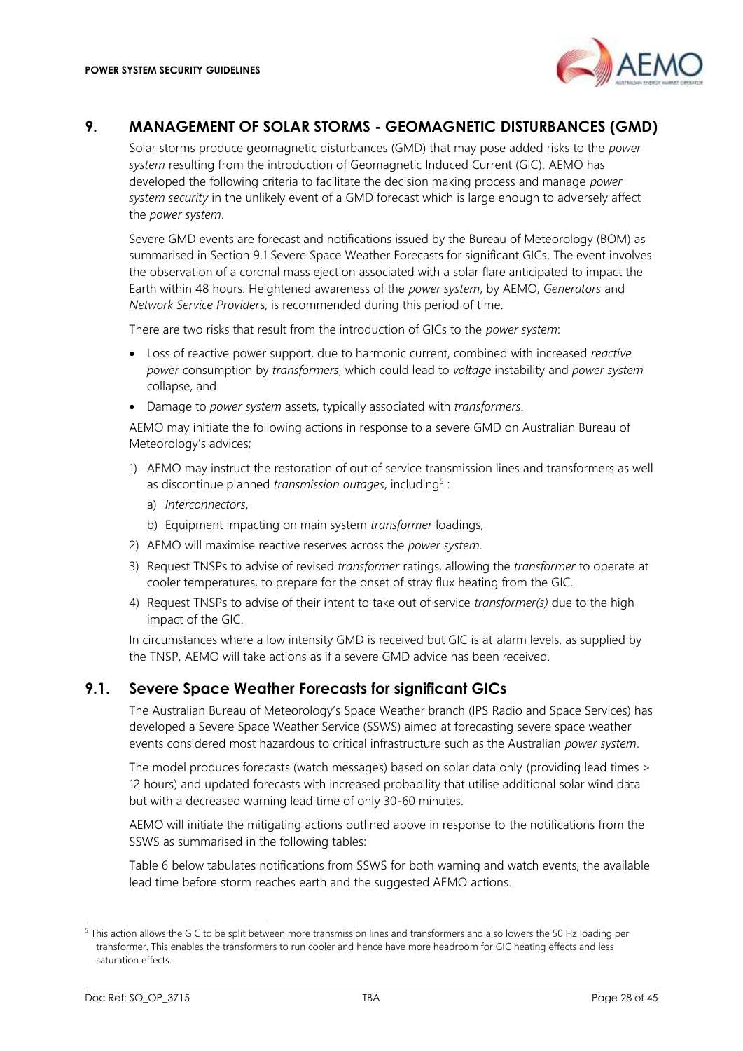## 9. MANAGEMENT OF SOLAR STORMS - GEOMAGNETIC DISTURBANCES (GMD)

Solar storms produce geomagnetic disturbances (GMD) that may pose added risks to the *power system* resulting from the introduction of Geomagnetic Induced Current (GIC). AEMO has developed the following criteria to facilitate the decision making process and manage *power system security* in the unlikely event of a GMD forecast which is large enough to adversely affect the *power system*.

Severe GMD events are forecast and notifications issued by the Bureau of Meteorology (BOM) as summarised in Section 9.1 Severe Space Weather Forecasts for significant GICs. The event involves the observation of a coronal mass ejection associated with a solar flare anticipated to impact the Earth within 48 hours. Heightened awareness of the *power system*, by AEMO, *Generators* and *Network Service Provider*s, is recommended during this period of time.

There are two risks that result from the introduction of GICs to the *power system*:

- Loss of reactive power support, due to harmonic current, combined with increased *reactive power* consumption by *transformers*, which could lead to *voltage* instability and *power system* collapse, and
- Damage to *power system* assets, typically associated with *transformers*.

AEMO may initiate the following actions in response to a severe GMD on Australian Bureau of Meteorology's advices;

1) AEMO may instruct the restoration of out of service transmission lines and transformers as well as discontinue planned *transmission outages*, including[5] :
   a) *Interconnectors*,
   b) Equipment impacting on main system *transformer* loadings,
2) AEMO will maximise reactive reserves across the *power system*.
3) Request TNSPs to advise of revised *transformer* ratings, allowing the *transformer* to operate at cooler temperatures, to prepare for the onset of stray flux heating from the GIC.
4) Request TNSPs to advise of their intent to take out of service *transformer(s)* due to the high impact of the GIC.

In circumstances where a low intensity GMD is received but GIC is at alarm levels, as supplied by the TNSP, AEMO will take actions as if a severe GMD advice has been received.

### 9.1. Severe Space Weather Forecasts for significant GICs

The Australian Bureau of Meteorology's Space Weather branch (IPS Radio and Space Services) has developed a Severe Space Weather Service (SSWS) aimed at forecasting severe space weather events considered most hazardous to critical infrastructure such as the Australian *power system*.

The model produces forecasts (watch messages) based on solar data only (providing lead times > 12 hours) and updated forecasts with increased probability that utilise additional solar wind data but with a decreased warning lead time of only 30-60 minutes.

AEMO will initiate the mitigating actions outlined above in response to the notifications from the SSWS as summarised in the following tables:

Table 6 below tabulates notifications from SSWS for both warning and watch events, the available lead time before storm reaches earth and the suggested AEMO actions.

---

[5] This action allows the GIC to be split between more transmission lines and transformers and also lowers the 50 Hz loading per transformer. This enables the transformers to run cooler and hence have more headroom for GIC heating effects and less saturation effects.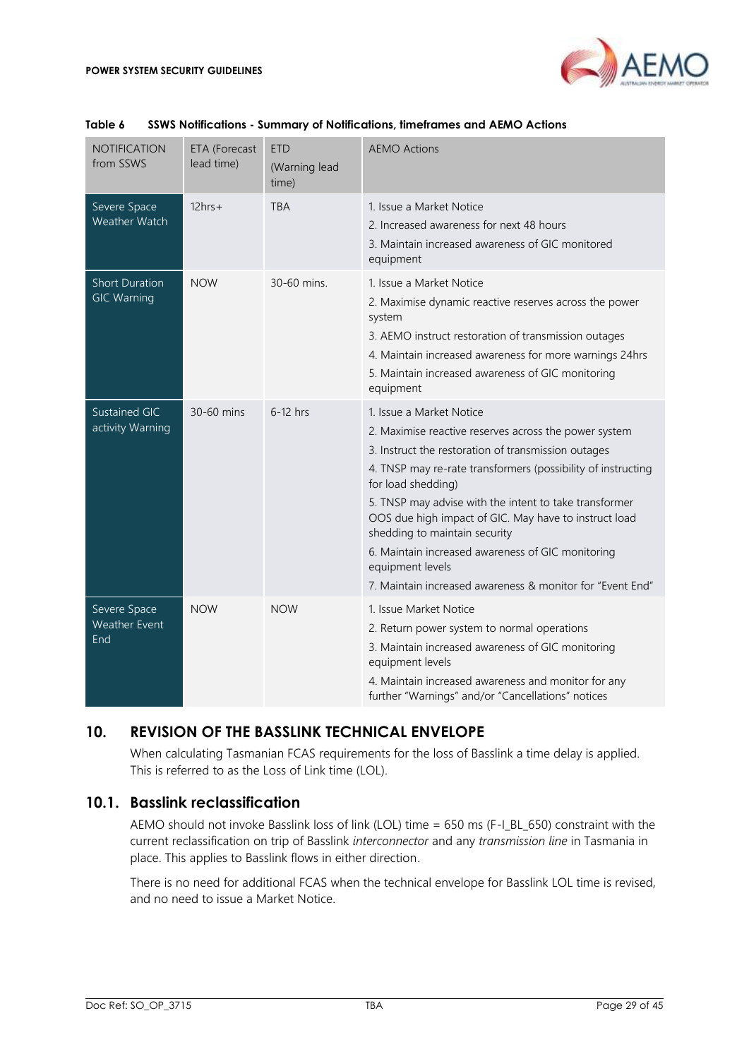**Table 6 SSWS Notifications - Summary of Notifications, timeframes and AEMO Actions**

| NOTIFICATION from SSWS | ETA (Forecast lead time) | ETD (Warning lead time) | AEMO Actions |
|---|---|---|---|
| Severe Space Weather Watch | 12hrs+ | TBA | 1. Issue a Market Notice<br>2. Increased awareness for next 48 hours<br>3. Maintain increased awareness of GIC monitored equipment |
| Short Duration GIC Warning | NOW | 30-60 mins. | 1. Issue a Market Notice<br>2. Maximise dynamic reactive reserves across the power system<br>3. AEMO instruct restoration of transmission outages<br>4. Maintain increased awareness for more warnings 24hrs<br>5. Maintain increased awareness of GIC monitoring equipment |
| Sustained GIC activity Warning | 30-60 mins | 6-12 hrs | 1. Issue a Market Notice<br>2. Maximise reactive reserves across the power system<br>3. Instruct the restoration of transmission outages<br>4. TNSP may re-rate transformers (possibility of instructing for load shedding)<br>5. TNSP may advise with the intent to take transformer OOS due high impact of GIC. May have to instruct load shedding to maintain security<br>6. Maintain increased awareness of GIC monitoring equipment levels<br>7. Maintain increased awareness & monitor for "Event End" |
| Severe Space Weather Event End | NOW | NOW | 1. Issue Market Notice<br>2. Return power system to normal operations<br>3. Maintain increased awareness of GIC monitoring equipment levels<br>4. Maintain increased awareness and monitor for any further "Warnings" and/or "Cancellations" notices |

## 10. REVISION OF THE BASSLINK TECHNICAL ENVELOPE

When calculating Tasmanian FCAS requirements for the loss of Basslink a time delay is applied. This is referred to as the Loss of Link time (LOL).

### 10.1. Basslink reclassification

AEMO should not invoke Basslink loss of link (LOL) time = 650 ms (F-I_BL_650) constraint with the current reclassification on trip of Basslink *interconnector* and any *transmission line* in Tasmania in place. This applies to Basslink flows in either direction.

There is no need for additional FCAS when the technical envelope for Basslink LOL time is revised, and no need to issue a Market Notice.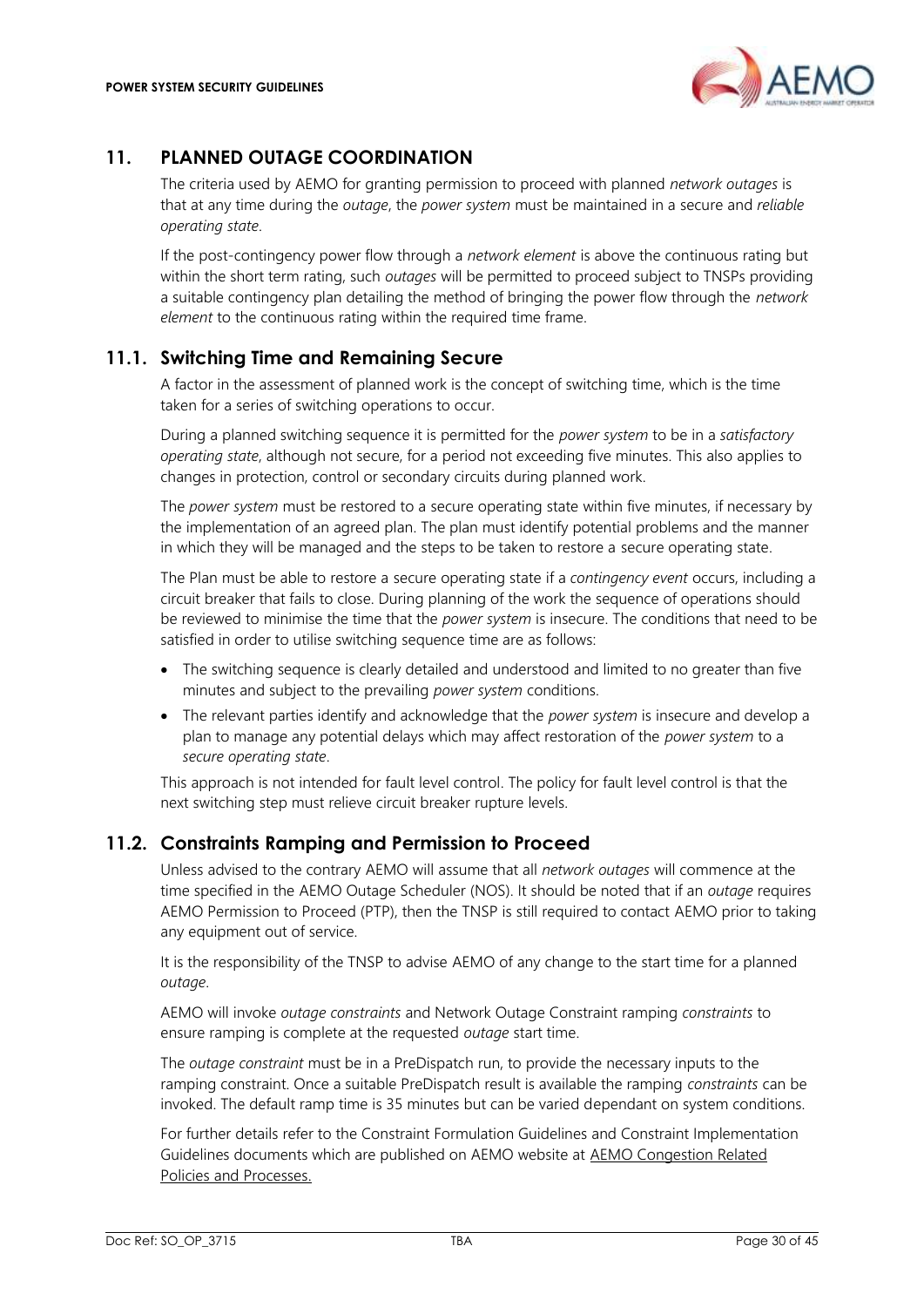# 11. PLANNED OUTAGE COORDINATION

The criteria used by AEMO for granting permission to proceed with planned *network outages* is that at any time during the *outage*, the *power system* must be maintained in a secure and *reliable operating state*.

If the post-contingency power flow through a *network element* is above the continuous rating but within the short term rating, such *outages* will be permitted to proceed subject to TNSPs providing a suitable contingency plan detailing the method of bringing the power flow through the *network element* to the continuous rating within the required time frame.

## 11.1. Switching Time and Remaining Secure

A factor in the assessment of planned work is the concept of switching time, which is the time taken for a series of switching operations to occur.

During a planned switching sequence it is permitted for the *power system* to be in a *satisfactory operating state*, although not secure, for a period not exceeding five minutes. This also applies to changes in protection, control or secondary circuits during planned work.

The *power system* must be restored to a secure operating state within five minutes, if necessary by the implementation of an agreed plan. The plan must identify potential problems and the manner in which they will be managed and the steps to be taken to restore a secure operating state.

The Plan must be able to restore a secure operating state if a *contingency event* occurs, including a circuit breaker that fails to close. During planning of the work the sequence of operations should be reviewed to minimise the time that the *power system* is insecure. The conditions that need to be satisfied in order to utilise switching sequence time are as follows:

- The switching sequence is clearly detailed and understood and limited to no greater than five minutes and subject to the prevailing *power system* conditions.
- The relevant parties identify and acknowledge that the *power system* is insecure and develop a plan to manage any potential delays which may affect restoration of the *power system* to a *secure operating state*.

This approach is not intended for fault level control. The policy for fault level control is that the next switching step must relieve circuit breaker rupture levels.

## 11.2. Constraints Ramping and Permission to Proceed

Unless advised to the contrary AEMO will assume that all *network outages* will commence at the time specified in the AEMO Outage Scheduler (NOS). It should be noted that if an *outage* requires AEMO Permission to Proceed (PTP), then the TNSP is still required to contact AEMO prior to taking any equipment out of service.

It is the responsibility of the TNSP to advise AEMO of any change to the start time for a planned *outage*.

AEMO will invoke *outage constraints* and Network Outage Constraint ramping *constraints* to ensure ramping is complete at the requested *outage* start time.

The *outage constraint* must be in a PreDispatch run, to provide the necessary inputs to the ramping constraint. Once a suitable PreDispatch result is available the ramping *constraints* can be invoked. The default ramp time is 35 minutes but can be varied dependant on system conditions.

For further details refer to the Constraint Formulation Guidelines and Constraint Implementation Guidelines documents which are published on AEMO website at AEMO Congestion Related Policies and Processes.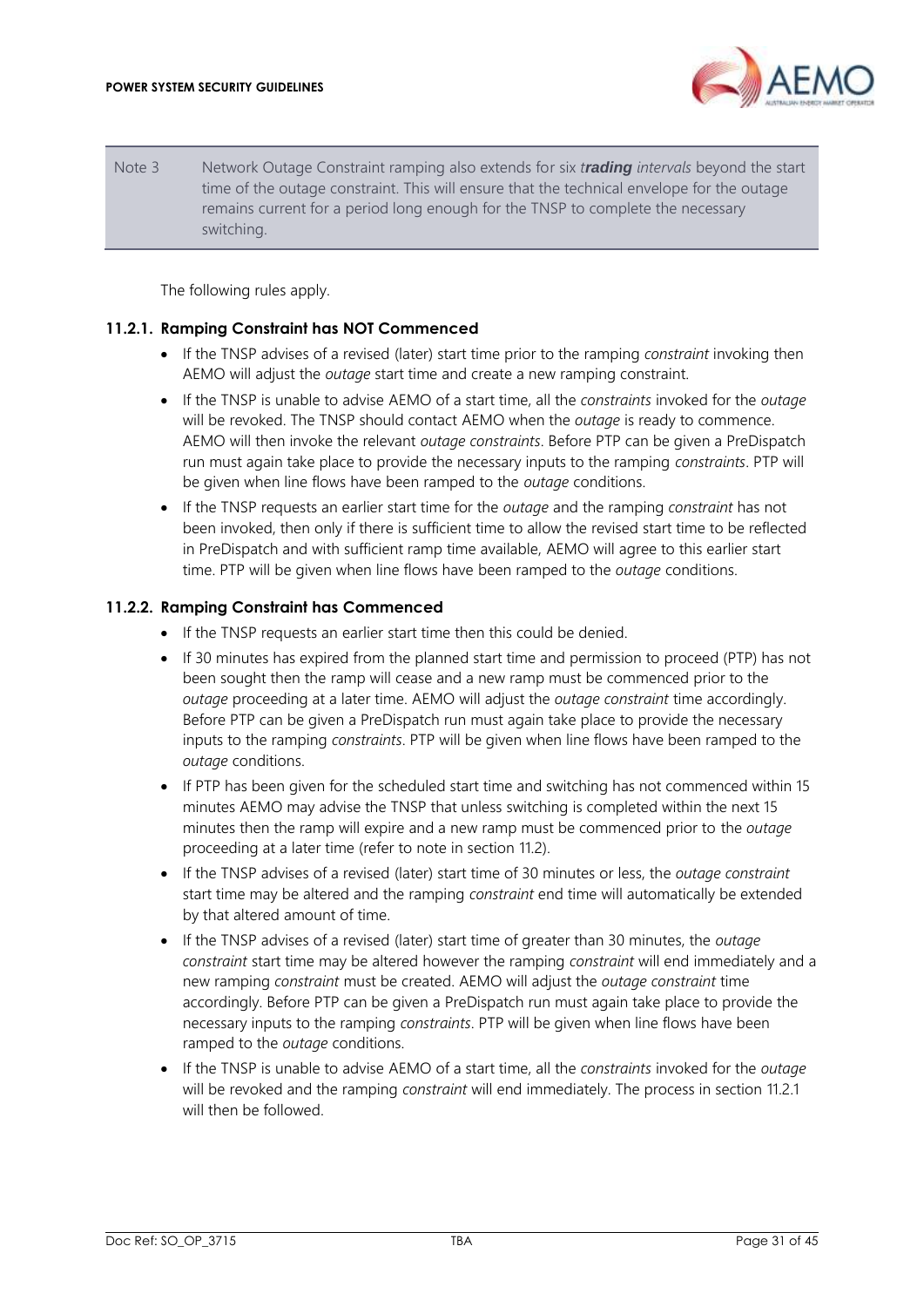| Note 3 | Network Outage Constraint ramping also extends for six ***trading*** *intervals* beyond the start time of the outage constraint. This will ensure that the technical envelope for the outage remains current for a period long enough for the TNSP to complete the necessary switching. |
| --- | --- |

The following rules apply.

### 11.2.1. Ramping Constraint has NOT Commenced

- If the TNSP advises of a revised (later) start time prior to the ramping *constraint* invoking then AEMO will adjust the *outage* start time and create a new ramping constraint.
- If the TNSP is unable to advise AEMO of a start time, all the *constraints* invoked for the *outage* will be revoked. The TNSP should contact AEMO when the *outage* is ready to commence. AEMO will then invoke the relevant *outage constraints*. Before PTP can be given a PreDispatch run must again take place to provide the necessary inputs to the ramping *constraints*. PTP will be given when line flows have been ramped to the *outage* conditions.
- If the TNSP requests an earlier start time for the *outage* and the ramping *constraint* has not been invoked, then only if there is sufficient time to allow the revised start time to be reflected in PreDispatch and with sufficient ramp time available, AEMO will agree to this earlier start time. PTP will be given when line flows have been ramped to the *outage* conditions.

### 11.2.2. Ramping Constraint has Commenced

- If the TNSP requests an earlier start time then this could be denied.
- If 30 minutes has expired from the planned start time and permission to proceed (PTP) has not been sought then the ramp will cease and a new ramp must be commenced prior to the *outage* proceeding at a later time. AEMO will adjust the *outage constraint* time accordingly. Before PTP can be given a PreDispatch run must again take place to provide the necessary inputs to the ramping *constraints*. PTP will be given when line flows have been ramped to the *outage* conditions.
- If PTP has been given for the scheduled start time and switching has not commenced within 15 minutes AEMO may advise the TNSP that unless switching is completed within the next 15 minutes then the ramp will expire and a new ramp must be commenced prior to the *outage* proceeding at a later time (refer to note in section 11.2).
- If the TNSP advises of a revised (later) start time of 30 minutes or less, the *outage constraint* start time may be altered and the ramping *constraint* end time will automatically be extended by that altered amount of time.
- If the TNSP advises of a revised (later) start time of greater than 30 minutes, the *outage constraint* start time may be altered however the ramping *constraint* will end immediately and a new ramping *constraint* must be created. AEMO will adjust the *outage constraint* time accordingly. Before PTP can be given a PreDispatch run must again take place to provide the necessary inputs to the ramping *constraints*. PTP will be given when line flows have been ramped to the *outage* conditions.
- If the TNSP is unable to advise AEMO of a start time, all the *constraints* invoked for the *outage* will be revoked and the ramping *constraint* will end immediately. The process in section 11.2.1 will then be followed.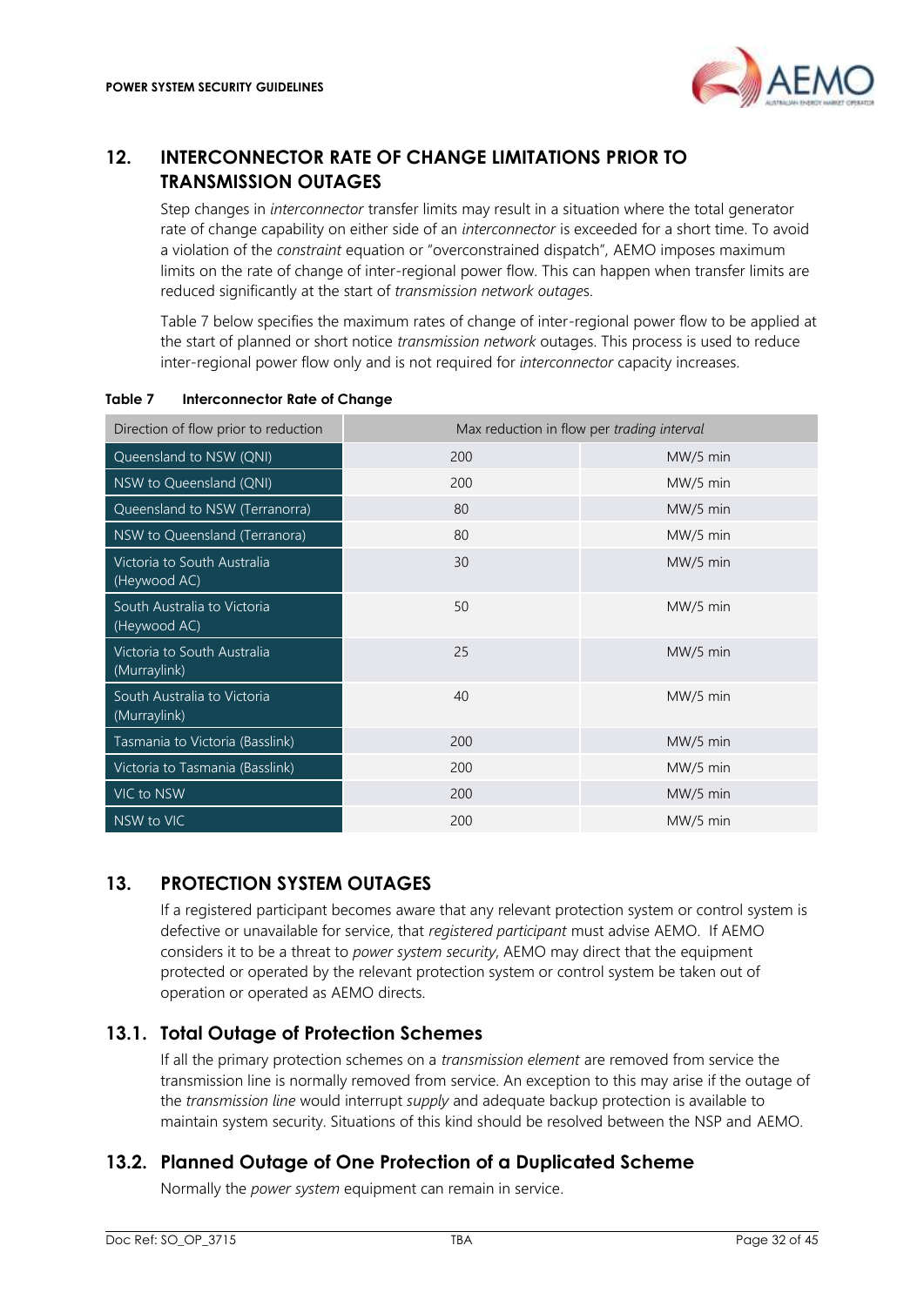## 12. INTERCONNECTOR RATE OF CHANGE LIMITATIONS PRIOR TO TRANSMISSION OUTAGES

Step changes in *interconnector* transfer limits may result in a situation where the total generator rate of change capability on either side of an *interconnector* is exceeded for a short time. To avoid a violation of the *constraint* equation or "overconstrained dispatch", AEMO imposes maximum limits on the rate of change of inter-regional power flow. This can happen when transfer limits are reduced significantly at the start of *transmission network outages*.

Table 7 below specifies the maximum rates of change of inter-regional power flow to be applied at the start of planned or short notice *transmission network* outages. This process is used to reduce inter-regional power flow only and is not required for *interconnector* capacity increases.

**Table 7 Interconnector Rate of Change**

| Direction of flow prior to reduction | Max reduction in flow per *trading interval* | |
|---|---|---|
| Queensland to NSW (QNI) | 200 | MW/5 min |
| NSW to Queensland (QNI) | 200 | MW/5 min |
| Queensland to NSW (Terranorra) | 80 | MW/5 min |
| NSW to Queensland (Terranora) | 80 | MW/5 min |
| Victoria to South Australia (Heywood AC) | 30 | MW/5 min |
| South Australia to Victoria (Heywood AC) | 50 | MW/5 min |
| Victoria to South Australia (Murraylink) | 25 | MW/5 min |
| South Australia to Victoria (Murraylink) | 40 | MW/5 min |
| Tasmania to Victoria (Basslink) | 200 | MW/5 min |
| Victoria to Tasmania (Basslink) | 200 | MW/5 min |
| VIC to NSW | 200 | MW/5 min |
| NSW to VIC | 200 | MW/5 min |

## 13. PROTECTION SYSTEM OUTAGES

If a registered participant becomes aware that any relevant protection system or control system is defective or unavailable for service, that *registered participant* must advise AEMO. If AEMO considers it to be a threat to *power system security*, AEMO may direct that the equipment protected or operated by the relevant protection system or control system be taken out of operation or operated as AEMO directs.

### 13.1. Total Outage of Protection Schemes

If all the primary protection schemes on a *transmission element* are removed from service the transmission line is normally removed from service. An exception to this may arise if the outage of the *transmission line* would interrupt *supply* and adequate backup protection is available to maintain system security. Situations of this kind should be resolved between the NSP and AEMO.

### 13.2. Planned Outage of One Protection of a Duplicated Scheme

Normally the *power system* equipment can remain in service.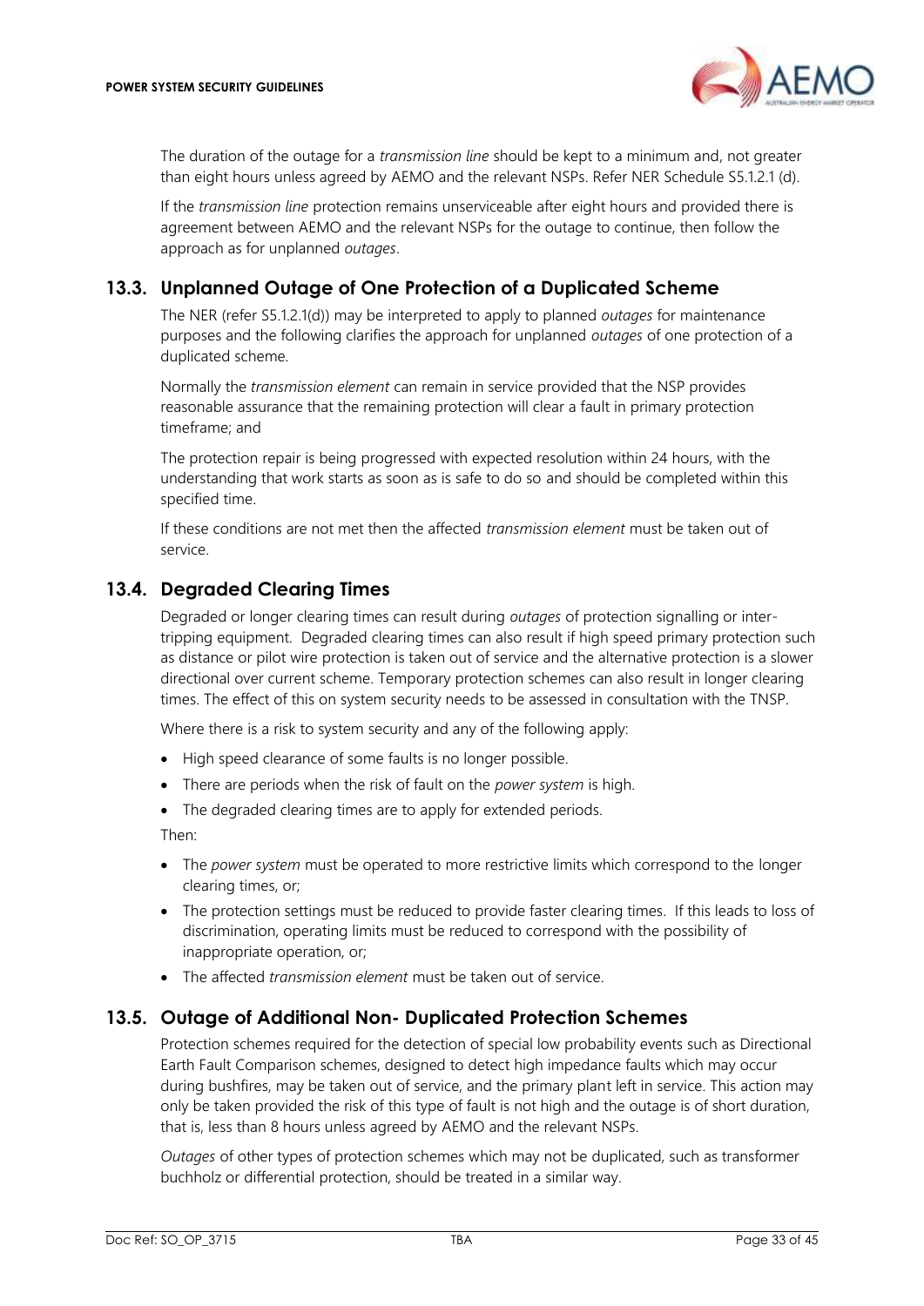The duration of the outage for a *transmission line* should be kept to a minimum and, not greater than eight hours unless agreed by AEMO and the relevant NSPs. Refer NER Schedule S5.1.2.1 (d).

If the *transmission line* protection remains unserviceable after eight hours and provided there is agreement between AEMO and the relevant NSPs for the outage to continue, then follow the approach as for unplanned *outages*.

## 13.3. Unplanned Outage of One Protection of a Duplicated Scheme

The NER (refer S5.1.2.1(d)) may be interpreted to apply to planned *outages* for maintenance purposes and the following clarifies the approach for unplanned *outages* of one protection of a duplicated scheme.

Normally the *transmission element* can remain in service provided that the NSP provides reasonable assurance that the remaining protection will clear a fault in primary protection timeframe; and

The protection repair is being progressed with expected resolution within 24 hours, with the understanding that work starts as soon as is safe to do so and should be completed within this specified time.

If these conditions are not met then the affected *transmission element* must be taken out of service.

## 13.4. Degraded Clearing Times

Degraded or longer clearing times can result during *outages* of protection signalling or inter-tripping equipment. Degraded clearing times can also result if high speed primary protection such as distance or pilot wire protection is taken out of service and the alternative protection is a slower directional over current scheme. Temporary protection schemes can also result in longer clearing times. The effect of this on system security needs to be assessed in consultation with the TNSP.

Where there is a risk to system security and any of the following apply:

- High speed clearance of some faults is no longer possible.
- There are periods when the risk of fault on the *power system* is high.
- The degraded clearing times are to apply for extended periods.

Then:

- The *power system* must be operated to more restrictive limits which correspond to the longer clearing times, or;
- The protection settings must be reduced to provide faster clearing times. If this leads to loss of discrimination, operating limits must be reduced to correspond with the possibility of inappropriate operation, or;
- The affected *transmission element* must be taken out of service.

## 13.5. Outage of Additional Non- Duplicated Protection Schemes

Protection schemes required for the detection of special low probability events such as Directional Earth Fault Comparison schemes, designed to detect high impedance faults which may occur during bushfires, may be taken out of service, and the primary plant left in service. This action may only be taken provided the risk of this type of fault is not high and the outage is of short duration, that is, less than 8 hours unless agreed by AEMO and the relevant NSPs.

*Outages* of other types of protection schemes which may not be duplicated, such as transformer buchholz or differential protection, should be treated in a similar way.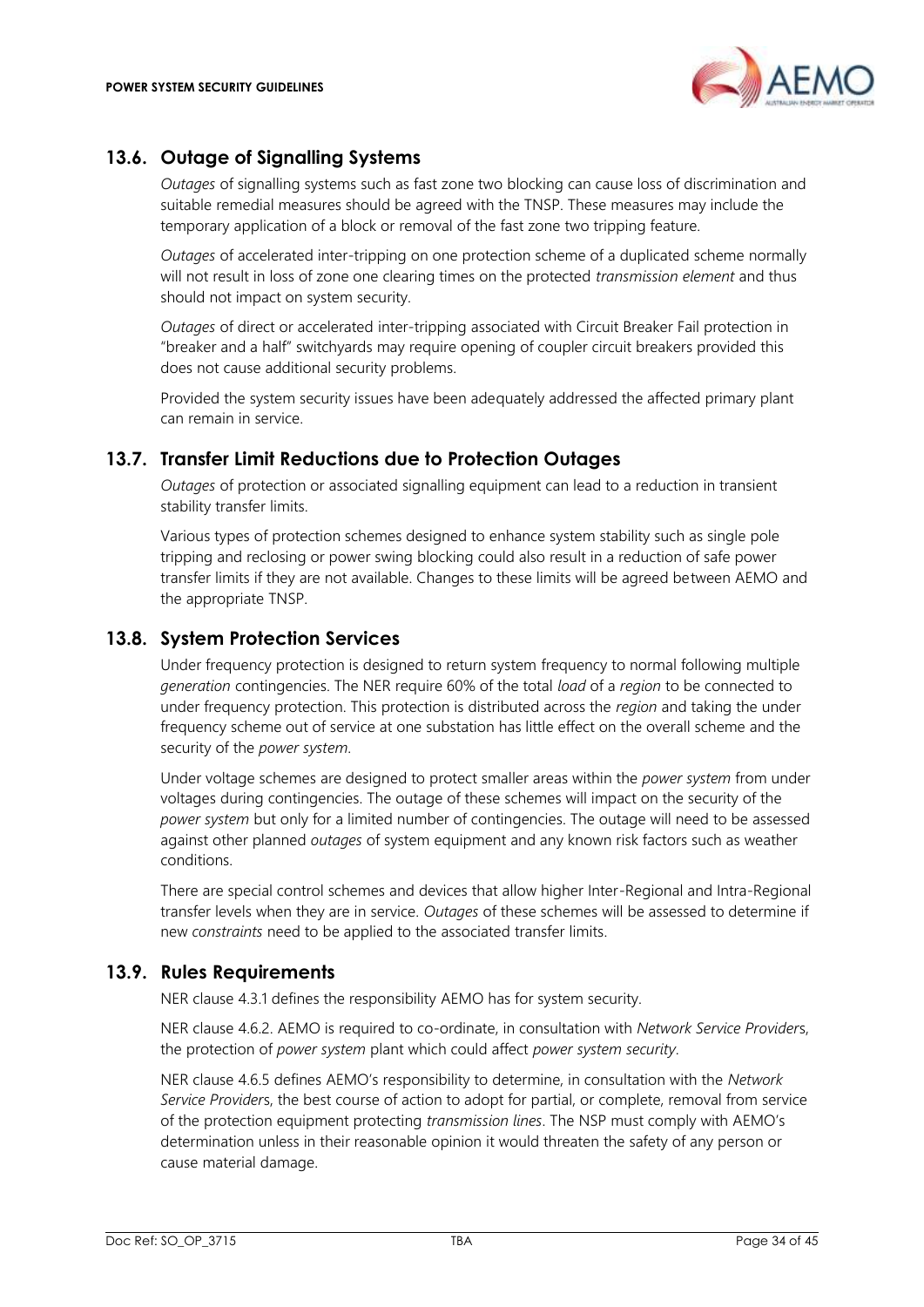## 13.6. Outage of Signalling Systems

*Outages* of signalling systems such as fast zone two blocking can cause loss of discrimination and suitable remedial measures should be agreed with the TNSP. These measures may include the temporary application of a block or removal of the fast zone two tripping feature.

*Outages* of accelerated inter-tripping on one protection scheme of a duplicated scheme normally will not result in loss of zone one clearing times on the protected *transmission element* and thus should not impact on system security.

*Outages* of direct or accelerated inter-tripping associated with Circuit Breaker Fail protection in "breaker and a half" switchyards may require opening of coupler circuit breakers provided this does not cause additional security problems.

Provided the system security issues have been adequately addressed the affected primary plant can remain in service.

## 13.7. Transfer Limit Reductions due to Protection Outages

*Outages* of protection or associated signalling equipment can lead to a reduction in transient stability transfer limits.

Various types of protection schemes designed to enhance system stability such as single pole tripping and reclosing or power swing blocking could also result in a reduction of safe power transfer limits if they are not available. Changes to these limits will be agreed between AEMO and the appropriate TNSP.

## 13.8. System Protection Services

Under frequency protection is designed to return system frequency to normal following multiple *generation* contingencies. The NER require 60% of the total *load* of a *region* to be connected to under frequency protection. This protection is distributed across the *region* and taking the under frequency scheme out of service at one substation has little effect on the overall scheme and the security of the *power system*.

Under voltage schemes are designed to protect smaller areas within the *power system* from under voltages during contingencies. The outage of these schemes will impact on the security of the *power system* but only for a limited number of contingencies. The outage will need to be assessed against other planned *outages* of system equipment and any known risk factors such as weather conditions.

There are special control schemes and devices that allow higher Inter-Regional and Intra-Regional transfer levels when they are in service. *Outages* of these schemes will be assessed to determine if new *constraints* need to be applied to the associated transfer limits.

## 13.9. Rules Requirements

NER clause 4.3.1 defines the responsibility AEMO has for system security.

NER clause 4.6.2. AEMO is required to co-ordinate, in consultation with *Network Service Provider*s, the protection of *power system* plant which could affect *power system security*.

NER clause 4.6.5 defines AEMO's responsibility to determine, in consultation with the *Network Service Provider*s, the best course of action to adopt for partial, or complete, removal from service of the protection equipment protecting *transmission lines*. The NSP must comply with AEMO's determination unless in their reasonable opinion it would threaten the safety of any person or cause material damage.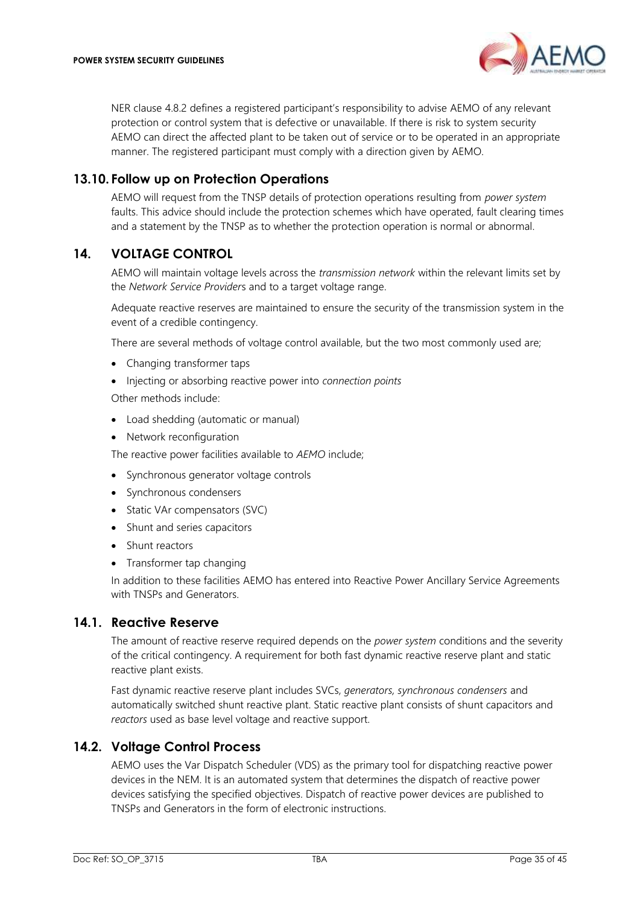NER clause 4.8.2 defines a registered participant's responsibility to advise AEMO of any relevant protection or control system that is defective or unavailable. If there is risk to system security AEMO can direct the affected plant to be taken out of service or to be operated in an appropriate manner. The registered participant must comply with a direction given by AEMO.

### 13.10. Follow up on Protection Operations

AEMO will request from the TNSP details of protection operations resulting from *power system* faults. This advice should include the protection schemes which have operated, fault clearing times and a statement by the TNSP as to whether the protection operation is normal or abnormal.

## 14. VOLTAGE CONTROL

AEMO will maintain voltage levels across the *transmission network* within the relevant limits set by the *Network Service Provider*s and to a target voltage range.

Adequate reactive reserves are maintained to ensure the security of the transmission system in the event of a credible contingency.

There are several methods of voltage control available, but the two most commonly used are;

- Changing transformer taps
- Injecting or absorbing reactive power into *connection points*

Other methods include:

- Load shedding (automatic or manual)
- Network reconfiguration

The reactive power facilities available to *AEMO* include;

- Synchronous generator voltage controls
- Synchronous condensers
- Static VAr compensators (SVC)
- Shunt and series capacitors
- Shunt reactors
- Transformer tap changing

In addition to these facilities AEMO has entered into Reactive Power Ancillary Service Agreements with TNSPs and Generators.

### 14.1. Reactive Reserve

The amount of reactive reserve required depends on the *power system* conditions and the severity of the critical contingency. A requirement for both fast dynamic reactive reserve plant and static reactive plant exists.

Fast dynamic reactive reserve plant includes SVCs, *generators, synchronous condensers* and automatically switched shunt reactive plant. Static reactive plant consists of shunt capacitors and *reactors* used as base level voltage and reactive support.

### 14.2. Voltage Control Process

AEMO uses the Var Dispatch Scheduler (VDS) as the primary tool for dispatching reactive power devices in the NEM. It is an automated system that determines the dispatch of reactive power devices satisfying the specified objectives. Dispatch of reactive power devices are published to TNSPs and Generators in the form of electronic instructions.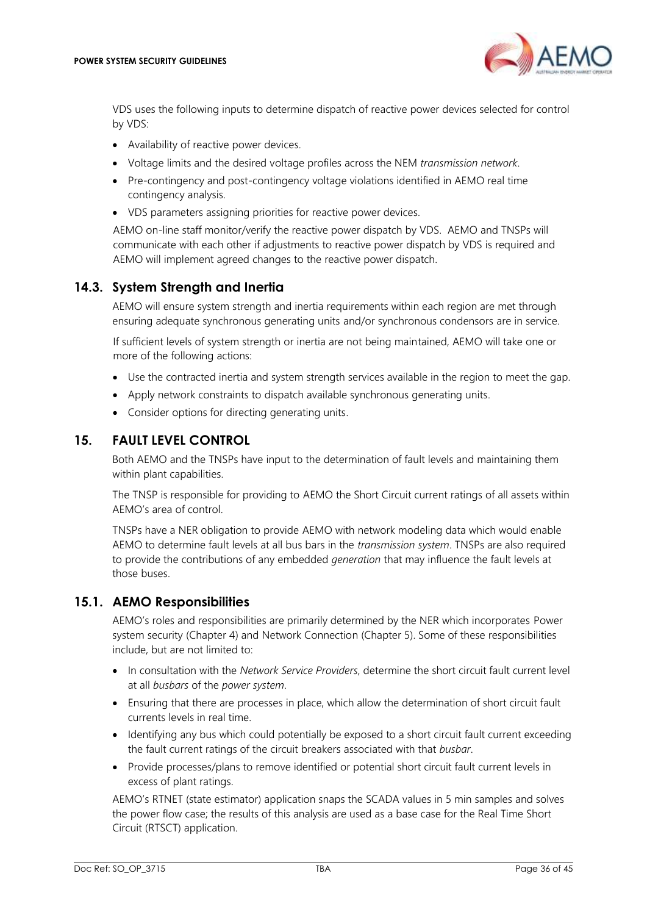VDS uses the following inputs to determine dispatch of reactive power devices selected for control by VDS:

- Availability of reactive power devices.
- Voltage limits and the desired voltage profiles across the NEM *transmission network*.
- Pre-contingency and post-contingency voltage violations identified in AEMO real time contingency analysis.
- VDS parameters assigning priorities for reactive power devices.

AEMO on-line staff monitor/verify the reactive power dispatch by VDS. AEMO and TNSPs will communicate with each other if adjustments to reactive power dispatch by VDS is required and AEMO will implement agreed changes to the reactive power dispatch.

## 14.3. System Strength and Inertia

AEMO will ensure system strength and inertia requirements within each region are met through ensuring adequate synchronous generating units and/or synchronous condensors are in service.

If sufficient levels of system strength or inertia are not being maintained, AEMO will take one or more of the following actions:

- Use the contracted inertia and system strength services available in the region to meet the gap.
- Apply network constraints to dispatch available synchronous generating units.
- Consider options for directing generating units.

# 15. FAULT LEVEL CONTROL

Both AEMO and the TNSPs have input to the determination of fault levels and maintaining them within plant capabilities.

The TNSP is responsible for providing to AEMO the Short Circuit current ratings of all assets within AEMO's area of control.

TNSPs have a NER obligation to provide AEMO with network modeling data which would enable AEMO to determine fault levels at all bus bars in the *transmission system*. TNSPs are also required to provide the contributions of any embedded *generation* that may influence the fault levels at those buses.

## 15.1. AEMO Responsibilities

AEMO's roles and responsibilities are primarily determined by the NER which incorporates Power system security (Chapter 4) and Network Connection (Chapter 5). Some of these responsibilities include, but are not limited to:

- In consultation with the *Network Service Providers*, determine the short circuit fault current level at all *busbars* of the *power system*.
- Ensuring that there are processes in place, which allow the determination of short circuit fault currents levels in real time.
- Identifying any bus which could potentially be exposed to a short circuit fault current exceeding the fault current ratings of the circuit breakers associated with that *busbar*.
- Provide processes/plans to remove identified or potential short circuit fault current levels in excess of plant ratings.

AEMO's RTNET (state estimator) application snaps the SCADA values in 5 min samples and solves the power flow case; the results of this analysis are used as a base case for the Real Time Short Circuit (RTSCT) application.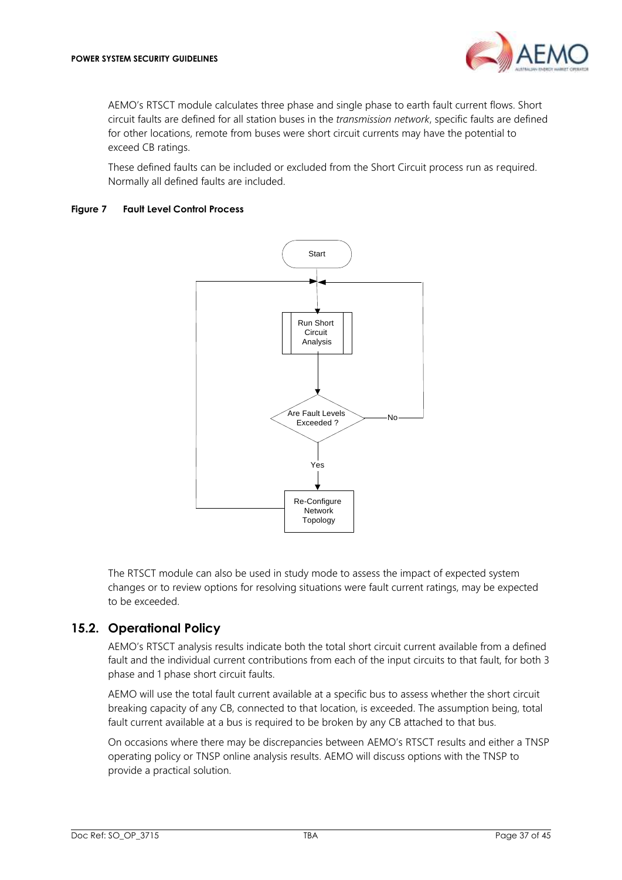AEMO's RTSCT module calculates three phase and single phase to earth fault current flows. Short circuit faults are defined for all station buses in the *transmission network*, specific faults are defined for other locations, remote from buses were short circuit currents may have the potential to exceed CB ratings.

These defined faults can be included or excluded from the Short Circuit process run as required. Normally all defined faults are included.

**Figure 7 Fault Level Control Process**

Start

Run Short Circuit Analysis

Are Fault Levels Exceeded ?

No

Yes

Re-Configure Network Topology

The RTSCT module can also be used in study mode to assess the impact of expected system changes or to review options for resolving situations were fault current ratings, may be expected to be exceeded.

## 15.2. Operational Policy

AEMO's RTSCT analysis results indicate both the total short circuit current available from a defined fault and the individual current contributions from each of the input circuits to that fault, for both 3 phase and 1 phase short circuit faults.

AEMO will use the total fault current available at a specific bus to assess whether the short circuit breaking capacity of any CB, connected to that location, is exceeded. The assumption being, total fault current available at a bus is required to be broken by any CB attached to that bus.

On occasions where there may be discrepancies between AEMO's RTSCT results and either a TNSP operating policy or TNSP online analysis results. AEMO will discuss options with the TNSP to provide a practical solution.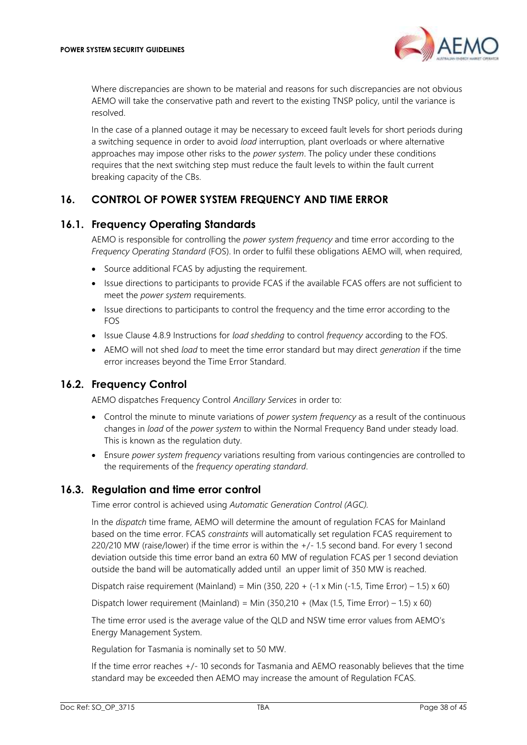Where discrepancies are shown to be material and reasons for such discrepancies are not obvious AEMO will take the conservative path and revert to the existing TNSP policy, until the variance is resolved.

In the case of a planned outage it may be necessary to exceed fault levels for short periods during a switching sequence in order to avoid *load* interruption, plant overloads or where alternative approaches may impose other risks to the *power system*. The policy under these conditions requires that the next switching step must reduce the fault levels to within the fault current breaking capacity of the CBs.

## 16. CONTROL OF POWER SYSTEM FREQUENCY AND TIME ERROR

### 16.1. Frequency Operating Standards

AEMO is responsible for controlling the *power system frequency* and time error according to the *Frequency Operating Standard* (FOS). In order to fulfil these obligations AEMO will, when required,

- Source additional FCAS by adjusting the requirement.
- Issue directions to participants to provide FCAS if the available FCAS offers are not sufficient to meet the *power system* requirements.
- Issue directions to participants to control the frequency and the time error according to the FOS
- Issue Clause 4.8.9 Instructions for *load shedding* to control *frequency* according to the FOS.
- AEMO will not shed *load* to meet the time error standard but may direct *generation* if the time error increases beyond the Time Error Standard.

### 16.2. Frequency Control

AEMO dispatches Frequency Control *Ancillary Services* in order to:

- Control the minute to minute variations of *power system frequency* as a result of the continuous changes in *load* of the *power system* to within the Normal Frequency Band under steady load. This is known as the regulation duty.
- Ensure *power system frequency* variations resulting from various contingencies are controlled to the requirements of the *frequency operating standard*.

### 16.3. Regulation and time error control

Time error control is achieved using *Automatic Generation Control (AGC).*

In the *dispatch* time frame, AEMO will determine the amount of regulation FCAS for Mainland based on the time error. FCAS *constraints* will automatically set regulation FCAS requirement to 220/210 MW (raise/lower) if the time error is within the +/- 1.5 second band. For every 1 second deviation outside this time error band an extra 60 MW of regulation FCAS per 1 second deviation outside the band will be automatically added until an upper limit of 350 MW is reached.

Dispatch raise requirement (Mainland) = Min (350, 220 + (-1 x Min (-1.5, Time Error) – 1.5) x 60)

Dispatch lower requirement (Mainland) = Min (350,210 + (Max (1.5, Time Error) – 1.5) x 60)

The time error used is the average value of the QLD and NSW time error values from AEMO's Energy Management System.

Regulation for Tasmania is nominally set to 50 MW.

If the time error reaches +/- 10 seconds for Tasmania and AEMO reasonably believes that the time standard may be exceeded then AEMO may increase the amount of Regulation FCAS.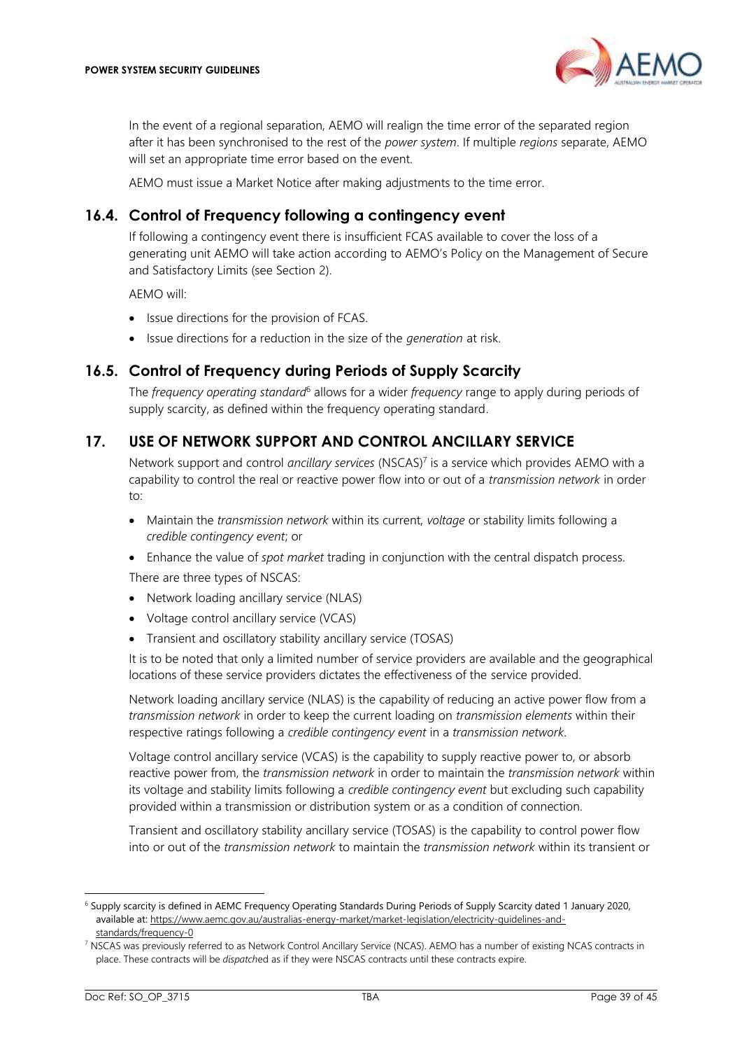In the event of a regional separation, AEMO will realign the time error of the separated region after it has been synchronised to the rest of the *power system*. If multiple *regions* separate, AEMO will set an appropriate time error based on the event.

AEMO must issue a Market Notice after making adjustments to the time error.

### 16.4. Control of Frequency following a contingency event

If following a contingency event there is insufficient FCAS available to cover the loss of a generating unit AEMO will take action according to AEMO's Policy on the Management of Secure and Satisfactory Limits (see Section 2).

AEMO will:

- Issue directions for the provision of FCAS.
- Issue directions for a reduction in the size of the *generation* at risk.

### 16.5. Control of Frequency during Periods of Supply Scarcity

The *frequency operating standard*[6] allows for a wider *frequency* range to apply during periods of supply scarcity, as defined within the frequency operating standard.

## 17. USE OF NETWORK SUPPORT AND CONTROL ANCILLARY SERVICE

Network support and control *ancillary services* (NSCAS)[7] is a service which provides AEMO with a capability to control the real or reactive power flow into or out of a *transmission network* in order to:

- Maintain the *transmission network* within its current, *voltage* or stability limits following a *credible contingency event*; or
- Enhance the value of *spot market* trading in conjunction with the central dispatch process.

There are three types of NSCAS:

- Network loading ancillary service (NLAS)
- Voltage control ancillary service (VCAS)
- Transient and oscillatory stability ancillary service (TOSAS)

It is to be noted that only a limited number of service providers are available and the geographical locations of these service providers dictates the effectiveness of the service provided.

Network loading ancillary service (NLAS) is the capability of reducing an active power flow from a *transmission network* in order to keep the current loading on *transmission elements* within their respective ratings following a *credible contingency event* in a *transmission network*.

Voltage control ancillary service (VCAS) is the capability to supply reactive power to, or absorb reactive power from, the *transmission network* in order to maintain the *transmission network* within its voltage and stability limits following a *credible contingency event* but excluding such capability provided within a transmission or distribution system or as a condition of connection.

Transient and oscillatory stability ancillary service (TOSAS) is the capability to control power flow into or out of the *transmission network* to maintain the *transmission network* within its transient or

---

[6] Supply scarcity is defined in AEMC Frequency Operating Standards During Periods of Supply Scarcity dated 1 January 2020, available at: https://www.aemc.gov.au/australias-energy-market/market-legislation/electricity-guidelines-and-standards/frequency-0

[7] NSCAS was previously referred to as Network Control Ancillary Service (NCAS). AEMO has a number of existing NCAS contracts in place. These contracts will be *dispatch*ed as if they were NSCAS contracts until these contracts expire.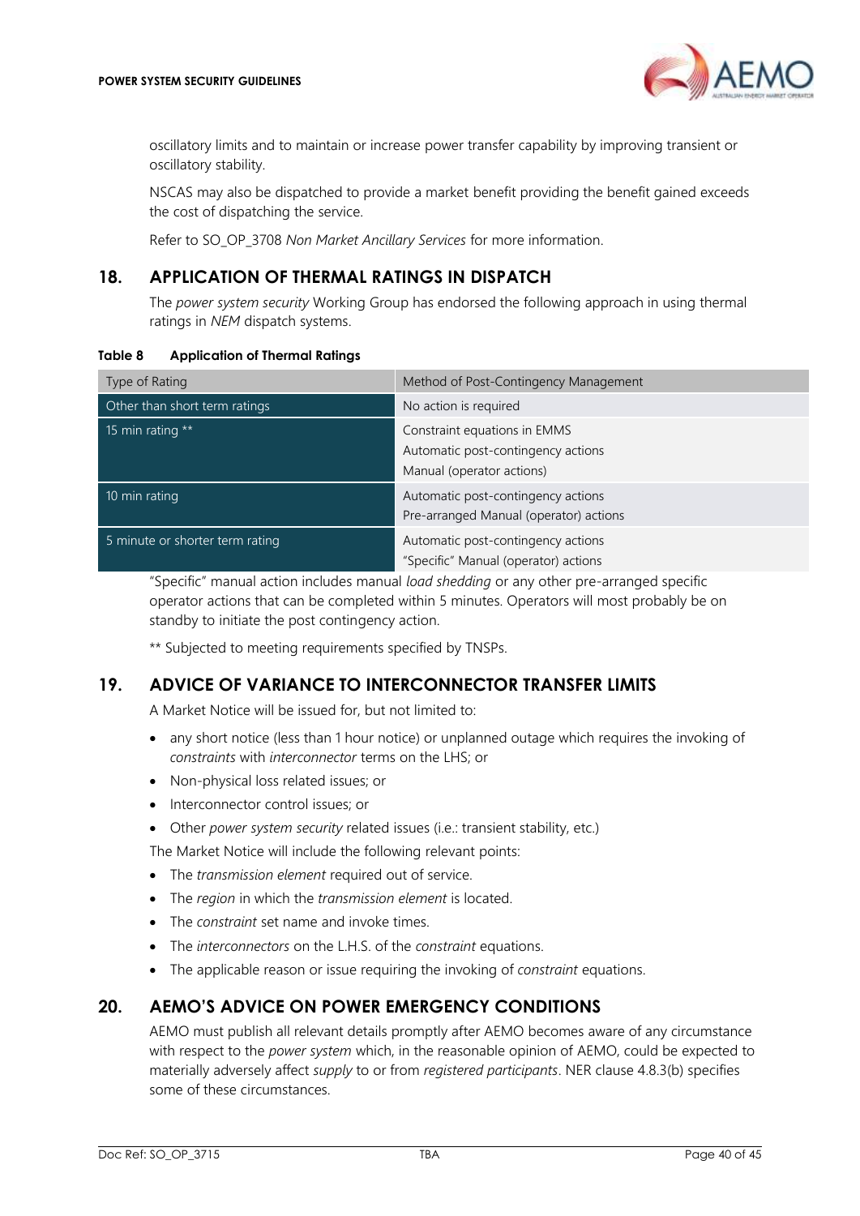oscillatory limits and to maintain or increase power transfer capability by improving transient or oscillatory stability.

NSCAS may also be dispatched to provide a market benefit providing the benefit gained exceeds the cost of dispatching the service.

Refer to SO_OP_3708 *Non Market Ancillary Services* for more information.

## 18. APPLICATION OF THERMAL RATINGS IN DISPATCH

The *power system security* Working Group has endorsed the following approach in using thermal ratings in *NEM* dispatch systems.

**Table 8 Application of Thermal Ratings**

| Type of Rating | Method of Post-Contingency Management |
|---|---|
| Other than short term ratings | No action is required |
| 15 min rating ** | Constraint equations in EMMS<br>Automatic post-contingency actions<br>Manual (operator actions) |
| 10 min rating | Automatic post-contingency actions<br>Pre-arranged Manual (operator) actions |
| 5 minute or shorter term rating | Automatic post-contingency actions<br>"Specific" Manual (operator) actions |

"Specific" manual action includes manual *load shedding* or any other pre-arranged specific operator actions that can be completed within 5 minutes. Operators will most probably be on standby to initiate the post contingency action.

** Subjected to meeting requirements specified by TNSPs.

## 19. ADVICE OF VARIANCE TO INTERCONNECTOR TRANSFER LIMITS

A Market Notice will be issued for, but not limited to:

- any short notice (less than 1 hour notice) or unplanned outage which requires the invoking of *constraints* with *interconnector* terms on the LHS; or
- Non-physical loss related issues; or
- Interconnector control issues; or
- Other *power system security* related issues (i.e.: transient stability, etc.)

The Market Notice will include the following relevant points:

- The *transmission element* required out of service.
- The *region* in which the *transmission element* is located.
- The *constraint* set name and invoke times.
- The *interconnectors* on the L.H.S. of the *constraint* equations.
- The applicable reason or issue requiring the invoking of *constraint* equations.

## 20. AEMO'S ADVICE ON POWER EMERGENCY CONDITIONS

AEMO must publish all relevant details promptly after AEMO becomes aware of any circumstance with respect to the *power system* which, in the reasonable opinion of AEMO, could be expected to materially adversely affect *supply* to or from *registered participants*. NER clause 4.8.3(b) specifies some of these circumstances.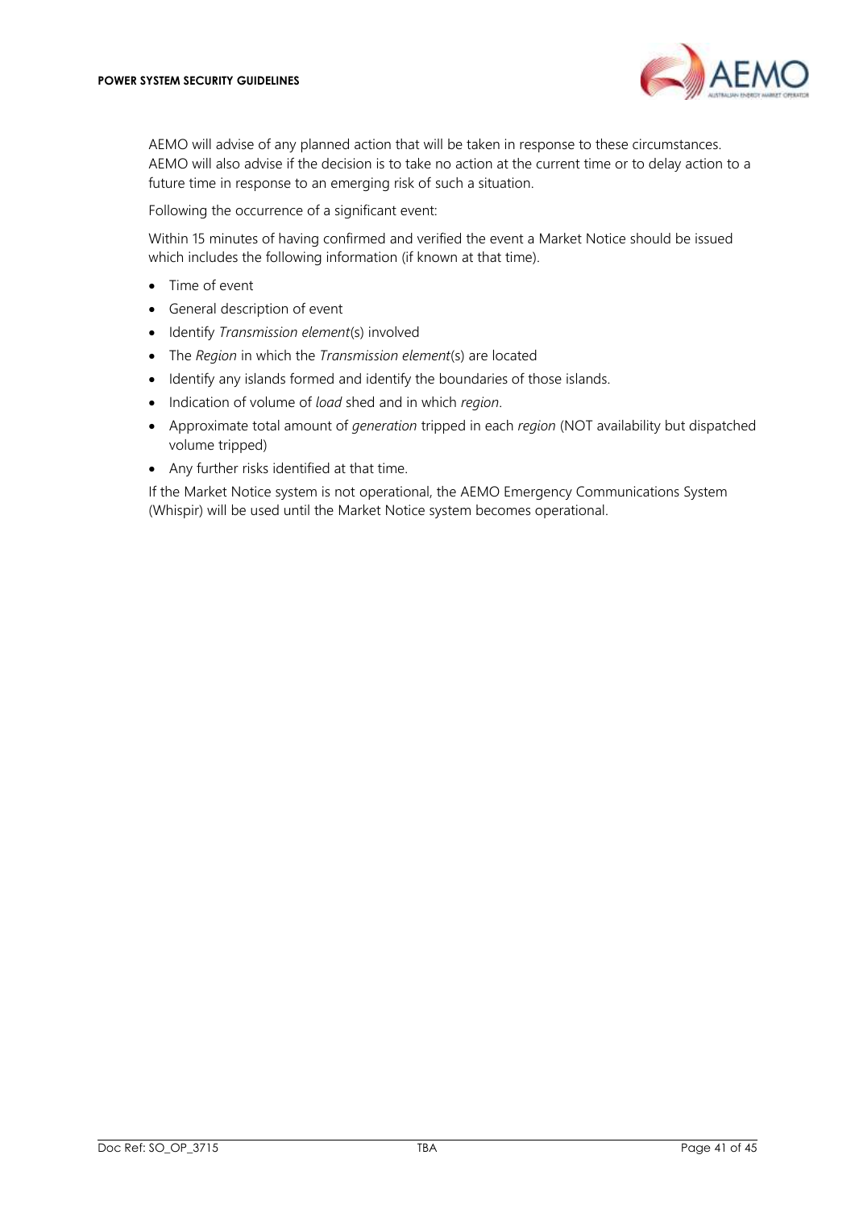AEMO will advise of any planned action that will be taken in response to these circumstances. AEMO will also advise if the decision is to take no action at the current time or to delay action to a future time in response to an emerging risk of such a situation.

Following the occurrence of a significant event:

Within 15 minutes of having confirmed and verified the event a Market Notice should be issued which includes the following information (if known at that time).

- Time of event
- General description of event
- Identify *Transmission element*(s) involved
- The *Region* in which the *Transmission element*(s) are located
- Identify any islands formed and identify the boundaries of those islands.
- Indication of volume of *load* shed and in which *region*.
- Approximate total amount of *generation* tripped in each *region* (NOT availability but dispatched volume tripped)
- Any further risks identified at that time.

If the Market Notice system is not operational, the AEMO Emergency Communications System (Whispir) will be used until the Market Notice system becomes operational.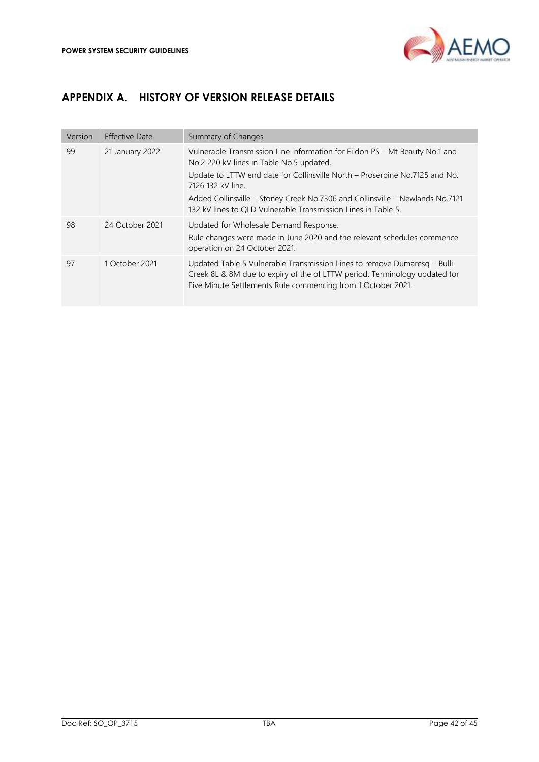# APPENDIX A. HISTORY OF VERSION RELEASE DETAILS

| Version | Effective Date | Summary of Changes |
|---|---|---|
| 99 | 21 January 2022 | Vulnerable Transmission Line information for Eildon PS – Mt Beauty No.1 and No.2 220 kV lines in Table No.5 updated.<br>Update to LTTW end date for Collinsville North – Proserpine No.7125 and No. 7126 132 kV line.<br>Added Collinsville – Stoney Creek No.7306 and Collinsville – Newlands No.7121 132 kV lines to QLD Vulnerable Transmission Lines in Table 5. |
| 98 | 24 October 2021 | Updated for Wholesale Demand Response.<br>Rule changes were made in June 2020 and the relevant schedules commence operation on 24 October 2021. |
| 97 | 1 October 2021 | Updated Table 5 Vulnerable Transmission Lines to remove Dumaresq – Bulli Creek 8L & 8M due to expiry of the of LTTW period. Terminology updated for Five Minute Settlements Rule commencing from 1 October 2021. |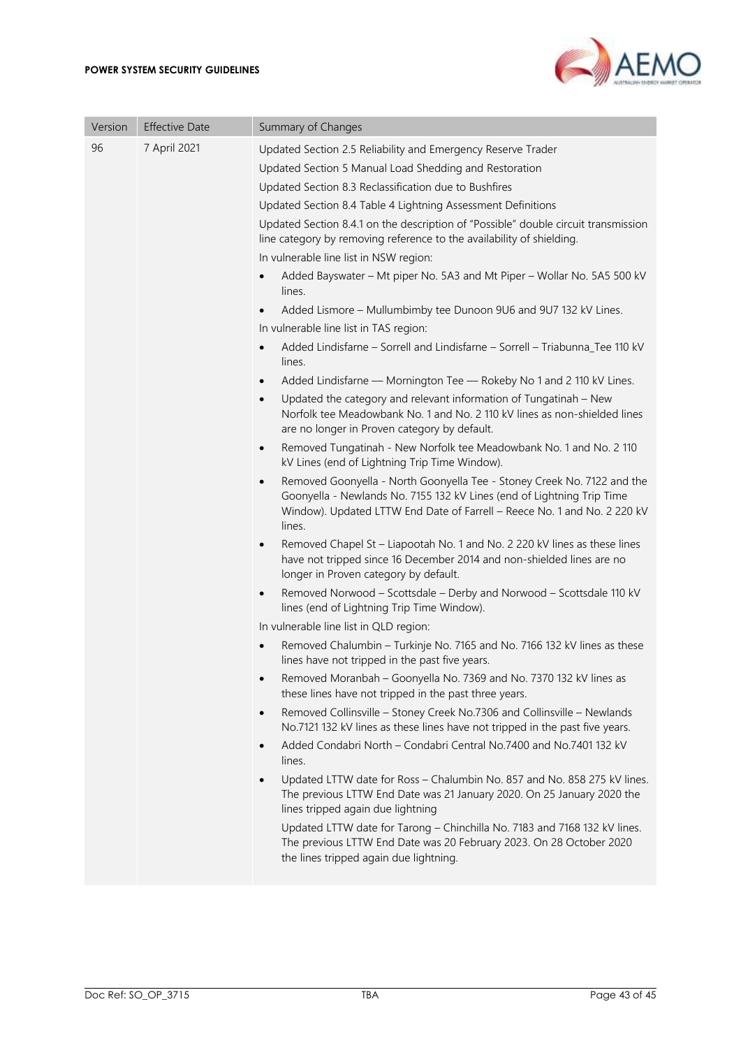| Version | Effective Date | Summary of Changes |
|---|---|---|
| 96 | 7 April 2021 | Updated Section 2.5 Reliability and Emergency Reserve Trader<br>Updated Section 5 Manual Load Shedding and Restoration<br>Updated Section 8.3 Reclassification due to Bushfires<br>Updated Section 8.4 Table 4 Lightning Assessment Definitions<br>Updated Section 8.4.1 on the description of "Possible" double circuit transmission line category by removing reference to the availability of shielding.<br>In vulnerable line list in NSW region:<br>• Added Bayswater – Mt piper No. 5A3 and Mt Piper – Wollar No. 5A5 500 kV lines.<br>• Added Lismore – Mullumbimby tee Dunoon 9U6 and 9U7 132 kV Lines.<br>In vulnerable line list in TAS region:<br>• Added Lindisfarne – Sorrell and Lindisfarne – Sorrell – Triabunna_Tee 110 kV lines.<br>• Added Lindisfarne — Mornington Tee — Rokeby No 1 and 2 110 kV Lines.<br>• Updated the category and relevant information of Tungatinah – New Norfolk tee Meadowbank No. 1 and No. 2 110 kV lines as non-shielded lines are no longer in Proven category by default.<br>• Removed Tungatinah - New Norfolk tee Meadowbank No. 1 and No. 2 110 kV Lines (end of Lightning Trip Time Window).<br>• Removed Goonyella - North Goonyella Tee - Stoney Creek No. 7122 and the Goonyella - Newlands No. 7155 132 kV Lines (end of Lightning Trip Time Window). Updated LTTW End Date of Farrell – Reece No. 1 and No. 2 220 kV lines.<br>• Removed Chapel St – Liapootah No. 1 and No. 2 220 kV lines as these lines have not tripped since 16 December 2014 and non-shielded lines are no longer in Proven category by default.<br>• Removed Norwood – Scottsdale – Derby and Norwood – Scottsdale 110 kV lines (end of Lightning Trip Time Window).<br>In vulnerable line list in QLD region:<br>• Removed Chalumbin – Turkinje No. 7165 and No. 7166 132 kV lines as these lines have not tripped in the past five years.<br>• Removed Moranbah – Goonyella No. 7369 and No. 7370 132 kV lines as these lines have not tripped in the past three years.<br>• Removed Collinsville – Stoney Creek No.7306 and Collinsville – Newlands No.7121 132 kV lines as these lines have not tripped in the past five years.<br>• Added Condabri North – Condabri Central No.7400 and No.7401 132 kV lines.<br>• Updated LTTW date for Ross – Chalumbin No. 857 and No. 858 275 kV lines. The previous LTTW End Date was 21 January 2020. On 25 January 2020 the lines tripped again due lightning<br>Updated LTTW date for Tarong – Chinchilla No. 7183 and 7168 132 kV lines. The previous LTTW End Date was 20 February 2023. On 28 October 2020 the lines tripped again due lightning. |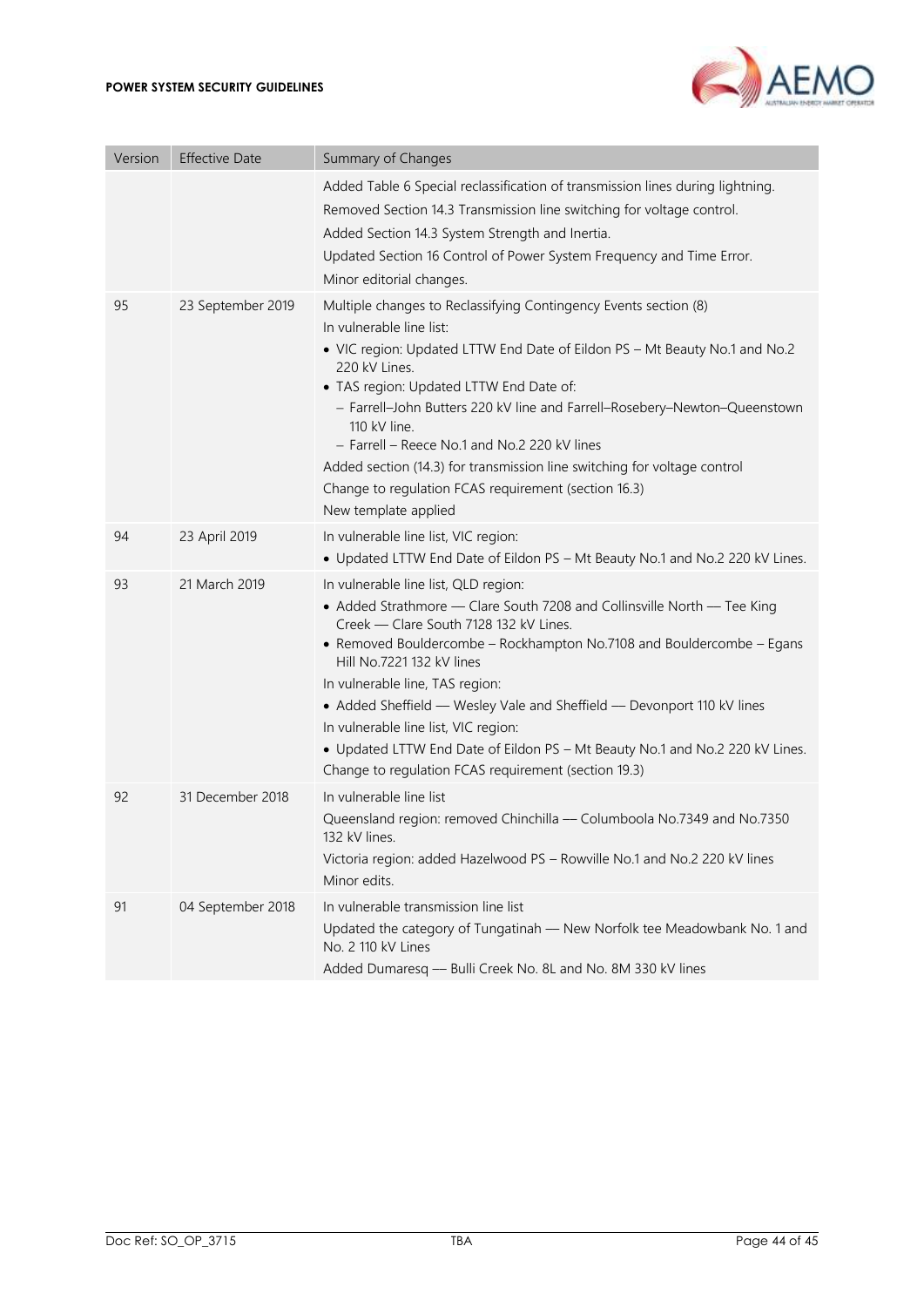| Version | Effective Date | Summary of Changes |
|---|---|---|
| | | Added Table 6 Special reclassification of transmission lines during lightning.<br>Removed Section 14.3 Transmission line switching for voltage control.<br>Added Section 14.3 System Strength and Inertia.<br>Updated Section 16 Control of Power System Frequency and Time Error.<br>Minor editorial changes. |
| 95 | 23 September 2019 | Multiple changes to Reclassifying Contingency Events section (8)<br>In vulnerable line list:<br>• VIC region: Updated LTTW End Date of Eildon PS – Mt Beauty No.1 and No.2 220 kV Lines.<br>• TAS region: Updated LTTW End Date of:<br>– Farrell–John Butters 220 kV line and Farrell–Rosebery–Newton–Queenstown 110 kV line.<br>– Farrell – Reece No.1 and No.2 220 kV lines<br>Added section (14.3) for transmission line switching for voltage control<br>Change to regulation FCAS requirement (section 16.3)<br>New template applied |
| 94 | 23 April 2019 | In vulnerable line list, VIC region:<br>• Updated LTTW End Date of Eildon PS – Mt Beauty No.1 and No.2 220 kV Lines. |
| 93 | 21 March 2019 | In vulnerable line list, QLD region:<br>• Added Strathmore — Clare South 7208 and Collinsville North — Tee King Creek — Clare South 7128 132 kV Lines.<br>• Removed Bouldercombe – Rockhampton No.7108 and Bouldercombe – Egans Hill No.7221 132 kV lines<br>In vulnerable line, TAS region:<br>• Added Sheffield — Wesley Vale and Sheffield — Devonport 110 kV lines<br>In vulnerable line list, VIC region:<br>• Updated LTTW End Date of Eildon PS – Mt Beauty No.1 and No.2 220 kV Lines.<br>Change to regulation FCAS requirement (section 19.3) |
| 92 | 31 December 2018 | In vulnerable line list<br>Queensland region: removed Chinchilla — Columboola No.7349 and No.7350 132 kV lines.<br>Victoria region: added Hazelwood PS – Rowville No.1 and No.2 220 kV lines<br>Minor edits. |
| 91 | 04 September 2018 | In vulnerable transmission line list<br>Updated the category of Tungatinah — New Norfolk tee Meadowbank No. 1 and No. 2 110 kV Lines<br>Added Dumaresq — Bulli Creek No. 8L and No. 8M 330 kV lines |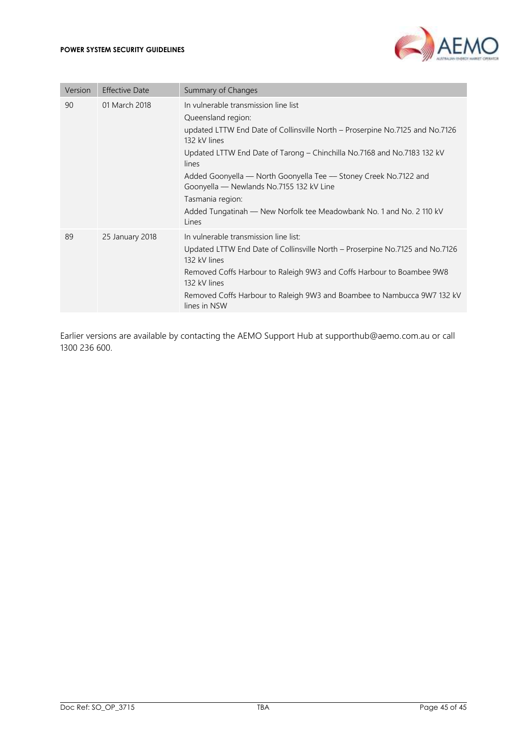| Version | Effective Date | Summary of Changes |
|---|---|---|
| 90 | 01 March 2018 | In vulnerable transmission line list<br>Queensland region:<br>updated LTTW End Date of Collinsville North – Proserpine No.7125 and No.7126 132 kV lines<br>Updated LTTW End Date of Tarong – Chinchilla No.7168 and No.7183 132 kV lines<br>Added Goonyella — North Goonyella Tee — Stoney Creek No.7122 and Goonyella — Newlands No.7155 132 kV Line<br>Tasmania region:<br>Added Tungatinah — New Norfolk tee Meadowbank No. 1 and No. 2 110 kV Lines |
| 89 | 25 January 2018 | In vulnerable transmission line list:<br>Updated LTTW End Date of Collinsville North – Proserpine No.7125 and No.7126 132 kV lines<br>Removed Coffs Harbour to Raleigh 9W3 and Coffs Harbour to Boambee 9W8 132 kV lines<br>Removed Coffs Harbour to Raleigh 9W3 and Boambee to Nambucca 9W7 132 kV lines in NSW |

Earlier versions are available by contacting the AEMO Support Hub at supporthub@aemo.com.au or call 1300 236 600.